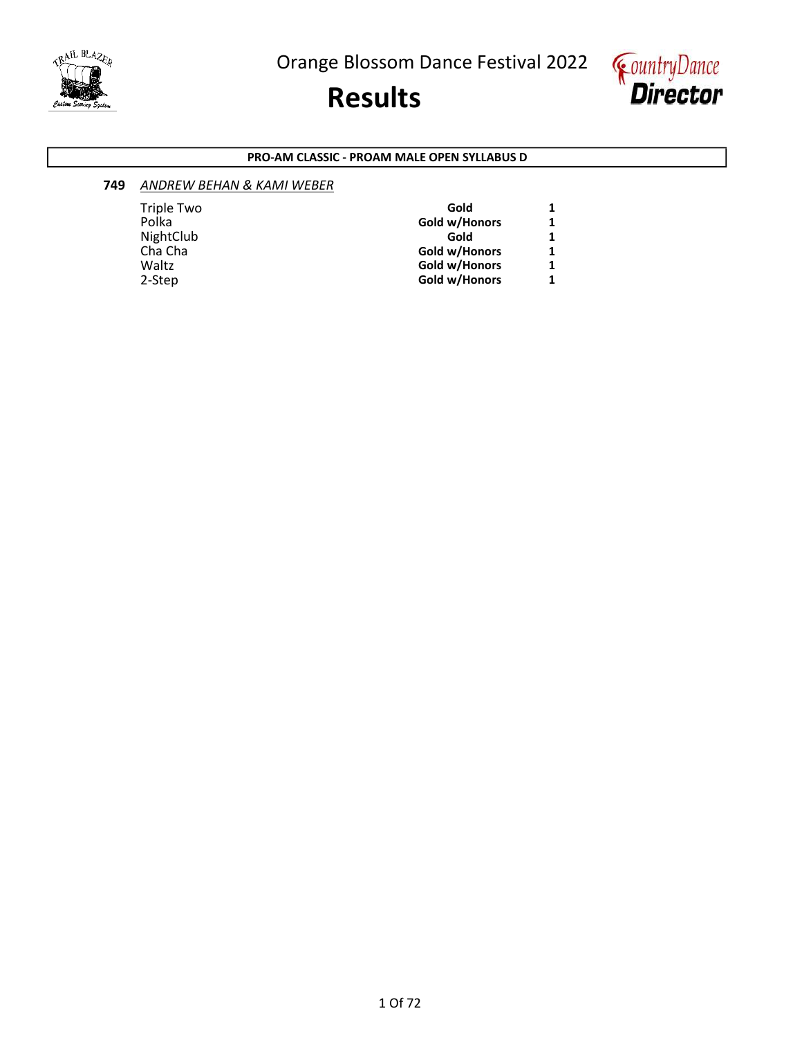# Orange Blossom Dance Festival 2022

# Results

**PRO-AM CLASSIC - PROAM MALE OPEN SYLLABUS D**

**749** *ANDREW BEHAN & KAMI WEBER*

| Dance | Award | Place |
|---|---|---|
| Triple Two | **Gold** | **1** |
| Polka | **Gold w/Honors** | **1** |
| NightClub | **Gold** | **1** |
| Cha Cha | **Gold w/Honors** | **1** |
| Waltz | **Gold w/Honors** | **1** |
| 2-Step | **Gold w/Honors** | **1** |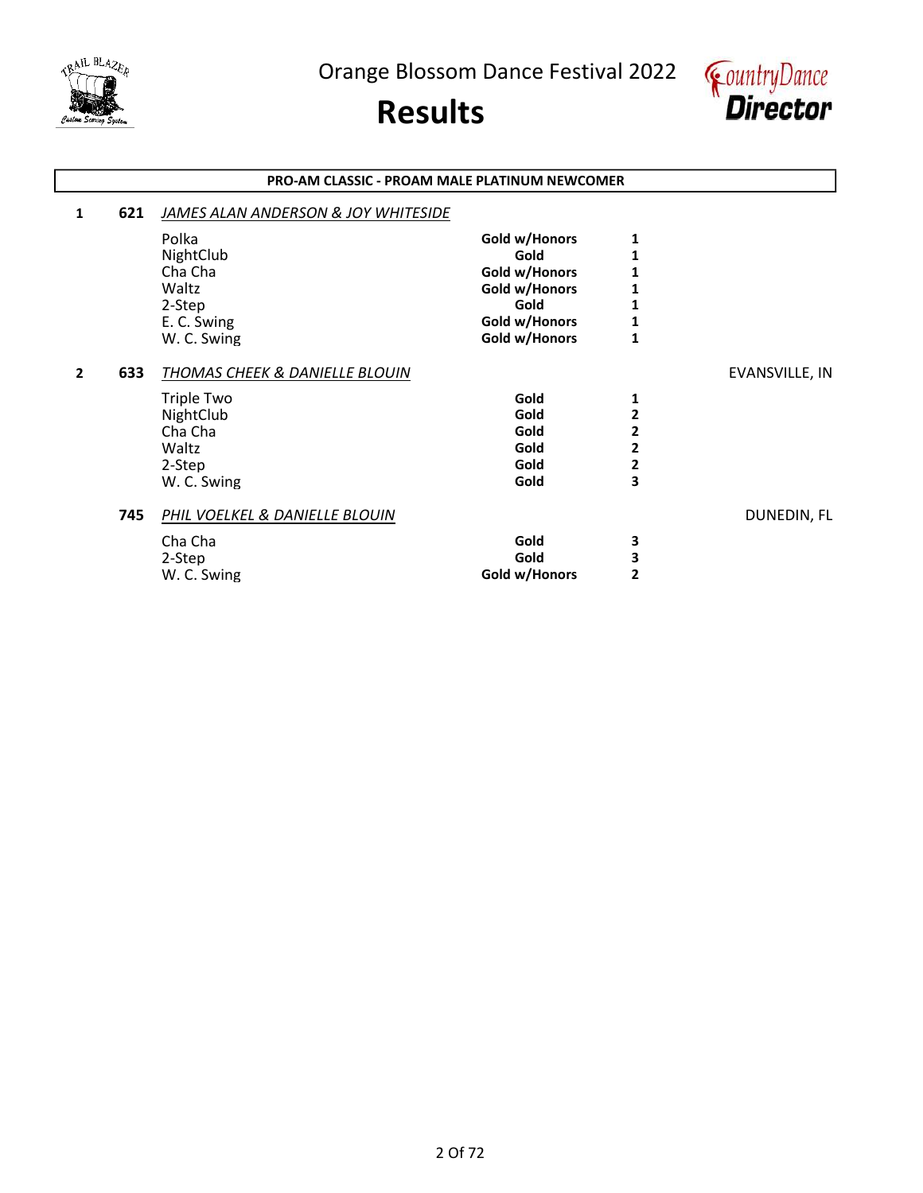Orange Blossom Dance Festival 2022

# Results

## PRO-AM CLASSIC - PROAM MALE PLATINUM NEWCOMER

| Place | No. | Couple / Dance | Award | Rank | Location |
|---|---|---|---|---|---|
| 1 | 621 | *JAMES ALAN ANDERSON & JOY WHITESIDE* | | | |
| | | Polka | **Gold w/Honors** | **1** | |
| | | NightClub | **Gold** | **1** | |
| | | Cha Cha | **Gold w/Honors** | **1** | |
| | | Waltz | **Gold w/Honors** | **1** | |
| | | 2-Step | **Gold** | **1** | |
| | | E. C. Swing | **Gold w/Honors** | **1** | |
| | | W. C. Swing | **Gold w/Honors** | **1** | |
| 2 | 633 | *THOMAS CHEEK & DANIELLE BLOUIN* | | | EVANSVILLE, IN |
| | | Triple Two | **Gold** | **1** | |
| | | NightClub | **Gold** | **2** | |
| | | Cha Cha | **Gold** | **2** | |
| | | Waltz | **Gold** | **2** | |
| | | 2-Step | **Gold** | **2** | |
| | | W. C. Swing | **Gold** | **3** | |
| | 745 | *PHIL VOELKEL & DANIELLE BLOUIN* | | | DUNEDIN, FL |
| | | Cha Cha | **Gold** | **3** | |
| | | 2-Step | **Gold** | **3** | |
| | | W. C. Swing | **Gold w/Honors** | **2** | |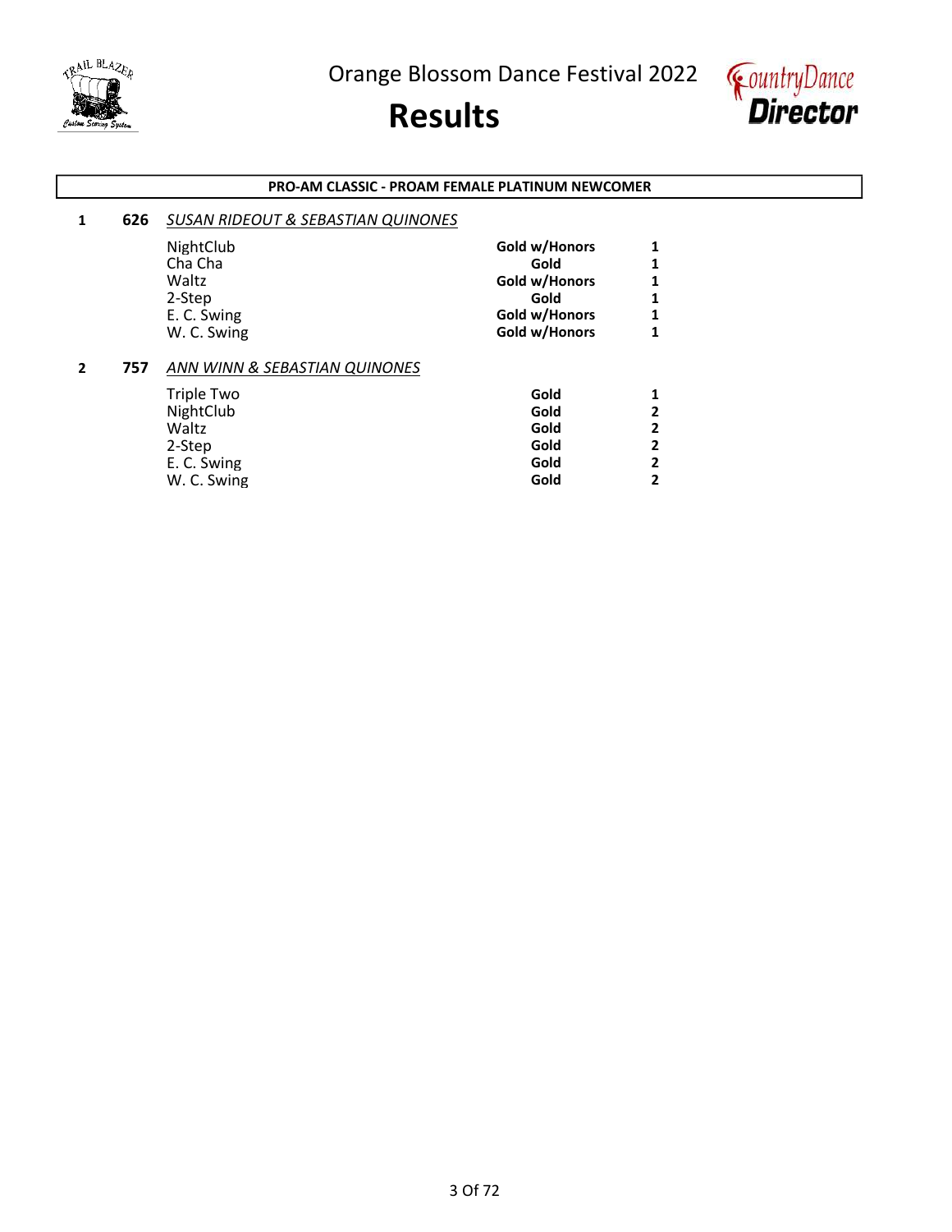# Orange Blossom Dance Festival 2022

# Results

**PRO-AM CLASSIC - PROAM FEMALE PLATINUM NEWCOMER**

**1** **626** *SUSAN RIDEOUT & SEBASTIAN QUINONES*

| Dance | Award | Place |
|---|---|---|
| NightClub | **Gold w/Honors** | **1** |
| Cha Cha | **Gold** | **1** |
| Waltz | **Gold w/Honors** | **1** |
| 2-Step | **Gold** | **1** |
| E. C. Swing | **Gold w/Honors** | **1** |
| W. C. Swing | **Gold w/Honors** | **1** |

**2** **757** *ANN WINN & SEBASTIAN QUINONES*

| Dance | Award | Place |
|---|---|---|
| Triple Two | **Gold** | **1** |
| NightClub | **Gold** | **2** |
| Waltz | **Gold** | **2** |
| 2-Step | **Gold** | **2** |
| E. C. Swing | **Gold** | **2** |
| W. C. Swing | **Gold** | **2** |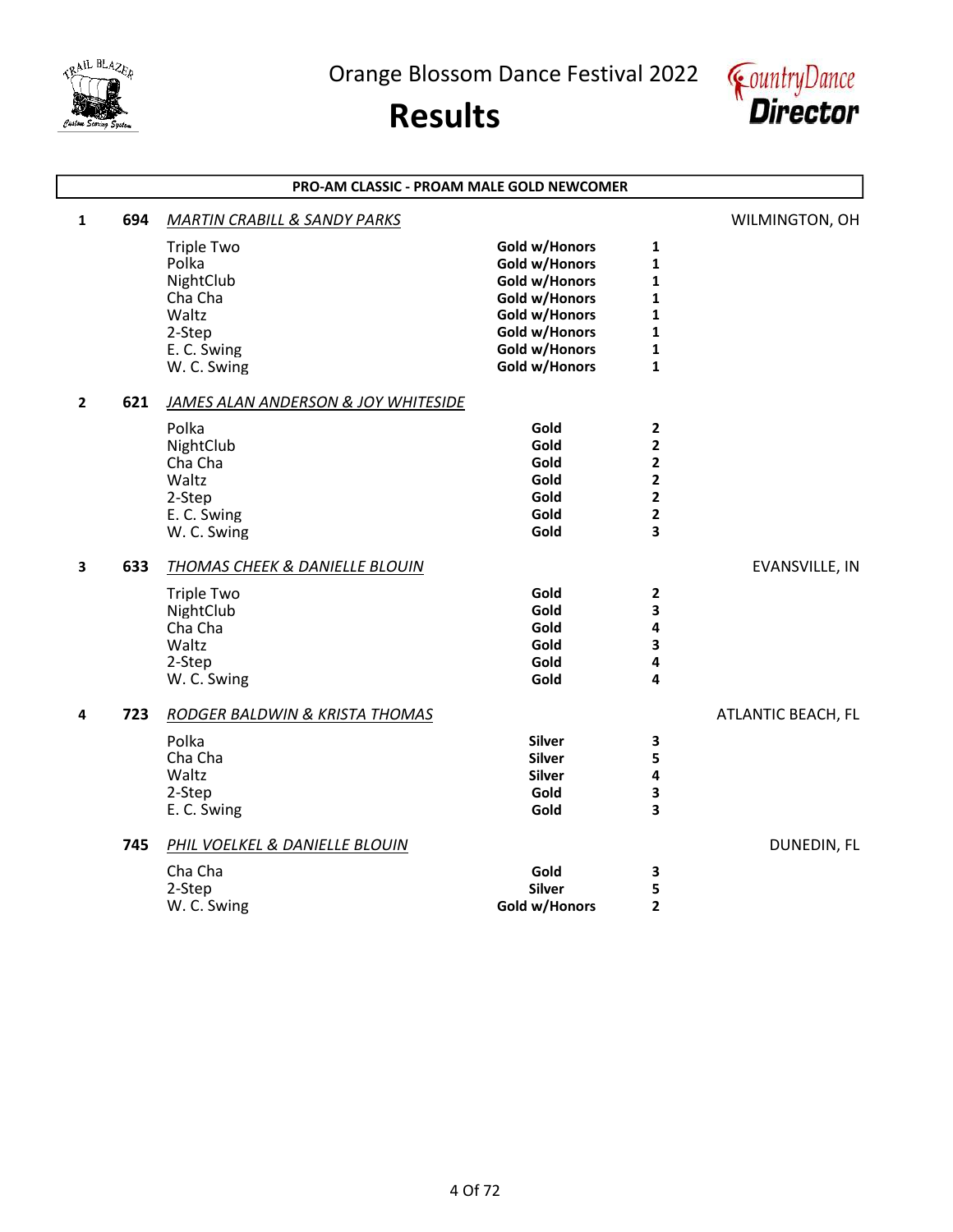# Orange Blossom Dance Festival 2022

# Results

## PRO-AM CLASSIC - PROAM MALE GOLD NEWCOMER

**1** **694** *MARTIN CRABILL & SANDY PARKS* — WILMINGTON, OH

| Dance | Level | Place |
|---|---|---|
| Triple Two | **Gold w/Honors** | **1** |
| Polka | **Gold w/Honors** | **1** |
| NightClub | **Gold w/Honors** | **1** |
| Cha Cha | **Gold w/Honors** | **1** |
| Waltz | **Gold w/Honors** | **1** |
| 2-Step | **Gold w/Honors** | **1** |
| E. C. Swing | **Gold w/Honors** | **1** |
| W. C. Swing | **Gold w/Honors** | **1** |

**2** **621** *JAMES ALAN ANDERSON & JOY WHITESIDE*

| Dance | Level | Place |
|---|---|---|
| Polka | **Gold** | **2** |
| NightClub | **Gold** | **2** |
| Cha Cha | **Gold** | **2** |
| Waltz | **Gold** | **2** |
| 2-Step | **Gold** | **2** |
| E. C. Swing | **Gold** | **2** |
| W. C. Swing | **Gold** | **3** |

**3** **633** *THOMAS CHEEK & DANIELLE BLOUIN* — EVANSVILLE, IN

| Dance | Level | Place |
|---|---|---|
| Triple Two | **Gold** | **2** |
| NightClub | **Gold** | **3** |
| Cha Cha | **Gold** | **4** |
| Waltz | **Gold** | **3** |
| 2-Step | **Gold** | **4** |
| W. C. Swing | **Gold** | **4** |

**4** **723** *RODGER BALDWIN & KRISTA THOMAS* — ATLANTIC BEACH, FL

| Dance | Level | Place |
|---|---|---|
| Polka | **Silver** | **3** |
| Cha Cha | **Silver** | **5** |
| Waltz | **Silver** | **4** |
| 2-Step | **Gold** | **3** |
| E. C. Swing | **Gold** | **3** |

**745** *PHIL VOELKEL & DANIELLE BLOUIN* — DUNEDIN, FL

| Dance | Level | Place |
|---|---|---|
| Cha Cha | **Gold** | **3** |
| 2-Step | **Silver** | **5** |
| W. C. Swing | **Gold w/Honors** | **2** |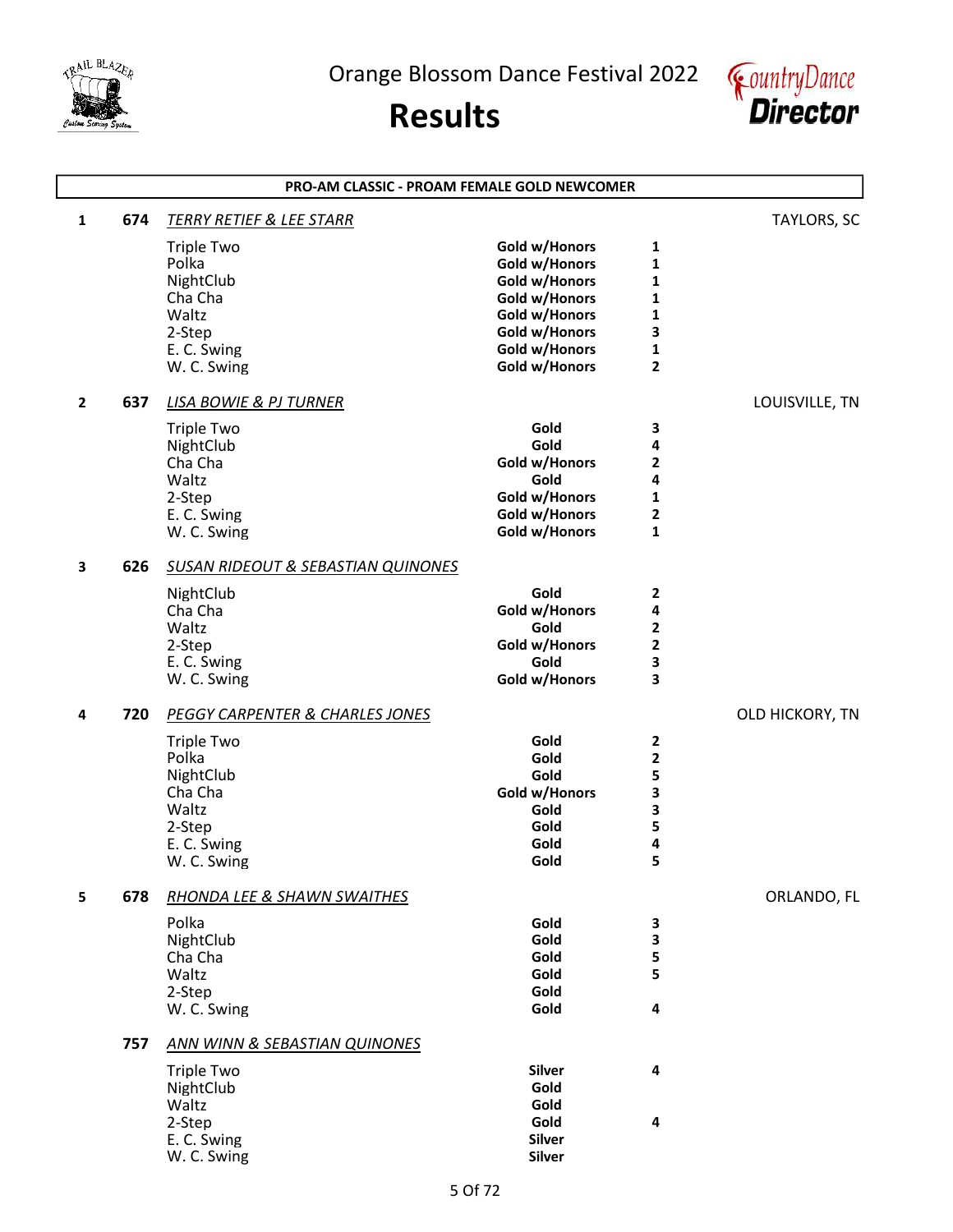Orange Blossom Dance Festival 2022

# Results

## PRO-AM CLASSIC - PROAM FEMALE GOLD NEWCOMER

**1 — 674 — *TERRY RETIEF & LEE STARR*** — TAYLORS, SC

| Dance | Award | Place |
|---|---|---|
| Triple Two | Gold w/Honors | 1 |
| Polka | Gold w/Honors | 1 |
| NightClub | Gold w/Honors | 1 |
| Cha Cha | Gold w/Honors | 1 |
| Waltz | Gold w/Honors | 1 |
| 2-Step | Gold w/Honors | 3 |
| E. C. Swing | Gold w/Honors | 1 |
| W. C. Swing | Gold w/Honors | 2 |

**2 — 637 — *LISA BOWIE & PJ TURNER*** — LOUISVILLE, TN

| Dance | Award | Place |
|---|---|---|
| Triple Two | Gold | 3 |
| NightClub | Gold | 4 |
| Cha Cha | Gold w/Honors | 2 |
| Waltz | Gold | 4 |
| 2-Step | Gold w/Honors | 1 |
| E. C. Swing | Gold w/Honors | 2 |
| W. C. Swing | Gold w/Honors | 1 |

**3 — 626 — *SUSAN RIDEOUT & SEBASTIAN QUINONES***

| Dance | Award | Place |
|---|---|---|
| NightClub | Gold | 2 |
| Cha Cha | Gold w/Honors | 4 |
| Waltz | Gold | 2 |
| 2-Step | Gold w/Honors | 2 |
| E. C. Swing | Gold | 3 |
| W. C. Swing | Gold w/Honors | 3 |

**4 — 720 — *PEGGY CARPENTER & CHARLES JONES*** — OLD HICKORY, TN

| Dance | Award | Place |
|---|---|---|
| Triple Two | Gold | 2 |
| Polka | Gold | 2 |
| NightClub | Gold | 5 |
| Cha Cha | Gold w/Honors | 3 |
| Waltz | Gold | 3 |
| 2-Step | Gold | 5 |
| E. C. Swing | Gold | 4 |
| W. C. Swing | Gold | 5 |

**5 — 678 — *RHONDA LEE & SHAWN SWAITHES*** — ORLANDO, FL

| Dance | Award | Place |
|---|---|---|
| Polka | Gold | 3 |
| NightClub | Gold | 3 |
| Cha Cha | Gold | 5 |
| Waltz | Gold | 5 |
| 2-Step | Gold | |
| W. C. Swing | Gold | 4 |

**757 — *ANN WINN & SEBASTIAN QUINONES***

| Dance | Award | Place |
|---|---|---|
| Triple Two | Silver | 4 |
| NightClub | Gold | |
| Waltz | Gold | |
| 2-Step | Gold | 4 |
| E. C. Swing | Silver | |
| W. C. Swing | Silver | |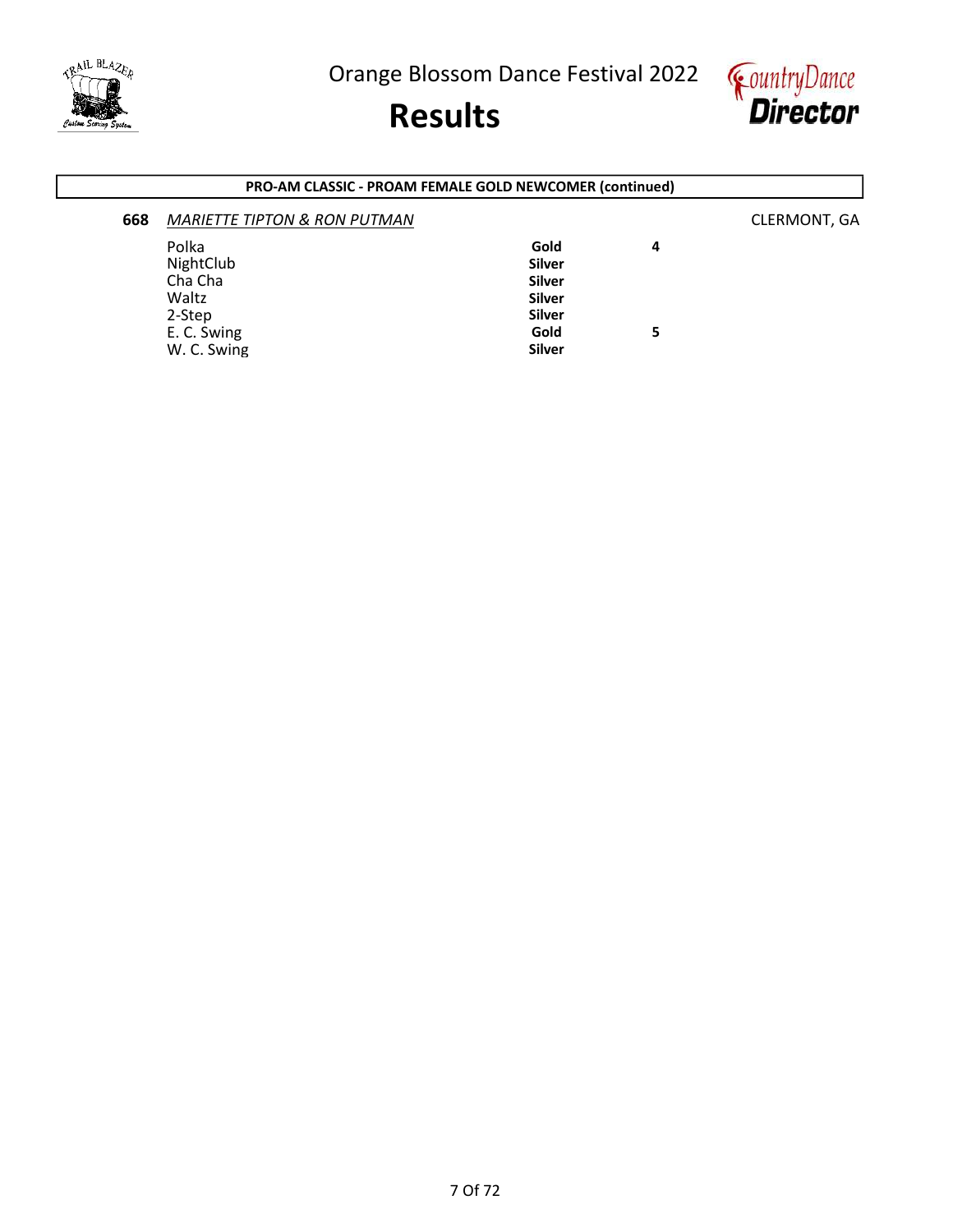## PRO-AM CLASSIC - PROAM FEMALE GOLD NEWCOMER (continued)

**668** *MARIETTE TIPTON & RON PUTMAN* CLERMONT, GA

| Dance | Award | Place |
|---|---|---|
| Polka | **Gold** | **4** |
| NightClub | **Silver** | |
| Cha Cha | **Silver** | |
| Waltz | **Silver** | |
| 2-Step | **Silver** | |
| E. C. Swing | **Gold** | **5** |
| W. C. Swing | **Silver** | |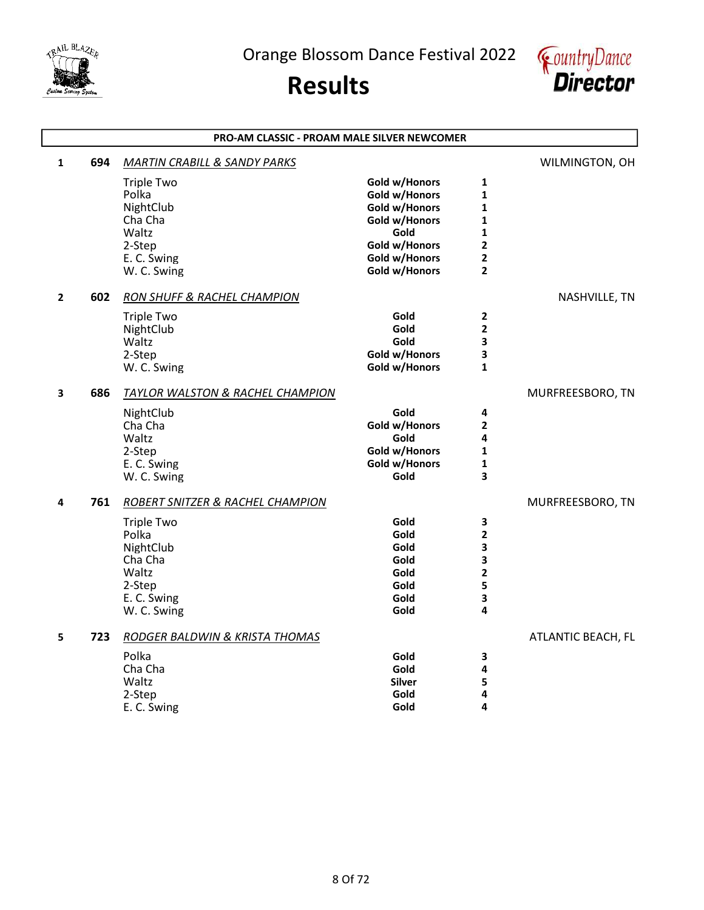Orange Blossom Dance Festival 2022

# Results

## PRO-AM CLASSIC - PROAM MALE SILVER NEWCOMER

**1 | 694 | *MARTIN CRABILL & SANDY PARKS* | WILMINGTON, OH**

| Dance | Award | Place |
|---|---|---|
| Triple Two | Gold w/Honors | 1 |
| Polka | Gold w/Honors | 1 |
| NightClub | Gold w/Honors | 1 |
| Cha Cha | Gold w/Honors | 1 |
| Waltz | Gold | 1 |
| 2-Step | Gold w/Honors | 2 |
| E. C. Swing | Gold w/Honors | 2 |
| W. C. Swing | Gold w/Honors | 2 |

**2 | 602 | *RON SHUFF & RACHEL CHAMPION* | NASHVILLE, TN**

| Dance | Award | Place |
|---|---|---|
| Triple Two | Gold | 2 |
| NightClub | Gold | 2 |
| Waltz | Gold | 3 |
| 2-Step | Gold w/Honors | 3 |
| W. C. Swing | Gold w/Honors | 1 |

**3 | 686 | *TAYLOR WALSTON & RACHEL CHAMPION* | MURFREESBORO, TN**

| Dance | Award | Place |
|---|---|---|
| NightClub | Gold | 4 |
| Cha Cha | Gold w/Honors | 2 |
| Waltz | Gold | 4 |
| 2-Step | Gold w/Honors | 1 |
| E. C. Swing | Gold w/Honors | 1 |
| W. C. Swing | Gold | 3 |

**4 | 761 | *ROBERT SNITZER & RACHEL CHAMPION* | MURFREESBORO, TN**

| Dance | Award | Place |
|---|---|---|
| Triple Two | Gold | 3 |
| Polka | Gold | 2 |
| NightClub | Gold | 3 |
| Cha Cha | Gold | 3 |
| Waltz | Gold | 2 |
| 2-Step | Gold | 5 |
| E. C. Swing | Gold | 3 |
| W. C. Swing | Gold | 4 |

**5 | 723 | *RODGER BALDWIN & KRISTA THOMAS* | ATLANTIC BEACH, FL**

| Dance | Award | Place |
|---|---|---|
| Polka | Gold | 3 |
| Cha Cha | Gold | 4 |
| Waltz | Silver | 5 |
| 2-Step | Gold | 4 |
| E. C. Swing | Gold | 4 |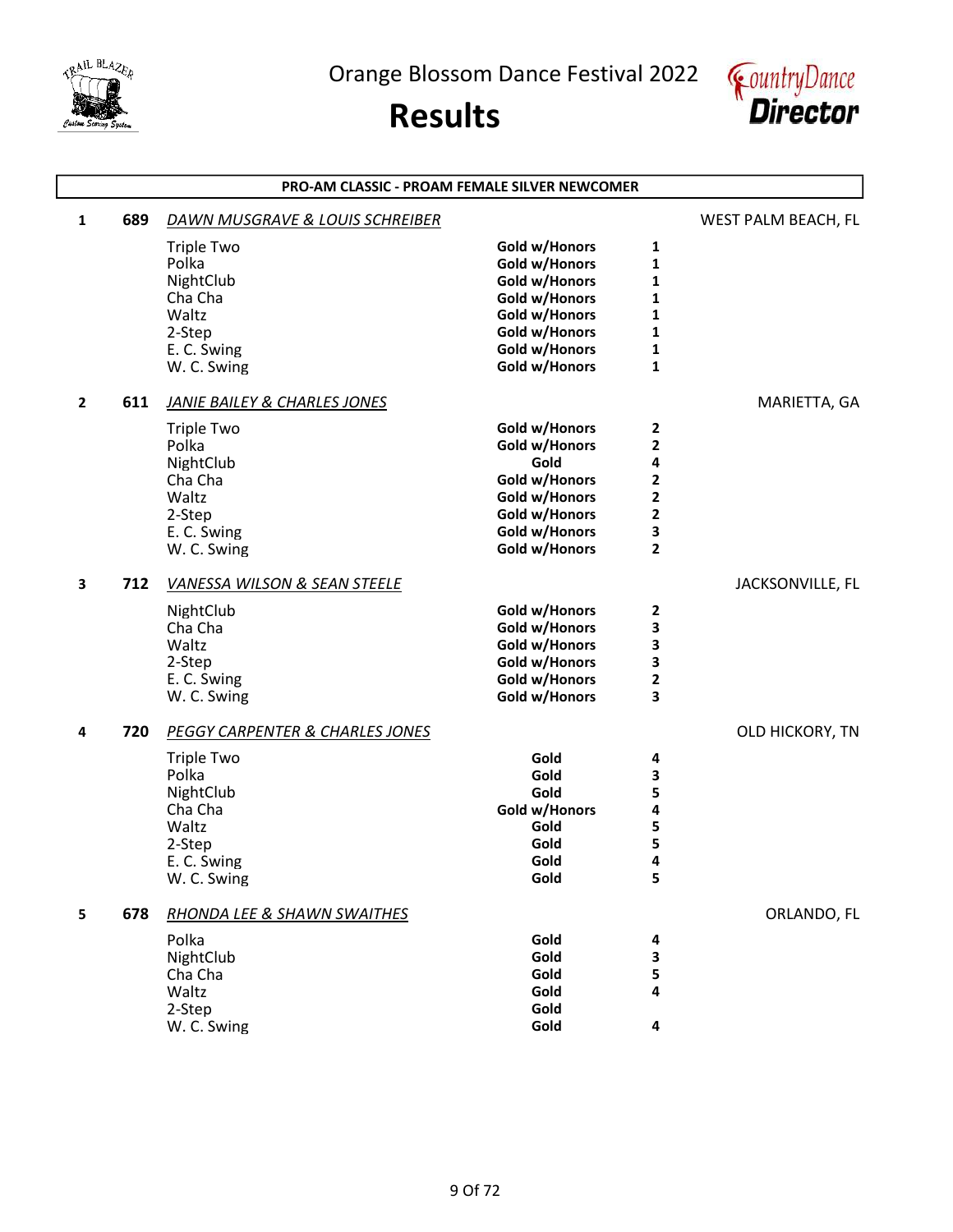# Orange Blossom Dance Festival 2022

# Results

**PRO-AM CLASSIC - PROAM FEMALE SILVER NEWCOMER**

**1** **689** *DAWN MUSGRAVE & LOUIS SCHREIBER* — WEST PALM BEACH, FL

| Dance | Award | Place |
|---|---|---|
| Triple Two | Gold w/Honors | 1 |
| Polka | Gold w/Honors | 1 |
| NightClub | Gold w/Honors | 1 |
| Cha Cha | Gold w/Honors | 1 |
| Waltz | Gold w/Honors | 1 |
| 2-Step | Gold w/Honors | 1 |
| E. C. Swing | Gold w/Honors | 1 |
| W. C. Swing | Gold w/Honors | 1 |

**2** **611** *JANIE BAILEY & CHARLES JONES* — MARIETTA, GA

| Dance | Award | Place |
|---|---|---|
| Triple Two | Gold w/Honors | 2 |
| Polka | Gold w/Honors | 2 |
| NightClub | Gold | 4 |
| Cha Cha | Gold w/Honors | 2 |
| Waltz | Gold w/Honors | 2 |
| 2-Step | Gold w/Honors | 2 |
| E. C. Swing | Gold w/Honors | 3 |
| W. C. Swing | Gold w/Honors | 2 |

**3** **712** *VANESSA WILSON & SEAN STEELE* — JACKSONVILLE, FL

| Dance | Award | Place |
|---|---|---|
| NightClub | Gold w/Honors | 2 |
| Cha Cha | Gold w/Honors | 3 |
| Waltz | Gold w/Honors | 3 |
| 2-Step | Gold w/Honors | 3 |
| E. C. Swing | Gold w/Honors | 2 |
| W. C. Swing | Gold w/Honors | 3 |

**4** **720** *PEGGY CARPENTER & CHARLES JONES* — OLD HICKORY, TN

| Dance | Award | Place |
|---|---|---|
| Triple Two | Gold | 4 |
| Polka | Gold | 3 |
| NightClub | Gold | 5 |
| Cha Cha | Gold w/Honors | 4 |
| Waltz | Gold | 5 |
| 2-Step | Gold | 5 |
| E. C. Swing | Gold | 4 |
| W. C. Swing | Gold | 5 |

**5** **678** *RHONDA LEE & SHAWN SWAITHES* — ORLANDO, FL

| Dance | Award | Place |
|---|---|---|
| Polka | Gold | 4 |
| NightClub | Gold | 3 |
| Cha Cha | Gold | 5 |
| Waltz | Gold | 4 |
| 2-Step | Gold | |
| W. C. Swing | Gold | 4 |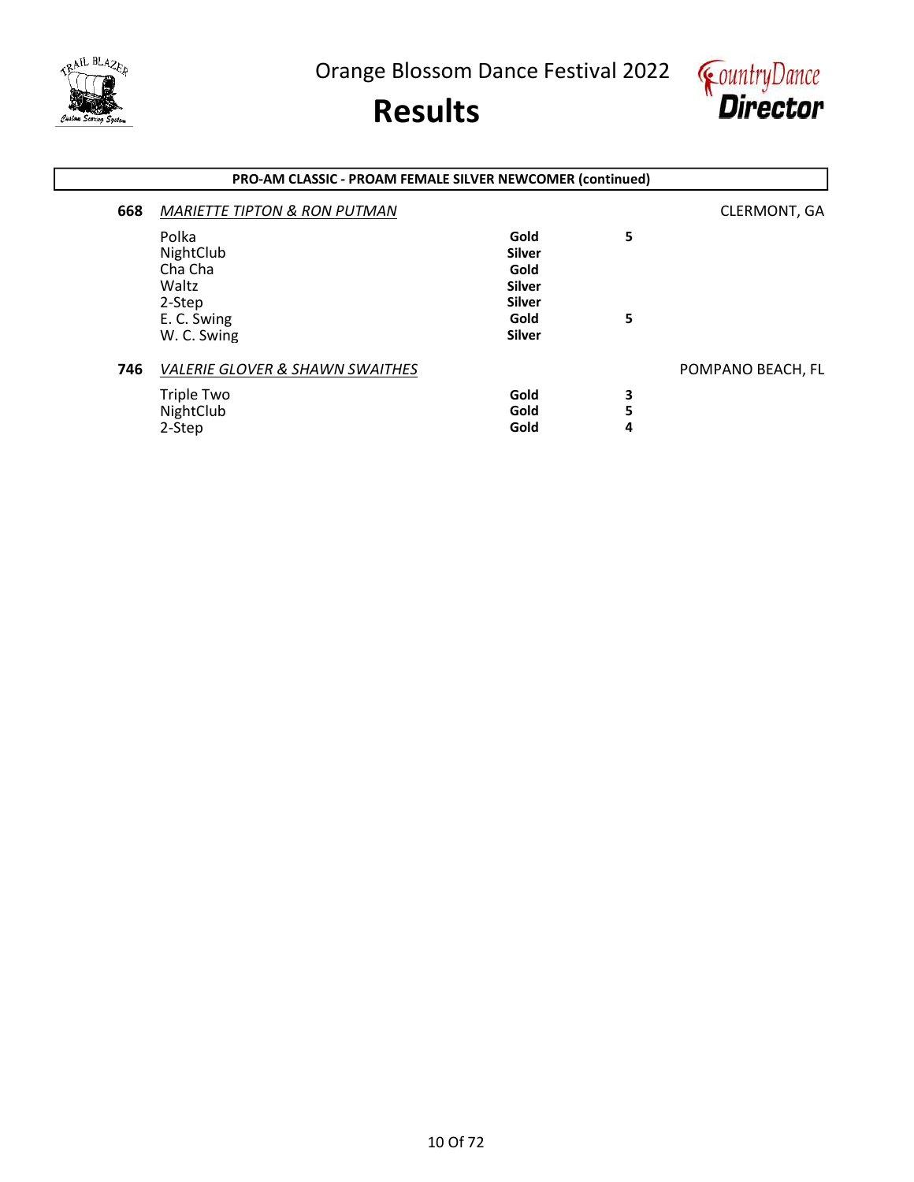## PRO-AM CLASSIC - PROAM FEMALE SILVER NEWCOMER (continued)

**668** *MARIETTE TIPTON & RON PUTMAN* — CLERMONT, GA

| Dance | Level | Place |
|---|---|---|
| Polka | **Gold** | **5** |
| NightClub | **Silver** | |
| Cha Cha | **Gold** | |
| Waltz | **Silver** | |
| 2-Step | **Silver** | |
| E. C. Swing | **Gold** | **5** |
| W. C. Swing | **Silver** | |

**746** *VALERIE GLOVER & SHAWN SWAITHES* — POMPANO BEACH, FL

| Dance | Level | Place |
|---|---|---|
| Triple Two | **Gold** | **3** |
| NightClub | **Gold** | **5** |
| 2-Step | **Gold** | **4** |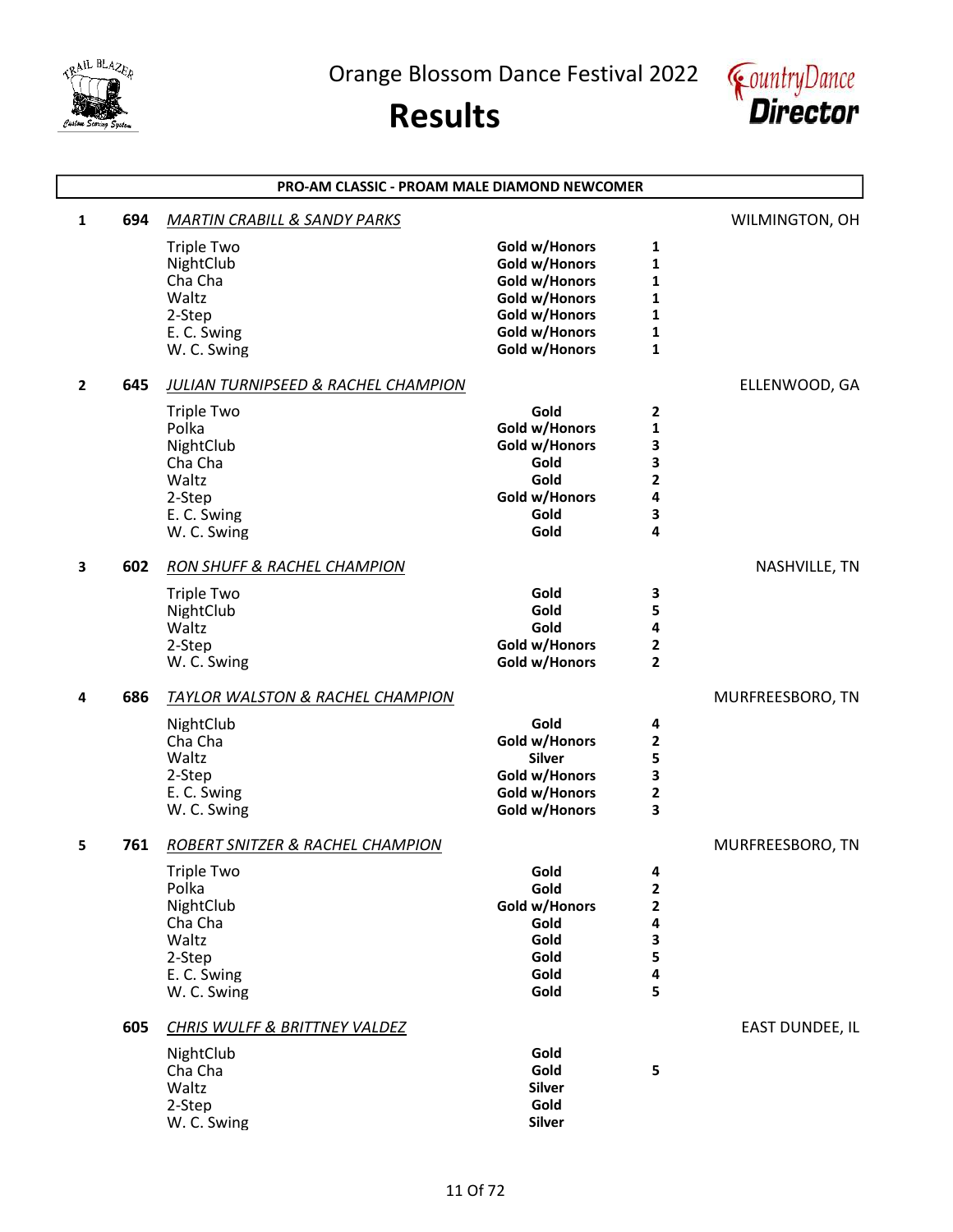# Orange Blossom Dance Festival 2022

# Results

## PRO-AM CLASSIC - PROAM MALE DIAMOND NEWCOMER

**1 694** *MARTIN CRABILL & SANDY PARKS* — WILMINGTON, OH

| Dance | Award | Place |
|---|---|---|
| Triple Two | Gold w/Honors | 1 |
| NightClub | Gold w/Honors | 1 |
| Cha Cha | Gold w/Honors | 1 |
| Waltz | Gold w/Honors | 1 |
| 2-Step | Gold w/Honors | 1 |
| E. C. Swing | Gold w/Honors | 1 |
| W. C. Swing | Gold w/Honors | 1 |

**2 645** *JULIAN TURNIPSEED & RACHEL CHAMPION* — ELLENWOOD, GA

| Dance | Award | Place |
|---|---|---|
| Triple Two | Gold | 2 |
| Polka | Gold w/Honors | 1 |
| NightClub | Gold w/Honors | 3 |
| Cha Cha | Gold | 3 |
| Waltz | Gold | 2 |
| 2-Step | Gold w/Honors | 4 |
| E. C. Swing | Gold | 3 |
| W. C. Swing | Gold | 4 |

**3 602** *RON SHUFF & RACHEL CHAMPION* — NASHVILLE, TN

| Dance | Award | Place |
|---|---|---|
| Triple Two | Gold | 3 |
| NightClub | Gold | 5 |
| Waltz | Gold | 4 |
| 2-Step | Gold w/Honors | 2 |
| W. C. Swing | Gold w/Honors | 2 |

**4 686** *TAYLOR WALSTON & RACHEL CHAMPION* — MURFREESBORO, TN

| Dance | Award | Place |
|---|---|---|
| NightClub | Gold | 4 |
| Cha Cha | Gold w/Honors | 2 |
| Waltz | Silver | 5 |
| 2-Step | Gold w/Honors | 3 |
| E. C. Swing | Gold w/Honors | 2 |
| W. C. Swing | Gold w/Honors | 3 |

**5 761** *ROBERT SNITZER & RACHEL CHAMPION* — MURFREESBORO, TN

| Dance | Award | Place |
|---|---|---|
| Triple Two | Gold | 4 |
| Polka | Gold | 2 |
| NightClub | Gold w/Honors | 2 |
| Cha Cha | Gold | 4 |
| Waltz | Gold | 3 |
| 2-Step | Gold | 5 |
| E. C. Swing | Gold | 4 |
| W. C. Swing | Gold | 5 |

**605** *CHRIS WULFF & BRITTNEY VALDEZ* — EAST DUNDEE, IL

| Dance | Award | Place |
|---|---|---|
| NightClub | Gold | |
| Cha Cha | Gold | 5 |
| Waltz | Silver | |
| 2-Step | Gold | |
| W. C. Swing | Silver | |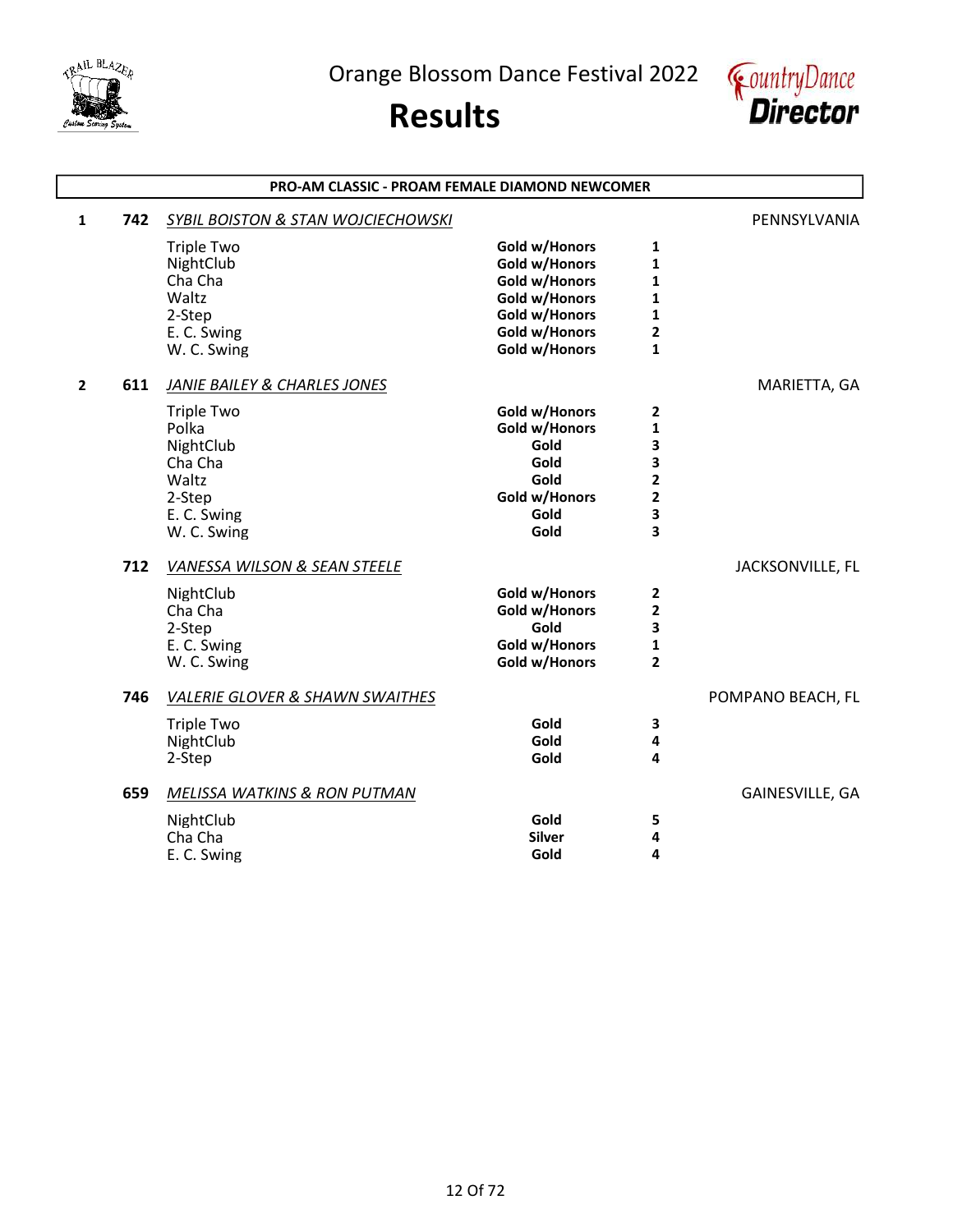Orange Blossom Dance Festival 2022

# Results

## PRO-AM CLASSIC - PROAM FEMALE DIAMOND NEWCOMER

**1** **742** *SYBIL BOISTON & STAN WOJCIECHOWSKI* — PENNSYLVANIA

| Dance | Award | Place |
|---|---|---|
| Triple Two | **Gold w/Honors** | **1** |
| NightClub | **Gold w/Honors** | **1** |
| Cha Cha | **Gold w/Honors** | **1** |
| Waltz | **Gold w/Honors** | **1** |
| 2-Step | **Gold w/Honors** | **1** |
| E. C. Swing | **Gold w/Honors** | **2** |
| W. C. Swing | **Gold w/Honors** | **1** |

**2** **611** *JANIE BAILEY & CHARLES JONES* — MARIETTA, GA

| Dance | Award | Place |
|---|---|---|
| Triple Two | **Gold w/Honors** | **2** |
| Polka | **Gold w/Honors** | **1** |
| NightClub | **Gold** | **3** |
| Cha Cha | **Gold** | **3** |
| Waltz | **Gold** | **2** |
| 2-Step | **Gold w/Honors** | **2** |
| E. C. Swing | **Gold** | **3** |
| W. C. Swing | **Gold** | **3** |

**712** *VANESSA WILSON & SEAN STEELE* — JACKSONVILLE, FL

| Dance | Award | Place |
|---|---|---|
| NightClub | **Gold w/Honors** | **2** |
| Cha Cha | **Gold w/Honors** | **2** |
| 2-Step | **Gold** | **3** |
| E. C. Swing | **Gold w/Honors** | **1** |
| W. C. Swing | **Gold w/Honors** | **2** |

**746** *VALERIE GLOVER & SHAWN SWAITHES* — POMPANO BEACH, FL

| Dance | Award | Place |
|---|---|---|
| Triple Two | **Gold** | **3** |
| NightClub | **Gold** | **4** |
| 2-Step | **Gold** | **4** |

**659** *MELISSA WATKINS & RON PUTMAN* — GAINESVILLE, GA

| Dance | Award | Place |
|---|---|---|
| NightClub | **Gold** | **5** |
| Cha Cha | **Silver** | **4** |
| E. C. Swing | **Gold** | **4** |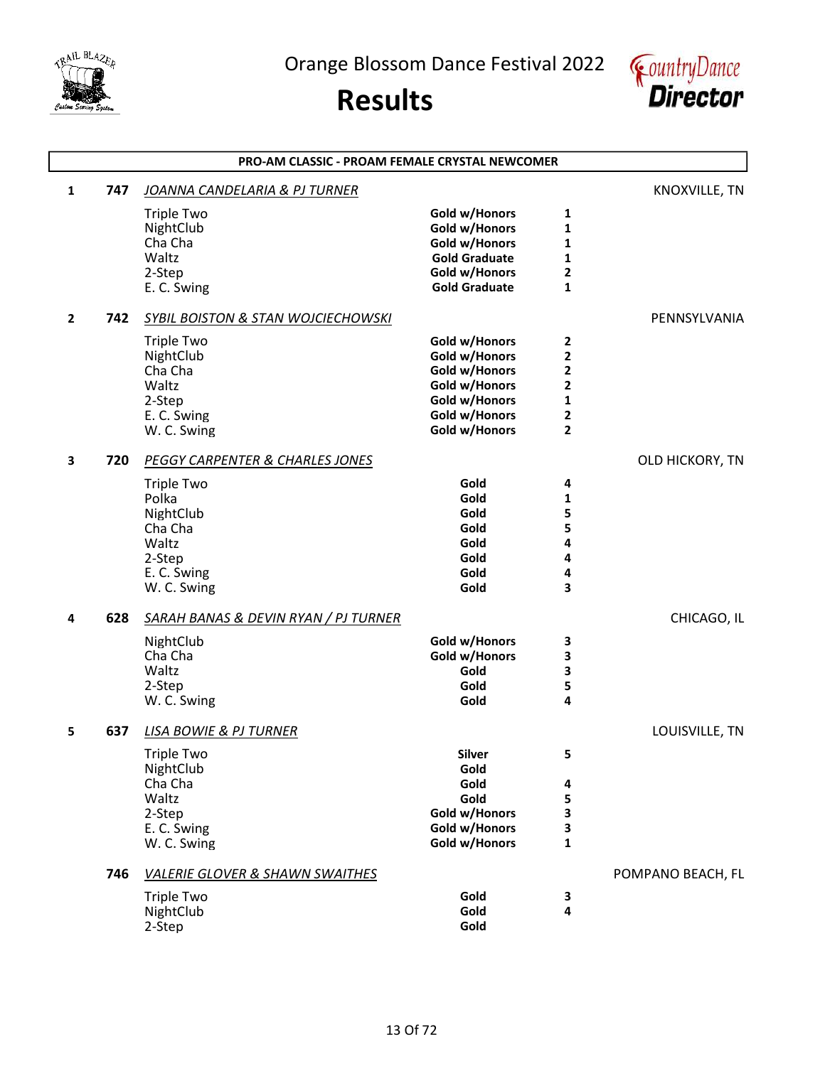Orange Blossom Dance Festival 2022

# Results

## PRO-AM CLASSIC - PROAM FEMALE CRYSTAL NEWCOMER

| Place | No. | Couple / Dance | Award | Rank | Location |
|---|---|---|---|---|---|
| 1 | 747 | *JOANNA CANDELARIA & PJ TURNER* | | | KNOXVILLE, TN |
| | | Triple Two | Gold w/Honors | 1 | |
| | | NightClub | Gold w/Honors | 1 | |
| | | Cha Cha | Gold w/Honors | 1 | |
| | | Waltz | Gold Graduate | 1 | |
| | | 2-Step | Gold w/Honors | 2 | |
| | | E. C. Swing | Gold Graduate | 1 | |
| 2 | 742 | *SYBIL BOISTON & STAN WOJCIECHOWSKI* | | | PENNSYLVANIA |
| | | Triple Two | Gold w/Honors | 2 | |
| | | NightClub | Gold w/Honors | 2 | |
| | | Cha Cha | Gold w/Honors | 2 | |
| | | Waltz | Gold w/Honors | 2 | |
| | | 2-Step | Gold w/Honors | 1 | |
| | | E. C. Swing | Gold w/Honors | 2 | |
| | | W. C. Swing | Gold w/Honors | 2 | |
| 3 | 720 | *PEGGY CARPENTER & CHARLES JONES* | | | OLD HICKORY, TN |
| | | Triple Two | Gold | 4 | |
| | | Polka | Gold | 1 | |
| | | NightClub | Gold | 5 | |
| | | Cha Cha | Gold | 5 | |
| | | Waltz | Gold | 4 | |
| | | 2-Step | Gold | 4 | |
| | | E. C. Swing | Gold | 4 | |
| | | W. C. Swing | Gold | 3 | |
| 4 | 628 | *SARAH BANAS & DEVIN RYAN / PJ TURNER* | | | CHICAGO, IL |
| | | NightClub | Gold w/Honors | 3 | |
| | | Cha Cha | Gold w/Honors | 3 | |
| | | Waltz | Gold | 3 | |
| | | 2-Step | Gold | 5 | |
| | | W. C. Swing | Gold | 4 | |
| 5 | 637 | *LISA BOWIE & PJ TURNER* | | | LOUISVILLE, TN |
| | | Triple Two | Silver | 5 | |
| | | NightClub | Gold | | |
| | | Cha Cha | Gold | 4 | |
| | | Waltz | Gold | 5 | |
| | | 2-Step | Gold w/Honors | 3 | |
| | | E. C. Swing | Gold w/Honors | 3 | |
| | | W. C. Swing | Gold w/Honors | 1 | |
| | 746 | *VALERIE GLOVER & SHAWN SWAITHES* | | | POMPANO BEACH, FL |
| | | Triple Two | Gold | 3 | |
| | | NightClub | Gold | 4 | |
| | | 2-Step | Gold | | |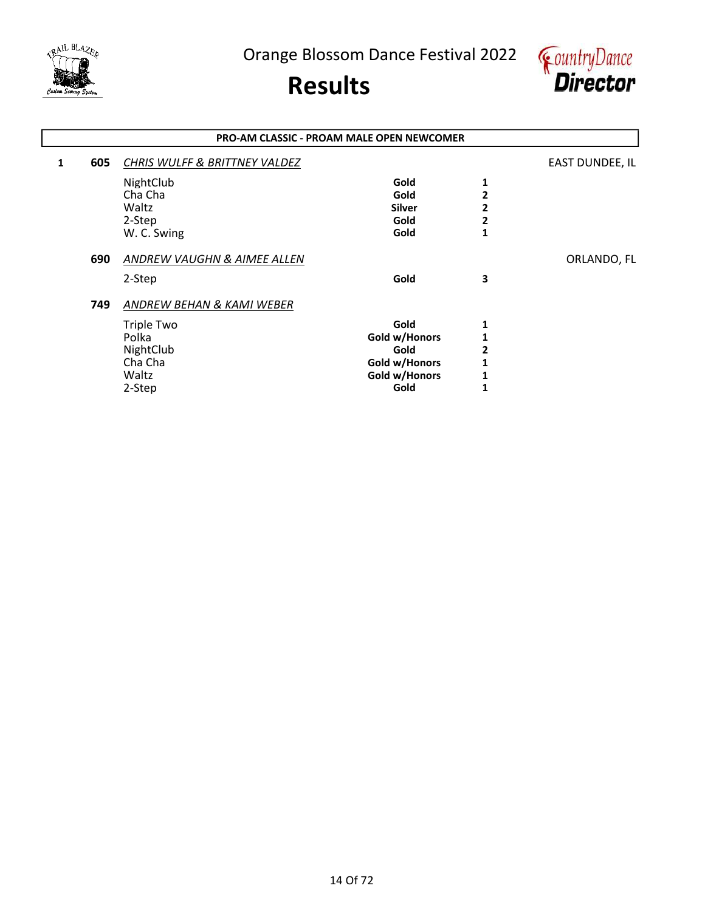Orange Blossom Dance Festival 2022

# Results

## PRO-AM CLASSIC - PROAM MALE OPEN NEWCOMER

| Place | No. | Couple / Dance | Award | Rank | Location |
|---|---|---|---|---|---|
| 1 | 605 | *CHRIS WULFF & BRITTNEY VALDEZ* | | | EAST DUNDEE, IL |
| | | NightClub | **Gold** | **1** | |
| | | Cha Cha | **Gold** | **2** | |
| | | Waltz | **Silver** | **2** | |
| | | 2-Step | **Gold** | **2** | |
| | | W. C. Swing | **Gold** | **1** | |
| | 690 | *ANDREW VAUGHN & AIMEE ALLEN* | | | ORLANDO, FL |
| | | 2-Step | **Gold** | **3** | |
| | 749 | *ANDREW BEHAN & KAMI WEBER* | | | |
| | | Triple Two | **Gold** | **1** | |
| | | Polka | **Gold w/Honors** | **1** | |
| | | NightClub | **Gold** | **2** | |
| | | Cha Cha | **Gold w/Honors** | **1** | |
| | | Waltz | **Gold w/Honors** | **1** | |
| | | 2-Step | **Gold** | **1** | |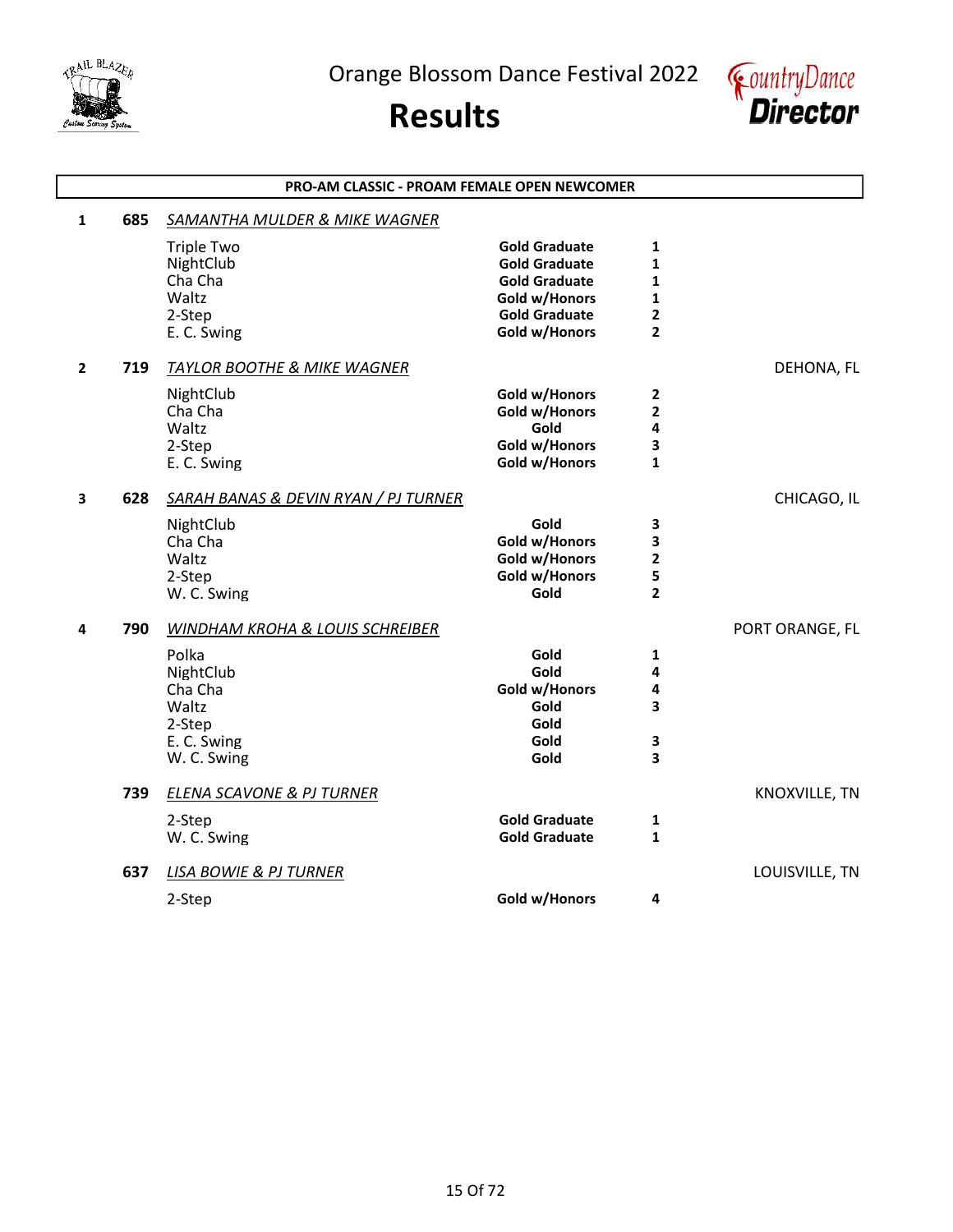Orange Blossom Dance Festival 2022

# Results

## PRO-AM CLASSIC - PROAM FEMALE OPEN NEWCOMER

| Place | No. | Couple / Dance | Level | Placing | Location |
|---|---|---|---|---|---|
| 1 | 685 | *SAMANTHA MULDER & MIKE WAGNER* | | | |
| | | Triple Two | **Gold Graduate** | **1** | |
| | | NightClub | **Gold Graduate** | **1** | |
| | | Cha Cha | **Gold Graduate** | **1** | |
| | | Waltz | **Gold w/Honors** | **1** | |
| | | 2-Step | **Gold Graduate** | **2** | |
| | | E. C. Swing | **Gold w/Honors** | **2** | |
| 2 | 719 | *TAYLOR BOOTHE & MIKE WAGNER* | | | DEHONA, FL |
| | | NightClub | **Gold w/Honors** | **2** | |
| | | Cha Cha | **Gold w/Honors** | **2** | |
| | | Waltz | **Gold** | **4** | |
| | | 2-Step | **Gold w/Honors** | **3** | |
| | | E. C. Swing | **Gold w/Honors** | **1** | |
| 3 | 628 | *SARAH BANAS & DEVIN RYAN / PJ TURNER* | | | CHICAGO, IL |
| | | NightClub | **Gold** | **3** | |
| | | Cha Cha | **Gold w/Honors** | **3** | |
| | | Waltz | **Gold w/Honors** | **2** | |
| | | 2-Step | **Gold w/Honors** | **5** | |
| | | W. C. Swing | **Gold** | **2** | |
| 4 | 790 | *WINDHAM KROHA & LOUIS SCHREIBER* | | | PORT ORANGE, FL |
| | | Polka | **Gold** | **1** | |
| | | NightClub | **Gold** | **4** | |
| | | Cha Cha | **Gold w/Honors** | **4** | |
| | | Waltz | **Gold** | **3** | |
| | | 2-Step | **Gold** | | |
| | | E. C. Swing | **Gold** | **3** | |
| | | W. C. Swing | **Gold** | **3** | |
| | 739 | *ELENA SCAVONE & PJ TURNER* | | | KNOXVILLE, TN |
| | | 2-Step | **Gold Graduate** | **1** | |
| | | W. C. Swing | **Gold Graduate** | **1** | |
| | 637 | *LISA BOWIE & PJ TURNER* | | | LOUISVILLE, TN |
| | | 2-Step | **Gold w/Honors** | **4** | |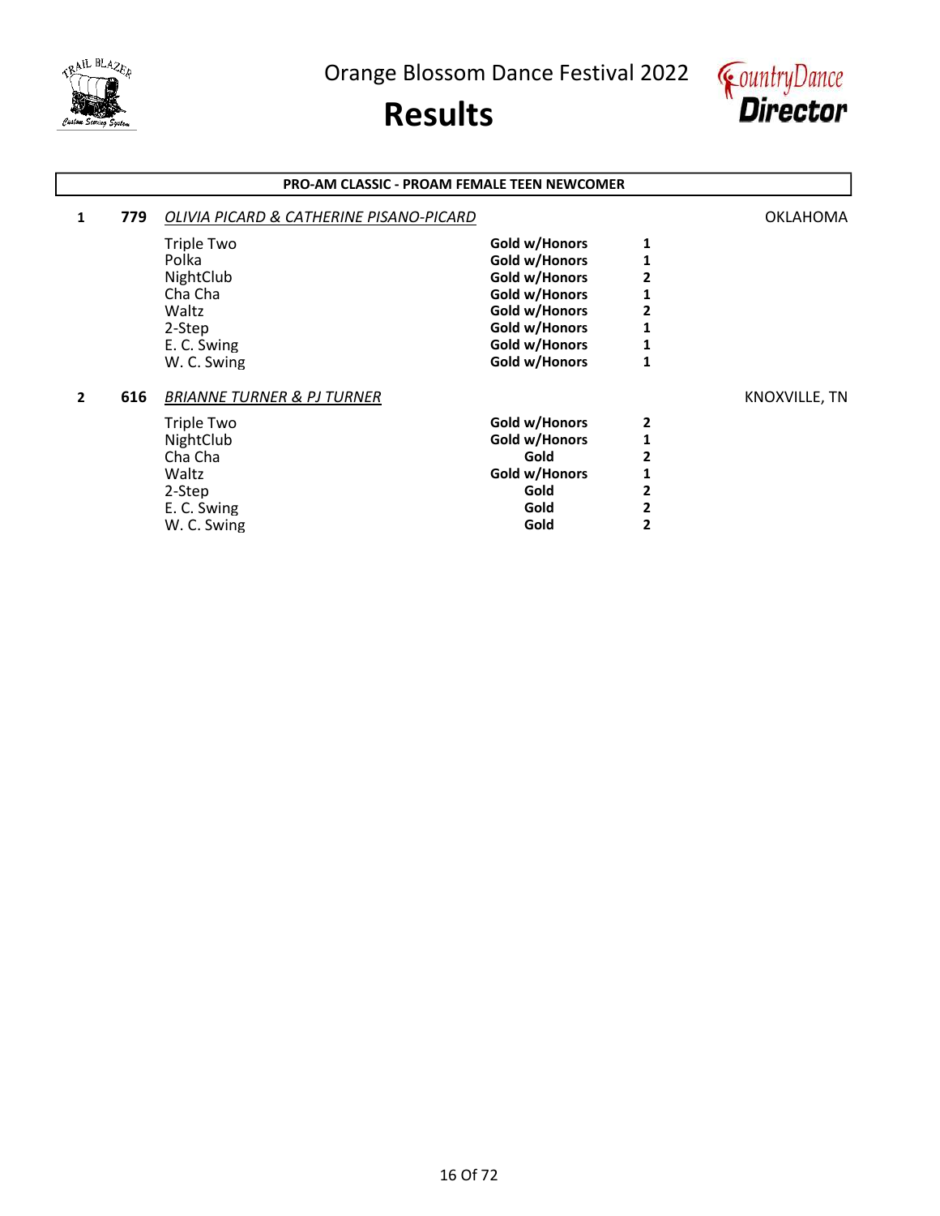# Orange Blossom Dance Festival 2022

# Results

## PRO-AM CLASSIC - PROAM FEMALE TEEN NEWCOMER

**1** **779** *OLIVIA PICARD & CATHERINE PISANO-PICARD* — OKLAHOMA

| Dance | Award | Place |
|---|---|---|
| Triple Two | **Gold w/Honors** | **1** |
| Polka | **Gold w/Honors** | **1** |
| NightClub | **Gold w/Honors** | **2** |
| Cha Cha | **Gold w/Honors** | **1** |
| Waltz | **Gold w/Honors** | **2** |
| 2-Step | **Gold w/Honors** | **1** |
| E. C. Swing | **Gold w/Honors** | **1** |
| W. C. Swing | **Gold w/Honors** | **1** |

**2** **616** *BRIANNE TURNER & PJ TURNER* — KNOXVILLE, TN

| Dance | Award | Place |
|---|---|---|
| Triple Two | **Gold w/Honors** | **2** |
| NightClub | **Gold w/Honors** | **1** |
| Cha Cha | **Gold** | **2** |
| Waltz | **Gold w/Honors** | **1** |
| 2-Step | **Gold** | **2** |
| E. C. Swing | **Gold** | **2** |
| W. C. Swing | **Gold** | **2** |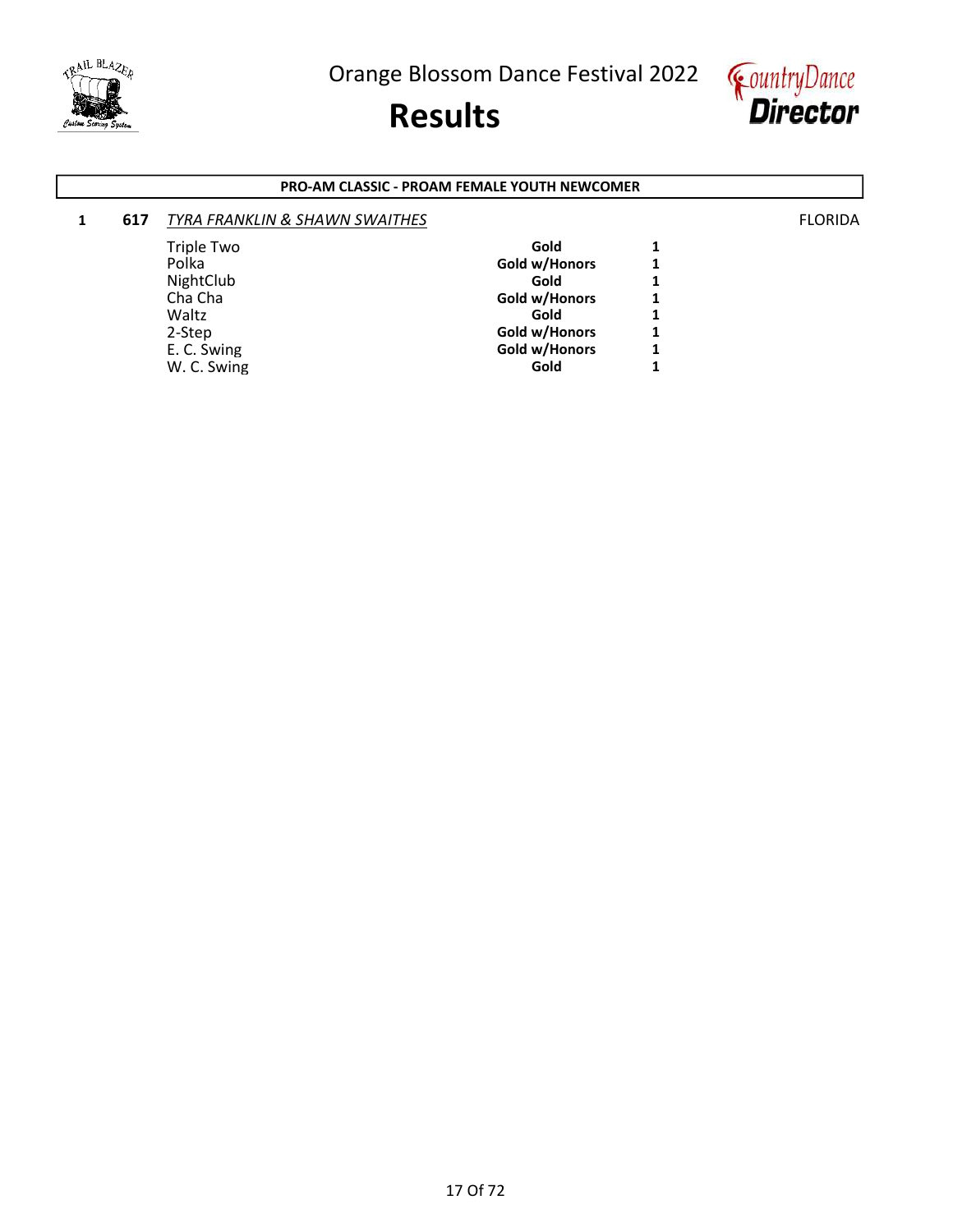Orange Blossom Dance Festival 2022

# Results

**PRO-AM CLASSIC - PROAM FEMALE YOUTH NEWCOMER**

**1** **617** *TYRA FRANKLIN & SHAWN SWAITHES* FLORIDA

| Dance | Award | Place |
|---|---|---|
| Triple Two | **Gold** | **1** |
| Polka | **Gold w/Honors** | **1** |
| NightClub | **Gold** | **1** |
| Cha Cha | **Gold w/Honors** | **1** |
| Waltz | **Gold** | **1** |
| 2-Step | **Gold w/Honors** | **1** |
| E. C. Swing | **Gold w/Honors** | **1** |
| W. C. Swing | **Gold** | **1** |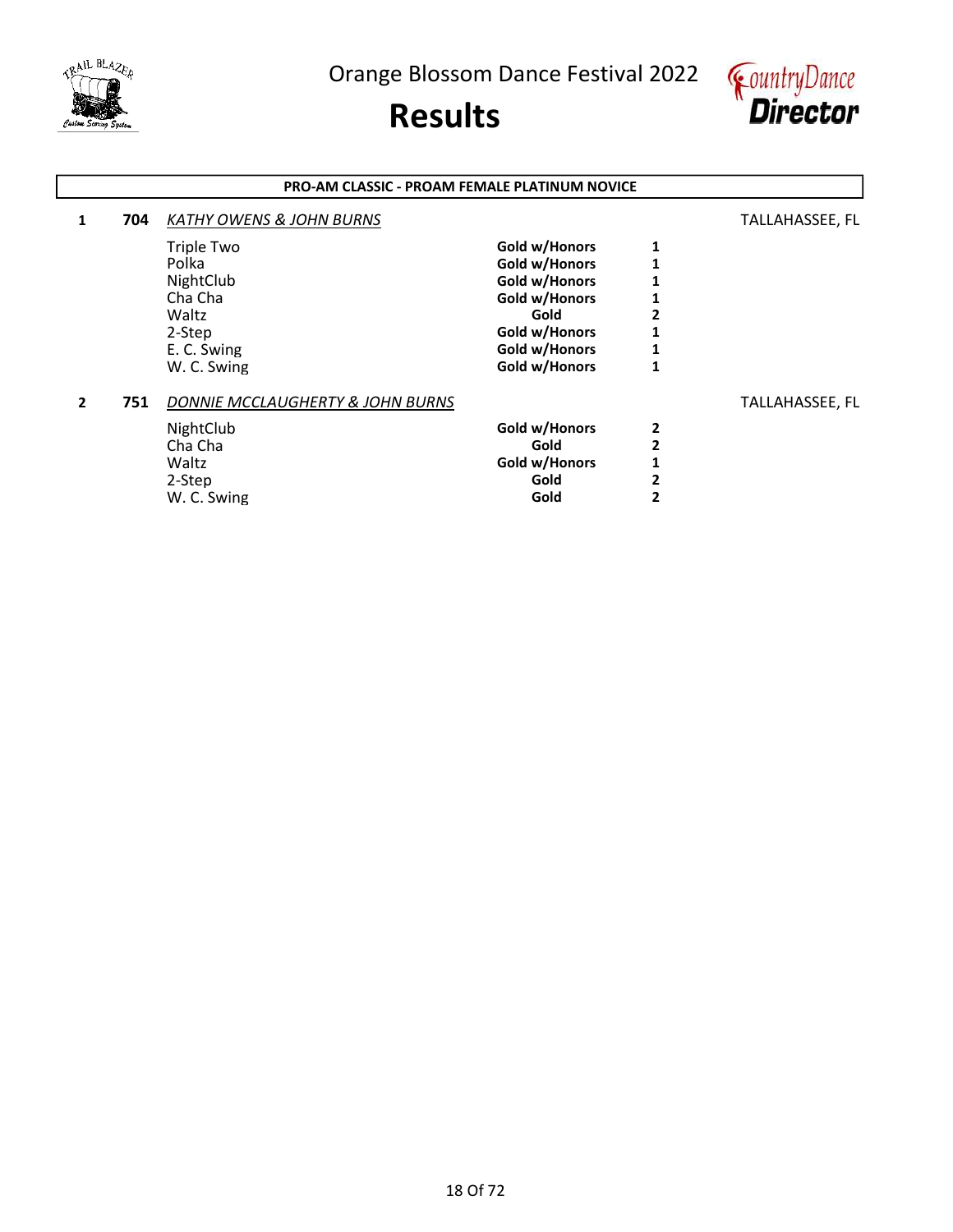# Orange Blossom Dance Festival 2022

# Results

## PRO-AM CLASSIC - PROAM FEMALE PLATINUM NOVICE

**1** **704** *KATHY OWENS & JOHN BURNS* TALLAHASSEE, FL

| Dance | Award | Place |
|---|---|---|
| Triple Two | **Gold w/Honors** | **1** |
| Polka | **Gold w/Honors** | **1** |
| NightClub | **Gold w/Honors** | **1** |
| Cha Cha | **Gold w/Honors** | **1** |
| Waltz | **Gold** | **2** |
| 2-Step | **Gold w/Honors** | **1** |
| E. C. Swing | **Gold w/Honors** | **1** |
| W. C. Swing | **Gold w/Honors** | **1** |

**2** **751** *DONNIE MCCLAUGHERTY & JOHN BURNS* TALLAHASSEE, FL

| Dance | Award | Place |
|---|---|---|
| NightClub | **Gold w/Honors** | **2** |
| Cha Cha | **Gold** | **2** |
| Waltz | **Gold w/Honors** | **1** |
| 2-Step | **Gold** | **2** |
| W. C. Swing | **Gold** | **2** |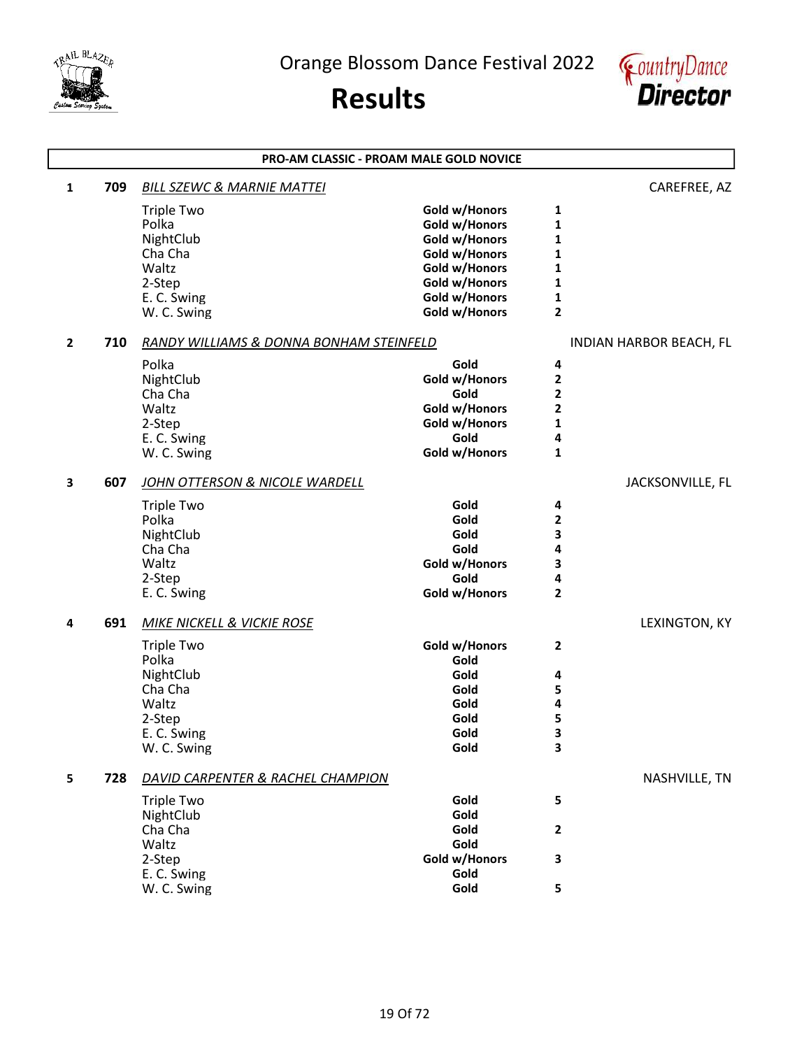# Orange Blossom Dance Festival 2022

# Results

## PRO-AM CLASSIC - PROAM MALE GOLD NOVICE

**1 — 709 — *BILL SZEWC & MARNIE MATTEI*** — CAREFREE, AZ

| Dance | Award | Place |
|---|---|---|
| Triple Two | Gold w/Honors | 1 |
| Polka | Gold w/Honors | 1 |
| NightClub | Gold w/Honors | 1 |
| Cha Cha | Gold w/Honors | 1 |
| Waltz | Gold w/Honors | 1 |
| 2-Step | Gold w/Honors | 1 |
| E. C. Swing | Gold w/Honors | 1 |
| W. C. Swing | Gold w/Honors | 2 |

**2 — 710 — *RANDY WILLIAMS & DONNA BONHAM STEINFELD*** — INDIAN HARBOR BEACH, FL

| Dance | Award | Place |
|---|---|---|
| Polka | Gold | 4 |
| NightClub | Gold w/Honors | 2 |
| Cha Cha | Gold | 2 |
| Waltz | Gold w/Honors | 2 |
| 2-Step | Gold w/Honors | 1 |
| E. C. Swing | Gold | 4 |
| W. C. Swing | Gold w/Honors | 1 |

**3 — 607 — *JOHN OTTERSON & NICOLE WARDELL*** — JACKSONVILLE, FL

| Dance | Award | Place |
|---|---|---|
| Triple Two | Gold | 4 |
| Polka | Gold | 2 |
| NightClub | Gold | 3 |
| Cha Cha | Gold | 4 |
| Waltz | Gold w/Honors | 3 |
| 2-Step | Gold | 4 |
| E. C. Swing | Gold w/Honors | 2 |

**4 — 691 — *MIKE NICKELL & VICKIE ROSE*** — LEXINGTON, KY

| Dance | Award | Place |
|---|---|---|
| Triple Two | Gold w/Honors | 2 |
| Polka | Gold | |
| NightClub | Gold | 4 |
| Cha Cha | Gold | 5 |
| Waltz | Gold | 4 |
| 2-Step | Gold | 5 |
| E. C. Swing | Gold | 3 |
| W. C. Swing | Gold | 3 |

**5 — 728 — *DAVID CARPENTER & RACHEL CHAMPION*** — NASHVILLE, TN

| Dance | Award | Place |
|---|---|---|
| Triple Two | Gold | 5 |
| NightClub | Gold | |
| Cha Cha | Gold | 2 |
| Waltz | Gold | |
| 2-Step | Gold w/Honors | 3 |
| E. C. Swing | Gold | |
| W. C. Swing | Gold | 5 |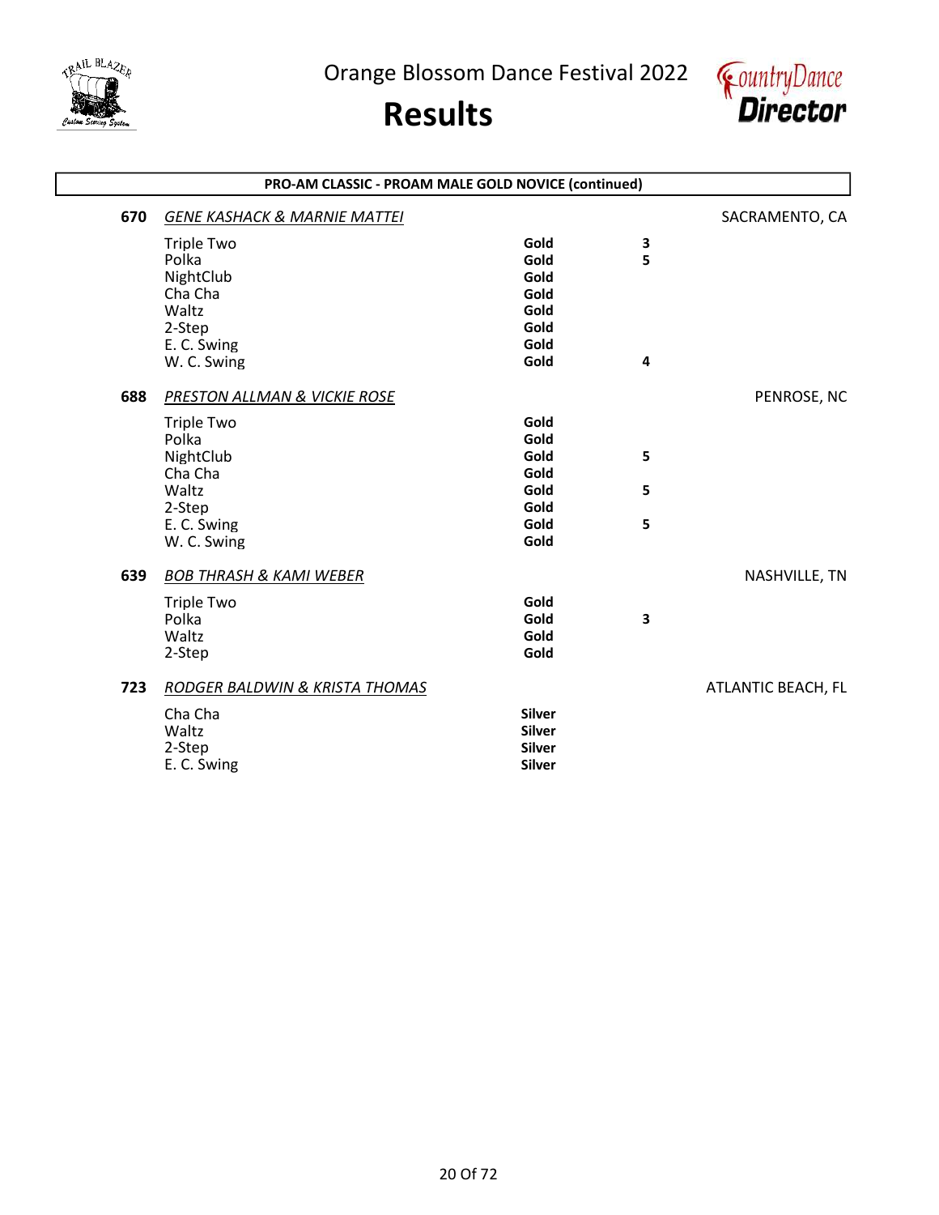# Orange Blossom Dance Festival 2022

# Results

## PRO-AM CLASSIC - PROAM MALE GOLD NOVICE (continued)

**670** *GENE KASHACK & MARNIE MATTEI* — SACRAMENTO, CA

| Dance | Level | Place |
|---|---|---|
| Triple Two | Gold | 3 |
| Polka | Gold | 5 |
| NightClub | Gold | |
| Cha Cha | Gold | |
| Waltz | Gold | |
| 2-Step | Gold | |
| E. C. Swing | Gold | |
| W. C. Swing | Gold | 4 |

**688** *PRESTON ALLMAN & VICKIE ROSE* — PENROSE, NC

| Dance | Level | Place |
|---|---|---|
| Triple Two | Gold | |
| Polka | Gold | |
| NightClub | Gold | 5 |
| Cha Cha | Gold | |
| Waltz | Gold | 5 |
| 2-Step | Gold | |
| E. C. Swing | Gold | 5 |
| W. C. Swing | Gold | |

**639** *BOB THRASH & KAMI WEBER* — NASHVILLE, TN

| Dance | Level | Place |
|---|---|---|
| Triple Two | Gold | |
| Polka | Gold | 3 |
| Waltz | Gold | |
| 2-Step | Gold | |

**723** *RODGER BALDWIN & KRISTA THOMAS* — ATLANTIC BEACH, FL

| Dance | Level | Place |
|---|---|---|
| Cha Cha | Silver | |
| Waltz | Silver | |
| 2-Step | Silver | |
| E. C. Swing | Silver | |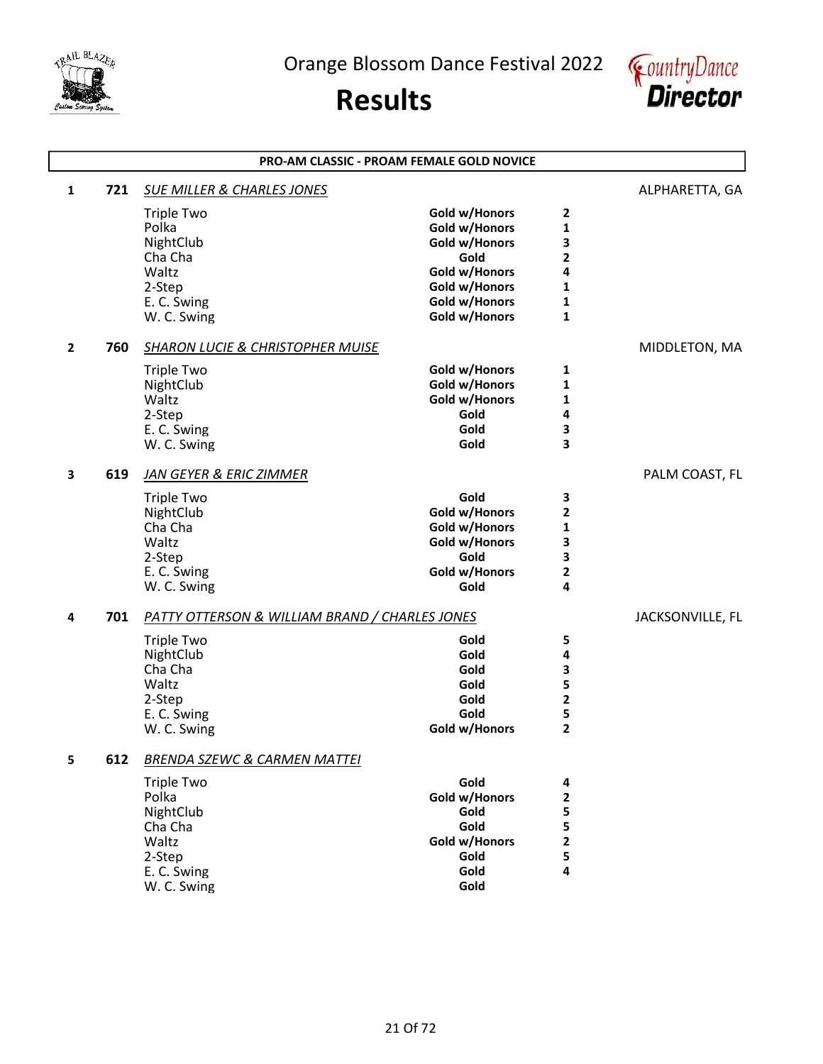Orange Blossom Dance Festival 2022

# Results

## PRO-AM CLASSIC - PROAM FEMALE GOLD NOVICE

| Place | No. | Couple / Dance | Award | Placement | Location |
|---|---|---|---|---|---|
| 1 | 721 | *SUE MILLER & CHARLES JONES* | | | ALPHARETTA, GA |
| | | Triple Two | Gold w/Honors | 2 | |
| | | Polka | Gold w/Honors | 1 | |
| | | NightClub | Gold w/Honors | 3 | |
| | | Cha Cha | Gold | 2 | |
| | | Waltz | Gold w/Honors | 4 | |
| | | 2-Step | Gold w/Honors | 1 | |
| | | E. C. Swing | Gold w/Honors | 1 | |
| | | W. C. Swing | Gold w/Honors | 1 | |
| 2 | 760 | *SHARON LUCIE & CHRISTOPHER MUISE* | | | MIDDLETON, MA |
| | | Triple Two | Gold w/Honors | 1 | |
| | | NightClub | Gold w/Honors | 1 | |
| | | Waltz | Gold w/Honors | 1 | |
| | | 2-Step | Gold | 4 | |
| | | E. C. Swing | Gold | 3 | |
| | | W. C. Swing | Gold | 3 | |
| 3 | 619 | *JAN GEYER & ERIC ZIMMER* | | | PALM COAST, FL |
| | | Triple Two | Gold | 3 | |
| | | NightClub | Gold w/Honors | 2 | |
| | | Cha Cha | Gold w/Honors | 1 | |
| | | Waltz | Gold w/Honors | 3 | |
| | | 2-Step | Gold | 3 | |
| | | E. C. Swing | Gold w/Honors | 2 | |
| | | W. C. Swing | Gold | 4 | |
| 4 | 701 | *PATTY OTTERSON & WILLIAM BRAND / CHARLES JONES* | | | JACKSONVILLE, FL |
| | | Triple Two | Gold | 5 | |
| | | NightClub | Gold | 4 | |
| | | Cha Cha | Gold | 3 | |
| | | Waltz | Gold | 5 | |
| | | 2-Step | Gold | 2 | |
| | | E. C. Swing | Gold | 5 | |
| | | W. C. Swing | Gold w/Honors | 2 | |
| 5 | 612 | *BRENDA SZEWC & CARMEN MATTEI* | | | |
| | | Triple Two | Gold | 4 | |
| | | Polka | Gold w/Honors | 2 | |
| | | NightClub | Gold | 5 | |
| | | Cha Cha | Gold | 5 | |
| | | Waltz | Gold w/Honors | 2 | |
| | | 2-Step | Gold | 5 | |
| | | E. C. Swing | Gold | 4 | |
| | | W. C. Swing | Gold | | |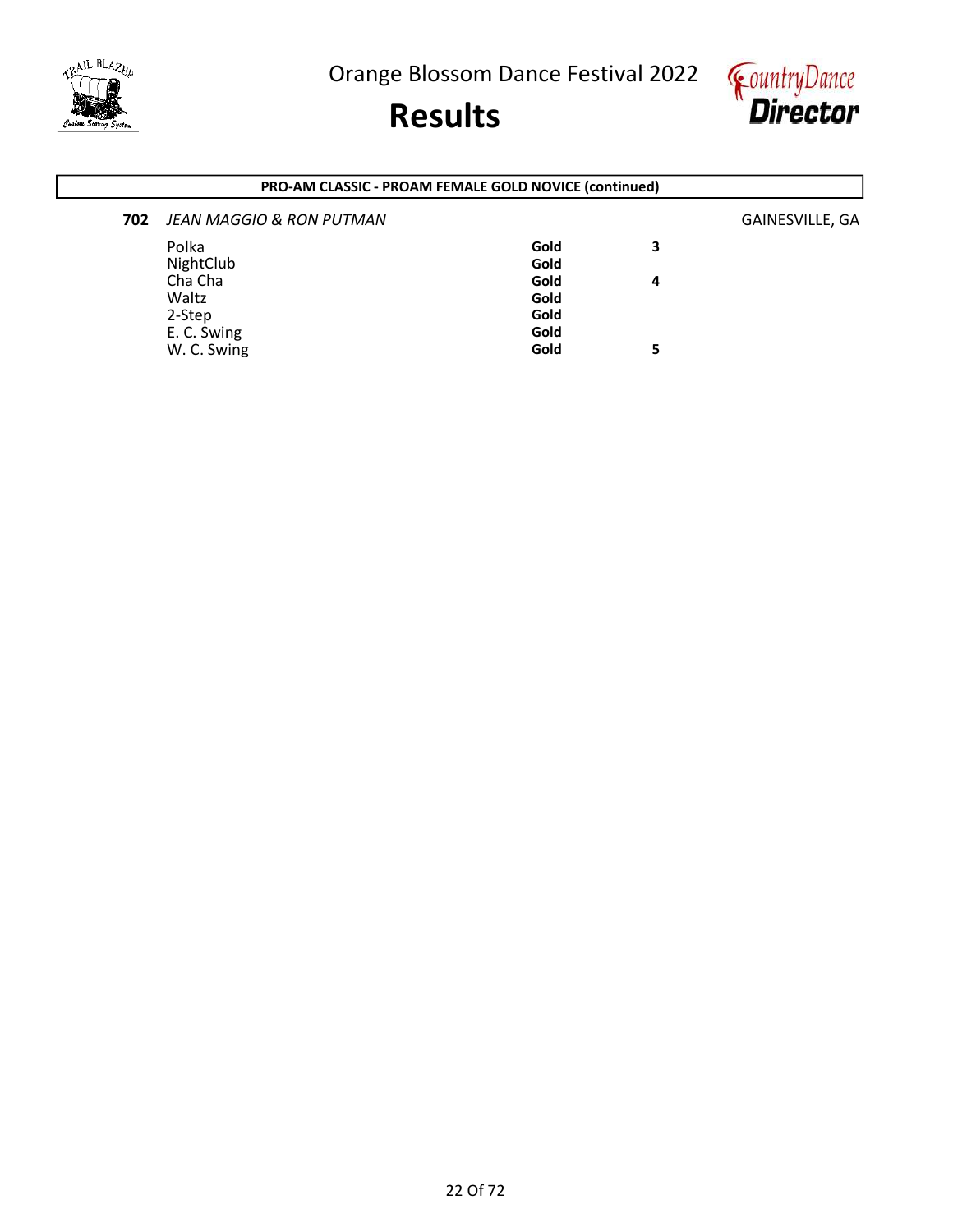## PRO-AM CLASSIC - PROAM FEMALE GOLD NOVICE (continued)

**702** *JEAN MAGGIO & RON PUTMAN* GAINESVILLE, GA

| Dance | Level | Place |
| --- | --- | --- |
| Polka | **Gold** | **3** |
| NightClub | **Gold** | |
| Cha Cha | **Gold** | **4** |
| Waltz | **Gold** | |
| 2-Step | **Gold** | |
| E. C. Swing | **Gold** | |
| W. C. Swing | **Gold** | **5** |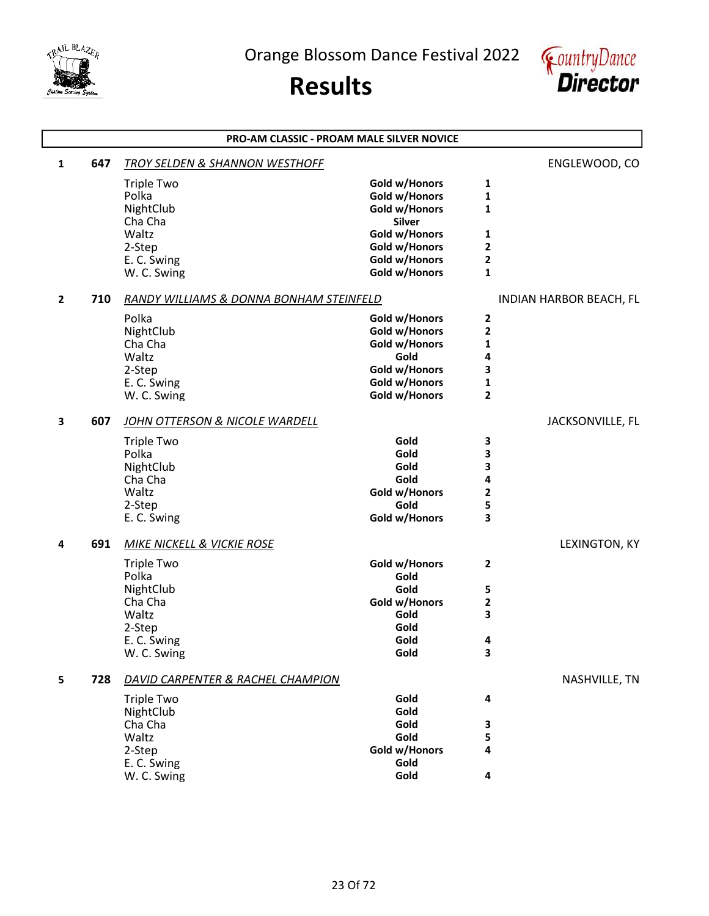Orange Blossom Dance Festival 2022

# Results

## PRO-AM CLASSIC - PROAM MALE SILVER NOVICE

**1** **647** *TROY SELDEN & SHANNON WESTHOFF* ENGLEWOOD, CO

| Dance | Award | Place |
|---|---|---|
| Triple Two | Gold w/Honors | 1 |
| Polka | Gold w/Honors | 1 |
| NightClub | Gold w/Honors | 1 |
| Cha Cha | Silver | |
| Waltz | Gold w/Honors | 1 |
| 2-Step | Gold w/Honors | 2 |
| E. C. Swing | Gold w/Honors | 2 |
| W. C. Swing | Gold w/Honors | 1 |

**2** **710** *RANDY WILLIAMS & DONNA BONHAM STEINFELD* INDIAN HARBOR BEACH, FL

| Dance | Award | Place |
|---|---|---|
| Polka | Gold w/Honors | 2 |
| NightClub | Gold w/Honors | 2 |
| Cha Cha | Gold w/Honors | 1 |
| Waltz | Gold | 4 |
| 2-Step | Gold w/Honors | 3 |
| E. C. Swing | Gold w/Honors | 1 |
| W. C. Swing | Gold w/Honors | 2 |

**3** **607** *JOHN OTTERSON & NICOLE WARDELL* JACKSONVILLE, FL

| Dance | Award | Place |
|---|---|---|
| Triple Two | Gold | 3 |
| Polka | Gold | 3 |
| NightClub | Gold | 3 |
| Cha Cha | Gold | 4 |
| Waltz | Gold w/Honors | 2 |
| 2-Step | Gold | 5 |
| E. C. Swing | Gold w/Honors | 3 |

**4** **691** *MIKE NICKELL & VICKIE ROSE* LEXINGTON, KY

| Dance | Award | Place |
|---|---|---|
| Triple Two | Gold w/Honors | 2 |
| Polka | Gold | |
| NightClub | Gold | 5 |
| Cha Cha | Gold w/Honors | 2 |
| Waltz | Gold | 3 |
| 2-Step | Gold | |
| E. C. Swing | Gold | 4 |
| W. C. Swing | Gold | 3 |

**5** **728** *DAVID CARPENTER & RACHEL CHAMPION* NASHVILLE, TN

| Dance | Award | Place |
|---|---|---|
| Triple Two | Gold | 4 |
| NightClub | Gold | |
| Cha Cha | Gold | 3 |
| Waltz | Gold | 5 |
| 2-Step | Gold w/Honors | 4 |
| E. C. Swing | Gold | |
| W. C. Swing | Gold | 4 |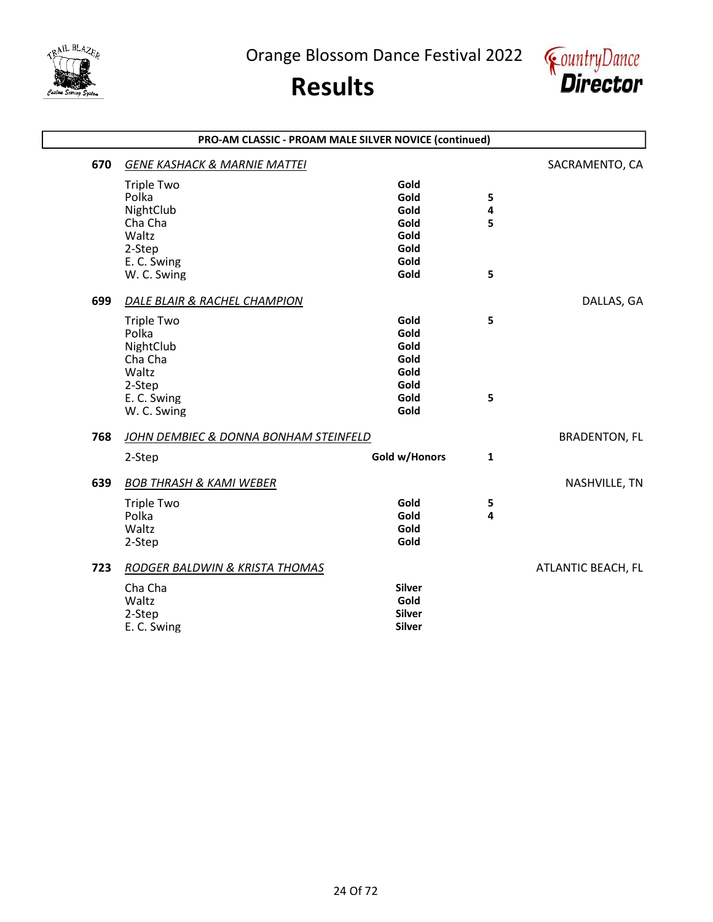# Orange Blossom Dance Festival 2022

# Results

## PRO-AM CLASSIC - PROAM MALE SILVER NOVICE (continued)

**670** *GENE KASHACK & MARNIE MATTEI* — SACRAMENTO, CA

| Dance | Award | Place |
|---|---|---|
| Triple Two | Gold | |
| Polka | Gold | 5 |
| NightClub | Gold | 4 |
| Cha Cha | Gold | 5 |
| Waltz | Gold | |
| 2-Step | Gold | |
| E. C. Swing | Gold | |
| W. C. Swing | Gold | 5 |

**699** *DALE BLAIR & RACHEL CHAMPION* — DALLAS, GA

| Dance | Award | Place |
|---|---|---|
| Triple Two | Gold | 5 |
| Polka | Gold | |
| NightClub | Gold | |
| Cha Cha | Gold | |
| Waltz | Gold | |
| 2-Step | Gold | |
| E. C. Swing | Gold | 5 |
| W. C. Swing | Gold | |

**768** *JOHN DEMBIEC & DONNA BONHAM STEINFELD* — BRADENTON, FL

| Dance | Award | Place |
|---|---|---|
| 2-Step | Gold w/Honors | 1 |

**639** *BOB THRASH & KAMI WEBER* — NASHVILLE, TN

| Dance | Award | Place |
|---|---|---|
| Triple Two | Gold | 5 |
| Polka | Gold | 4 |
| Waltz | Gold | |
| 2-Step | Gold | |

**723** *RODGER BALDWIN & KRISTA THOMAS* — ATLANTIC BEACH, FL

| Dance | Award | Place |
|---|---|---|
| Cha Cha | Silver | |
| Waltz | Gold | |
| 2-Step | Silver | |
| E. C. Swing | Silver | |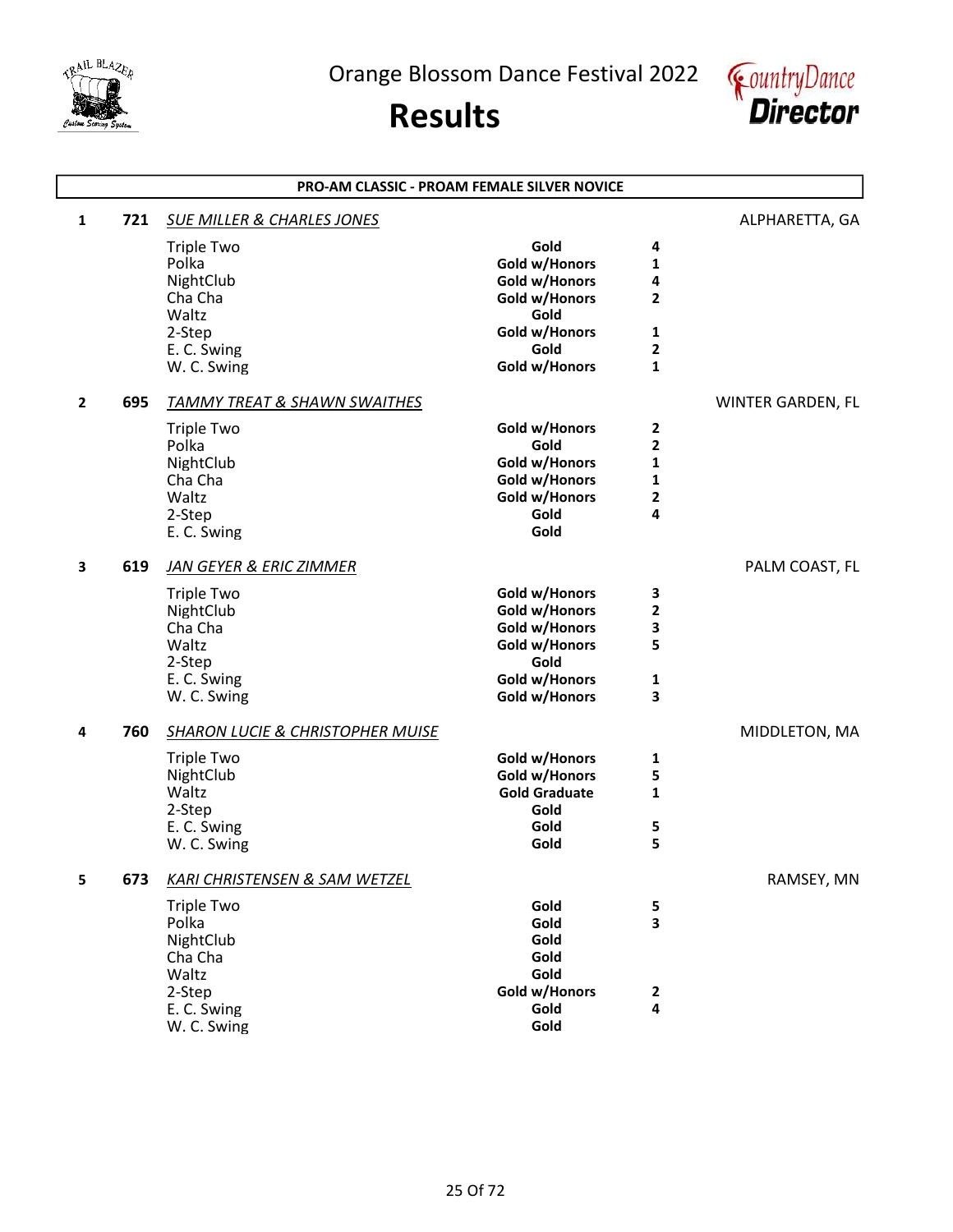# Orange Blossom Dance Festival 2022

## Results

### PRO-AM CLASSIC - PROAM FEMALE SILVER NOVICE

**1** **721** *SUE MILLER & CHARLES JONES* — ALPHARETTA, GA

| Dance | Award | Place |
|---|---|---|
| Triple Two | Gold | 4 |
| Polka | Gold w/Honors | 1 |
| NightClub | Gold w/Honors | 4 |
| Cha Cha | Gold w/Honors | 2 |
| Waltz | Gold | |
| 2-Step | Gold w/Honors | 1 |
| E. C. Swing | Gold | 2 |
| W. C. Swing | Gold w/Honors | 1 |

**2** **695** *TAMMY TREAT & SHAWN SWAITHES* — WINTER GARDEN, FL

| Dance | Award | Place |
|---|---|---|
| Triple Two | Gold w/Honors | 2 |
| Polka | Gold | 2 |
| NightClub | Gold w/Honors | 1 |
| Cha Cha | Gold w/Honors | 1 |
| Waltz | Gold w/Honors | 2 |
| 2-Step | Gold | 4 |
| E. C. Swing | Gold | |

**3** **619** *JAN GEYER & ERIC ZIMMER* — PALM COAST, FL

| Dance | Award | Place |
|---|---|---|
| Triple Two | Gold w/Honors | 3 |
| NightClub | Gold w/Honors | 2 |
| Cha Cha | Gold w/Honors | 3 |
| Waltz | Gold w/Honors | 5 |
| 2-Step | Gold | |
| E. C. Swing | Gold w/Honors | 1 |
| W. C. Swing | Gold w/Honors | 3 |

**4** **760** *SHARON LUCIE & CHRISTOPHER MUISE* — MIDDLETON, MA

| Dance | Award | Place |
|---|---|---|
| Triple Two | Gold w/Honors | 1 |
| NightClub | Gold w/Honors | 5 |
| Waltz | Gold Graduate | 1 |
| 2-Step | Gold | |
| E. C. Swing | Gold | 5 |
| W. C. Swing | Gold | 5 |

**5** **673** *KARI CHRISTENSEN & SAM WETZEL* — RAMSEY, MN

| Dance | Award | Place |
|---|---|---|
| Triple Two | Gold | 5 |
| Polka | Gold | 3 |
| NightClub | Gold | |
| Cha Cha | Gold | |
| Waltz | Gold | |
| 2-Step | Gold w/Honors | 2 |
| E. C. Swing | Gold | 4 |
| W. C. Swing | Gold | |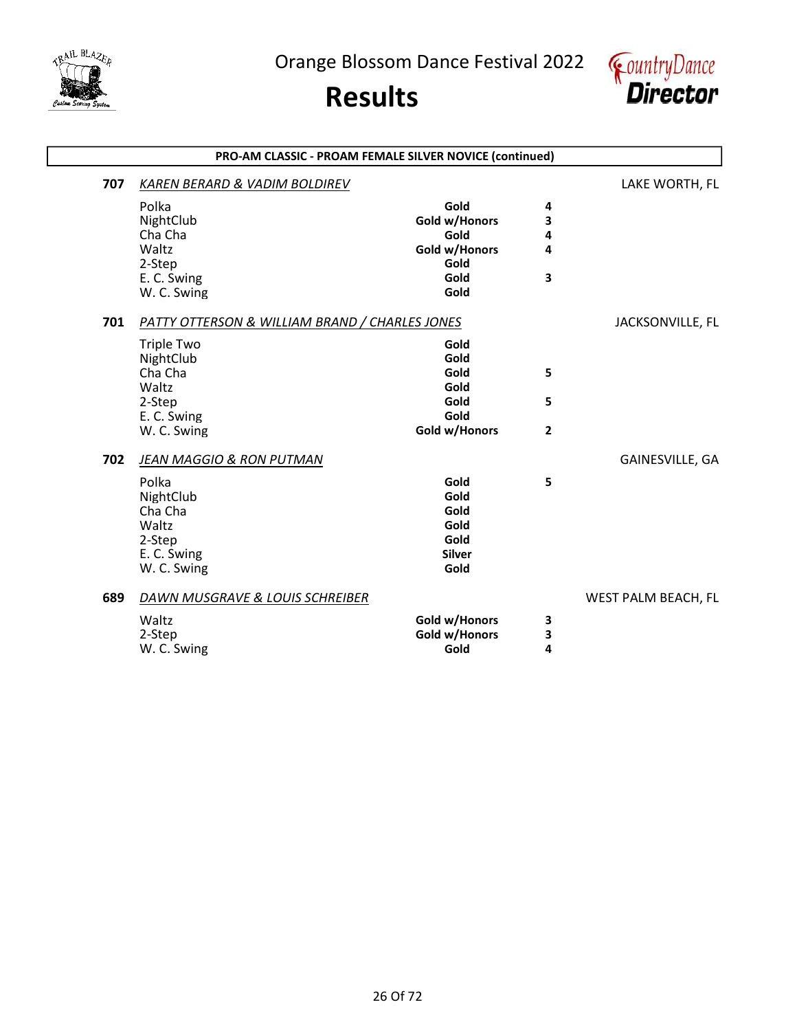# Orange Blossom Dance Festival 2022

# Results

## PRO-AM CLASSIC - PROAM FEMALE SILVER NOVICE (continued)

**707** *KAREN BERARD & VADIM BOLDIREV* — LAKE WORTH, FL

| Dance | Award | Place |
|---|---|---|
| Polka | **Gold** | **4** |
| NightClub | **Gold w/Honors** | **3** |
| Cha Cha | **Gold** | **4** |
| Waltz | **Gold w/Honors** | **4** |
| 2-Step | **Gold** | |
| E. C. Swing | **Gold** | **3** |
| W. C. Swing | **Gold** | |

**701** *PATTY OTTERSON & WILLIAM BRAND / CHARLES JONES* — JACKSONVILLE, FL

| Dance | Award | Place |
|---|---|---|
| Triple Two | **Gold** | |
| NightClub | **Gold** | |
| Cha Cha | **Gold** | **5** |
| Waltz | **Gold** | |
| 2-Step | **Gold** | **5** |
| E. C. Swing | **Gold** | |
| W. C. Swing | **Gold w/Honors** | **2** |

**702** *JEAN MAGGIO & RON PUTMAN* — GAINESVILLE, GA

| Dance | Award | Place |
|---|---|---|
| Polka | **Gold** | **5** |
| NightClub | **Gold** | |
| Cha Cha | **Gold** | |
| Waltz | **Gold** | |
| 2-Step | **Gold** | |
| E. C. Swing | **Silver** | |
| W. C. Swing | **Gold** | |

**689** *DAWN MUSGRAVE & LOUIS SCHREIBER* — WEST PALM BEACH, FL

| Dance | Award | Place |
|---|---|---|
| Waltz | **Gold w/Honors** | **3** |
| 2-Step | **Gold w/Honors** | **3** |
| W. C. Swing | **Gold** | **4** |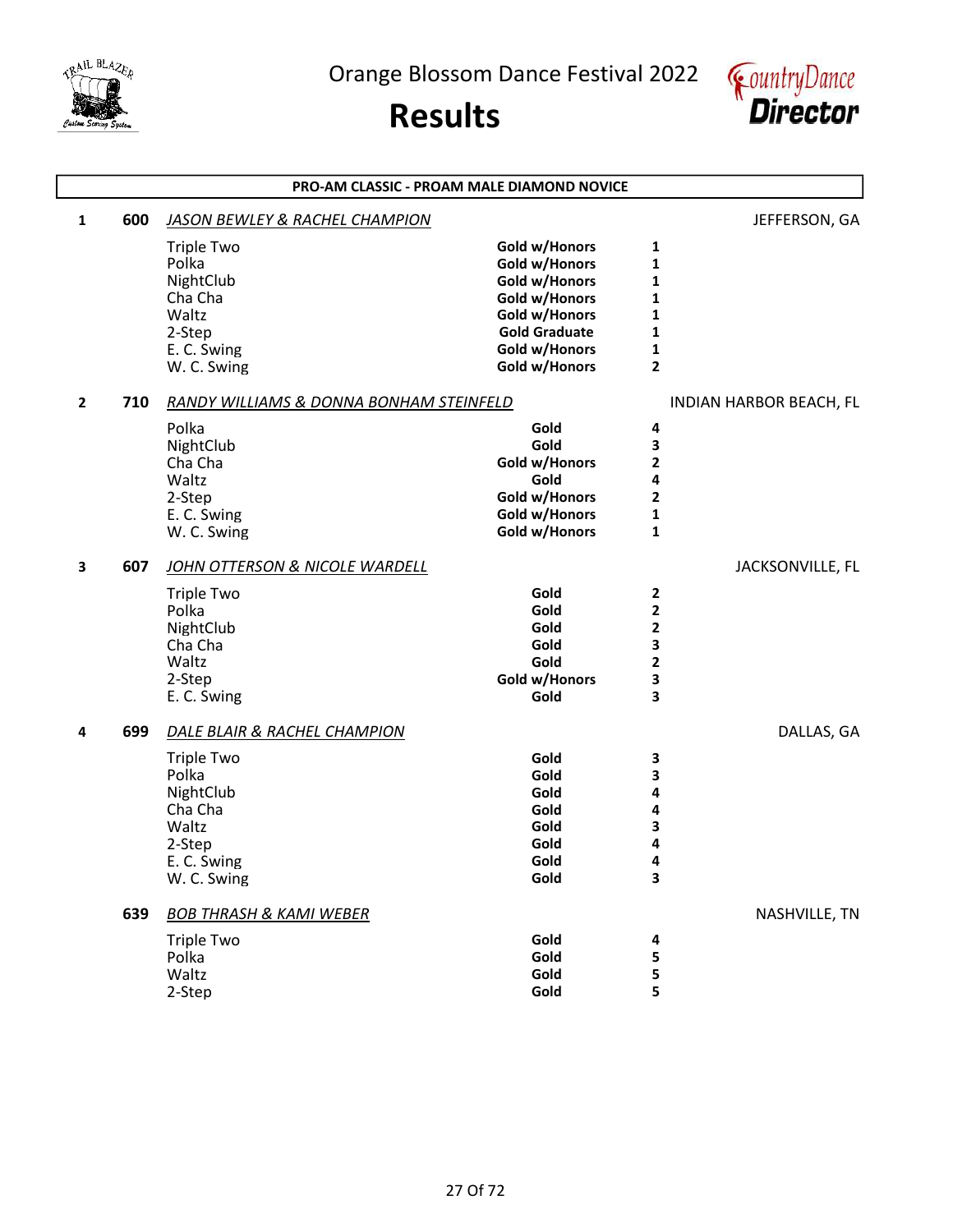# Orange Blossom Dance Festival 2022

# Results

## PRO-AM CLASSIC - PROAM MALE DIAMOND NOVICE

**1** **600** *JASON BEWLEY & RACHEL CHAMPION* — JEFFERSON, GA

| Dance | Award | Place |
|---|---|---|
| Triple Two | **Gold w/Honors** | **1** |
| Polka | **Gold w/Honors** | **1** |
| NightClub | **Gold w/Honors** | **1** |
| Cha Cha | **Gold w/Honors** | **1** |
| Waltz | **Gold w/Honors** | **1** |
| 2-Step | **Gold Graduate** | **1** |
| E. C. Swing | **Gold w/Honors** | **1** |
| W. C. Swing | **Gold w/Honors** | **2** |

**2** **710** *RANDY WILLIAMS & DONNA BONHAM STEINFELD* — INDIAN HARBOR BEACH, FL

| Dance | Award | Place |
|---|---|---|
| Polka | **Gold** | **4** |
| NightClub | **Gold** | **3** |
| Cha Cha | **Gold w/Honors** | **2** |
| Waltz | **Gold** | **4** |
| 2-Step | **Gold w/Honors** | **2** |
| E. C. Swing | **Gold w/Honors** | **1** |
| W. C. Swing | **Gold w/Honors** | **1** |

**3** **607** *JOHN OTTERSON & NICOLE WARDELL* — JACKSONVILLE, FL

| Dance | Award | Place |
|---|---|---|
| Triple Two | **Gold** | **2** |
| Polka | **Gold** | **2** |
| NightClub | **Gold** | **2** |
| Cha Cha | **Gold** | **3** |
| Waltz | **Gold** | **2** |
| 2-Step | **Gold w/Honors** | **3** |
| E. C. Swing | **Gold** | **3** |

**4** **699** *DALE BLAIR & RACHEL CHAMPION* — DALLAS, GA

| Dance | Award | Place |
|---|---|---|
| Triple Two | **Gold** | **3** |
| Polka | **Gold** | **3** |
| NightClub | **Gold** | **4** |
| Cha Cha | **Gold** | **4** |
| Waltz | **Gold** | **3** |
| 2-Step | **Gold** | **4** |
| E. C. Swing | **Gold** | **4** |
| W. C. Swing | **Gold** | **3** |

**639** *BOB THRASH & KAMI WEBER* — NASHVILLE, TN

| Dance | Award | Place |
|---|---|---|
| Triple Two | **Gold** | **4** |
| Polka | **Gold** | **5** |
| Waltz | **Gold** | **5** |
| 2-Step | **Gold** | **5** |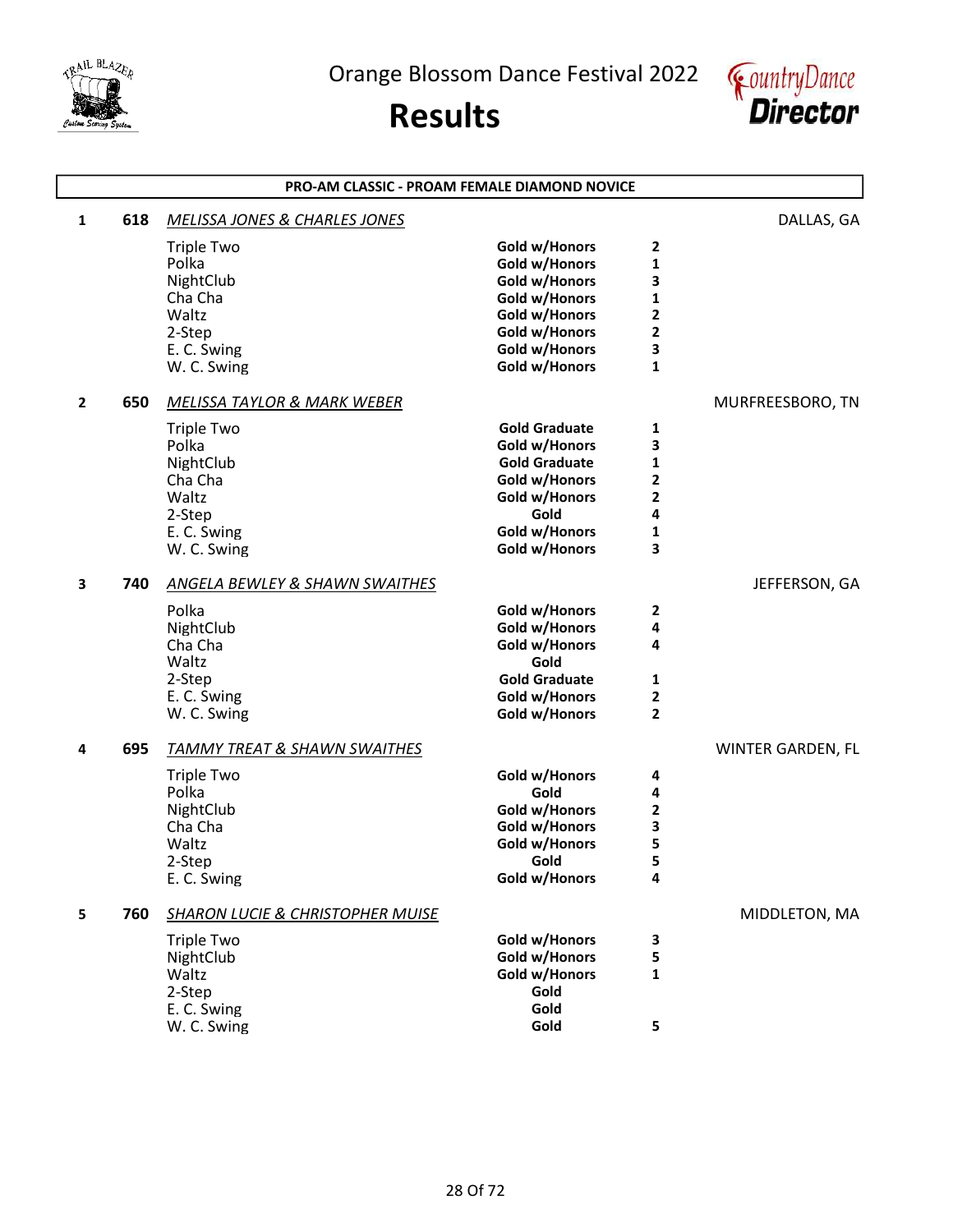Orange Blossom Dance Festival 2022

# Results

## PRO-AM CLASSIC - PROAM FEMALE DIAMOND NOVICE

| Place | No. | Couple / Dance | Award | Mark | Location |
|---|---|---|---|---|---|
| 1 | 618 | *MELISSA JONES & CHARLES JONES* | | | DALLAS, GA |
| | | Triple Two | Gold w/Honors | 2 | |
| | | Polka | Gold w/Honors | 1 | |
| | | NightClub | Gold w/Honors | 3 | |
| | | Cha Cha | Gold w/Honors | 1 | |
| | | Waltz | Gold w/Honors | 2 | |
| | | 2-Step | Gold w/Honors | 2 | |
| | | E. C. Swing | Gold w/Honors | 3 | |
| | | W. C. Swing | Gold w/Honors | 1 | |
| 2 | 650 | *MELISSA TAYLOR & MARK WEBER* | | | MURFREESBORO, TN |
| | | Triple Two | Gold Graduate | 1 | |
| | | Polka | Gold w/Honors | 3 | |
| | | NightClub | Gold Graduate | 1 | |
| | | Cha Cha | Gold w/Honors | 2 | |
| | | Waltz | Gold w/Honors | 2 | |
| | | 2-Step | Gold | 4 | |
| | | E. C. Swing | Gold w/Honors | 1 | |
| | | W. C. Swing | Gold w/Honors | 3 | |
| 3 | 740 | *ANGELA BEWLEY & SHAWN SWAITHES* | | | JEFFERSON, GA |
| | | Polka | Gold w/Honors | 2 | |
| | | NightClub | Gold w/Honors | 4 | |
| | | Cha Cha | Gold w/Honors | 4 | |
| | | Waltz | Gold | | |
| | | 2-Step | Gold Graduate | 1 | |
| | | E. C. Swing | Gold w/Honors | 2 | |
| | | W. C. Swing | Gold w/Honors | 2 | |
| 4 | 695 | *TAMMY TREAT & SHAWN SWAITHES* | | | WINTER GARDEN, FL |
| | | Triple Two | Gold w/Honors | 4 | |
| | | Polka | Gold | 4 | |
| | | NightClub | Gold w/Honors | 2 | |
| | | Cha Cha | Gold w/Honors | 3 | |
| | | Waltz | Gold w/Honors | 5 | |
| | | 2-Step | Gold | 5 | |
| | | E. C. Swing | Gold w/Honors | 4 | |
| 5 | 760 | *SHARON LUCIE & CHRISTOPHER MUISE* | | | MIDDLETON, MA |
| | | Triple Two | Gold w/Honors | 3 | |
| | | NightClub | Gold w/Honors | 5 | |
| | | Waltz | Gold w/Honors | 1 | |
| | | 2-Step | Gold | | |
| | | E. C. Swing | Gold | | |
| | | W. C. Swing | Gold | 5 | |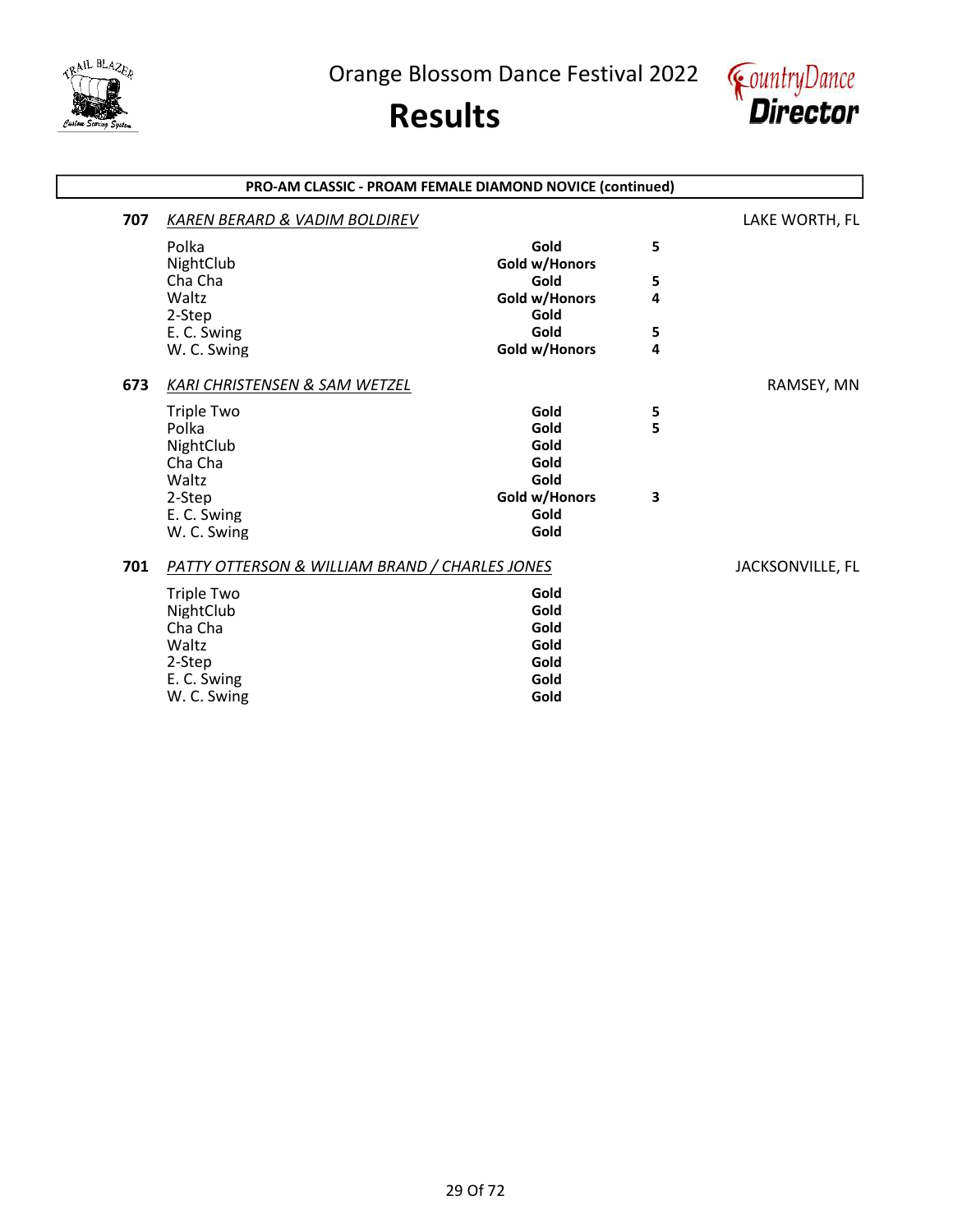# Orange Blossom Dance Festival 2022

# Results

**PRO-AM CLASSIC - PROAM FEMALE DIAMOND NOVICE (continued)**

**707** *KAREN BERARD & VADIM BOLDIREV* — LAKE WORTH, FL

| Dance | Result | Score |
|---|---|---|
| Polka | **Gold** | **5** |
| NightClub | **Gold w/Honors** | |
| Cha Cha | **Gold** | **5** |
| Waltz | **Gold w/Honors** | **4** |
| 2-Step | **Gold** | |
| E. C. Swing | **Gold** | **5** |
| W. C. Swing | **Gold w/Honors** | **4** |

**673** *KARI CHRISTENSEN & SAM WETZEL* — RAMSEY, MN

| Dance | Result | Score |
|---|---|---|
| Triple Two | **Gold** | **5** |
| Polka | **Gold** | **5** |
| NightClub | **Gold** | |
| Cha Cha | **Gold** | |
| Waltz | **Gold** | |
| 2-Step | **Gold w/Honors** | **3** |
| E. C. Swing | **Gold** | |
| W. C. Swing | **Gold** | |

**701** *PATTY OTTERSON & WILLIAM BRAND / CHARLES JONES* — JACKSONVILLE, FL

| Dance | Result | Score |
|---|---|---|
| Triple Two | **Gold** | |
| NightClub | **Gold** | |
| Cha Cha | **Gold** | |
| Waltz | **Gold** | |
| 2-Step | **Gold** | |
| E. C. Swing | **Gold** | |
| W. C. Swing | **Gold** | |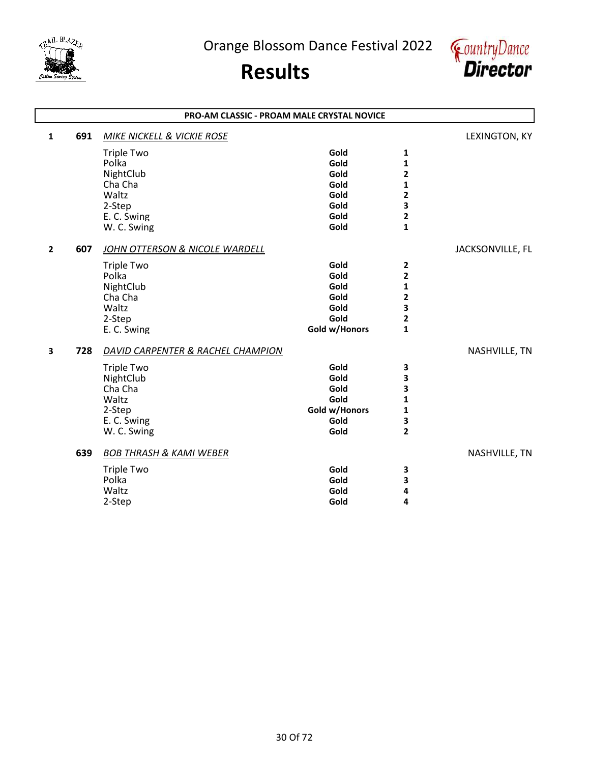## PRO-AM CLASSIC - PROAM MALE CRYSTAL NOVICE

| Place | No. | Couple / Dance | Award | Rank | Location |
|---|---|---|---|---|---|
| 1 | 691 | *MIKE NICKELL & VICKIE ROSE* | | | LEXINGTON, KY |
| | | Triple Two | Gold | 1 | |
| | | Polka | Gold | 1 | |
| | | NightClub | Gold | 2 | |
| | | Cha Cha | Gold | 1 | |
| | | Waltz | Gold | 2 | |
| | | 2-Step | Gold | 3 | |
| | | E. C. Swing | Gold | 2 | |
| | | W. C. Swing | Gold | 1 | |
| 2 | 607 | *JOHN OTTERSON & NICOLE WARDELL* | | | JACKSONVILLE, FL |
| | | Triple Two | Gold | 2 | |
| | | Polka | Gold | 2 | |
| | | NightClub | Gold | 1 | |
| | | Cha Cha | Gold | 2 | |
| | | Waltz | Gold | 3 | |
| | | 2-Step | Gold | 2 | |
| | | E. C. Swing | Gold w/Honors | 1 | |
| 3 | 728 | *DAVID CARPENTER & RACHEL CHAMPION* | | | NASHVILLE, TN |
| | | Triple Two | Gold | 3 | |
| | | NightClub | Gold | 3 | |
| | | Cha Cha | Gold | 3 | |
| | | Waltz | Gold | 1 | |
| | | 2-Step | Gold w/Honors | 1 | |
| | | E. C. Swing | Gold | 3 | |
| | | W. C. Swing | Gold | 2 | |
| | 639 | *BOB THRASH & KAMI WEBER* | | | NASHVILLE, TN |
| | | Triple Two | Gold | 3 | |
| | | Polka | Gold | 3 | |
| | | Waltz | Gold | 4 | |
| | | 2-Step | Gold | 4 | |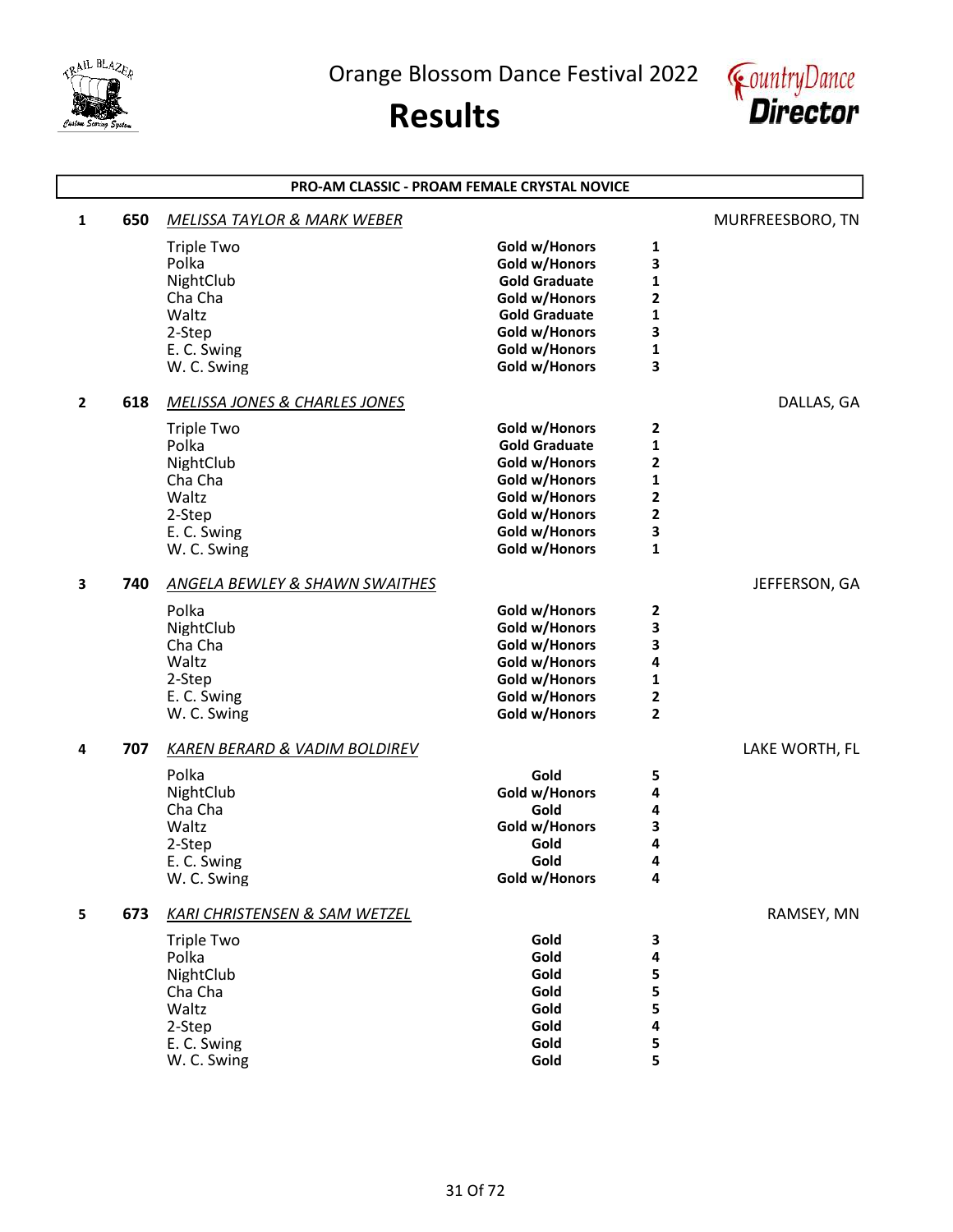# Orange Blossom Dance Festival 2022

# Results

## PRO-AM CLASSIC - PROAM FEMALE CRYSTAL NOVICE

**1 — 650 — *MELISSA TAYLOR & MARK WEBER* — MURFREESBORO, TN**

| Dance | Award | Place |
|---|---|---|
| Triple Two | Gold w/Honors | 1 |
| Polka | Gold w/Honors | 3 |
| NightClub | Gold Graduate | 1 |
| Cha Cha | Gold w/Honors | 2 |
| Waltz | Gold Graduate | 1 |
| 2-Step | Gold w/Honors | 3 |
| E. C. Swing | Gold w/Honors | 1 |
| W. C. Swing | Gold w/Honors | 3 |

**2 — 618 — *MELISSA JONES & CHARLES JONES* — DALLAS, GA**

| Dance | Award | Place |
|---|---|---|
| Triple Two | Gold w/Honors | 2 |
| Polka | Gold Graduate | 1 |
| NightClub | Gold w/Honors | 2 |
| Cha Cha | Gold w/Honors | 1 |
| Waltz | Gold w/Honors | 2 |
| 2-Step | Gold w/Honors | 2 |
| E. C. Swing | Gold w/Honors | 3 |
| W. C. Swing | Gold w/Honors | 1 |

**3 — 740 — *ANGELA BEWLEY & SHAWN SWAITHES* — JEFFERSON, GA**

| Dance | Award | Place |
|---|---|---|
| Polka | Gold w/Honors | 2 |
| NightClub | Gold w/Honors | 3 |
| Cha Cha | Gold w/Honors | 3 |
| Waltz | Gold w/Honors | 4 |
| 2-Step | Gold w/Honors | 1 |
| E. C. Swing | Gold w/Honors | 2 |
| W. C. Swing | Gold w/Honors | 2 |

**4 — 707 — *KAREN BERARD & VADIM BOLDIREV* — LAKE WORTH, FL**

| Dance | Award | Place |
|---|---|---|
| Polka | Gold | 5 |
| NightClub | Gold w/Honors | 4 |
| Cha Cha | Gold | 4 |
| Waltz | Gold w/Honors | 3 |
| 2-Step | Gold | 4 |
| E. C. Swing | Gold | 4 |
| W. C. Swing | Gold w/Honors | 4 |

**5 — 673 — *KARI CHRISTENSEN & SAM WETZEL* — RAMSEY, MN**

| Dance | Award | Place |
|---|---|---|
| Triple Two | Gold | 3 |
| Polka | Gold | 4 |
| NightClub | Gold | 5 |
| Cha Cha | Gold | 5 |
| Waltz | Gold | 5 |
| 2-Step | Gold | 4 |
| E. C. Swing | Gold | 5 |
| W. C. Swing | Gold | 5 |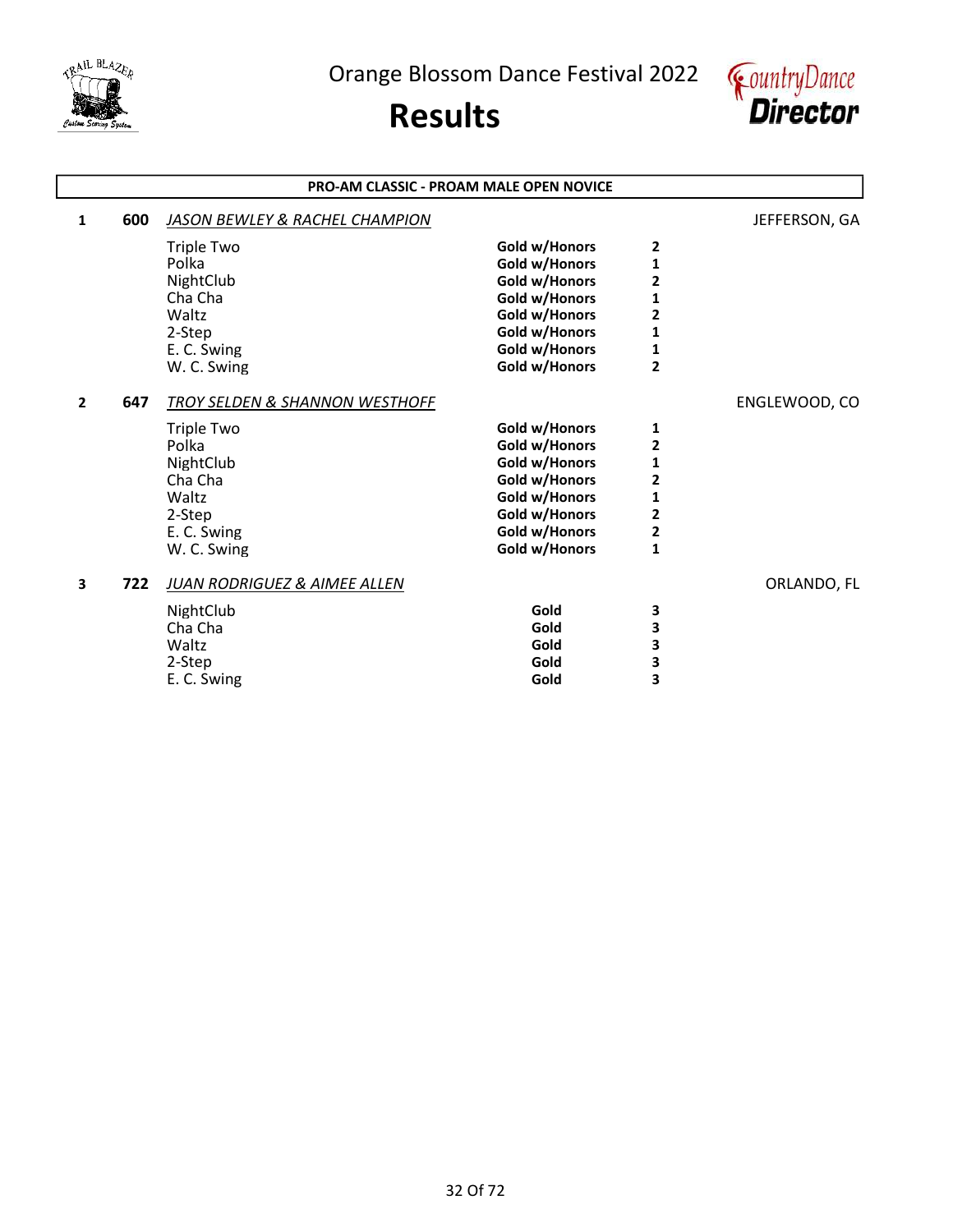Orange Blossom Dance Festival 2022

# Results

## PRO-AM CLASSIC - PROAM MALE OPEN NOVICE

**1** **600** *JASON BEWLEY & RACHEL CHAMPION* JEFFERSON, GA

| Dance | Award | Place |
|---|---|---|
| Triple Two | **Gold w/Honors** | **2** |
| Polka | **Gold w/Honors** | **1** |
| NightClub | **Gold w/Honors** | **2** |
| Cha Cha | **Gold w/Honors** | **1** |
| Waltz | **Gold w/Honors** | **2** |
| 2-Step | **Gold w/Honors** | **1** |
| E. C. Swing | **Gold w/Honors** | **1** |
| W. C. Swing | **Gold w/Honors** | **2** |

**2** **647** *TROY SELDEN & SHANNON WESTHOFF* ENGLEWOOD, CO

| Dance | Award | Place |
|---|---|---|
| Triple Two | **Gold w/Honors** | **1** |
| Polka | **Gold w/Honors** | **2** |
| NightClub | **Gold w/Honors** | **1** |
| Cha Cha | **Gold w/Honors** | **2** |
| Waltz | **Gold w/Honors** | **1** |
| 2-Step | **Gold w/Honors** | **2** |
| E. C. Swing | **Gold w/Honors** | **2** |
| W. C. Swing | **Gold w/Honors** | **1** |

**3** **722** *JUAN RODRIGUEZ & AIMEE ALLEN* ORLANDO, FL

| Dance | Award | Place |
|---|---|---|
| NightClub | **Gold** | **3** |
| Cha Cha | **Gold** | **3** |
| Waltz | **Gold** | **3** |
| 2-Step | **Gold** | **3** |
| E. C. Swing | **Gold** | **3** |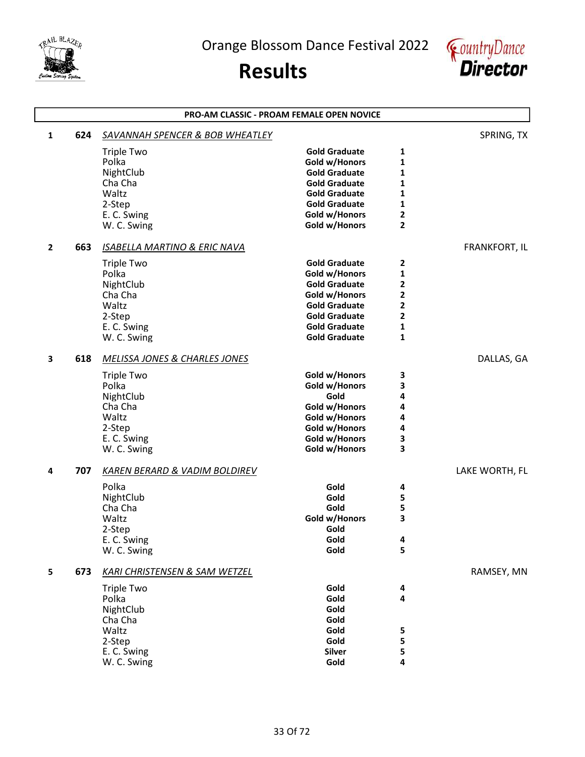# Orange Blossom Dance Festival 2022

# Results

## PRO-AM CLASSIC - PROAM FEMALE OPEN NOVICE

**1 — 624 — *SAVANNAH SPENCER & BOB WHEATLEY* — SPRING, TX**

| Dance | Award | Place |
|---|---|---|
| Triple Two | Gold Graduate | 1 |
| Polka | Gold w/Honors | 1 |
| NightClub | Gold Graduate | 1 |
| Cha Cha | Gold Graduate | 1 |
| Waltz | Gold Graduate | 1 |
| 2-Step | Gold Graduate | 1 |
| E. C. Swing | Gold w/Honors | 2 |
| W. C. Swing | Gold w/Honors | 2 |

**2 — 663 — *ISABELLA MARTINO & ERIC NAVA* — FRANKFORT, IL**

| Dance | Award | Place |
|---|---|---|
| Triple Two | Gold Graduate | 2 |
| Polka | Gold w/Honors | 1 |
| NightClub | Gold Graduate | 2 |
| Cha Cha | Gold w/Honors | 2 |
| Waltz | Gold Graduate | 2 |
| 2-Step | Gold Graduate | 2 |
| E. C. Swing | Gold Graduate | 1 |
| W. C. Swing | Gold Graduate | 1 |

**3 — 618 — *MELISSA JONES & CHARLES JONES* — DALLAS, GA**

| Dance | Award | Place |
|---|---|---|
| Triple Two | Gold w/Honors | 3 |
| Polka | Gold w/Honors | 3 |
| NightClub | Gold | 4 |
| Cha Cha | Gold w/Honors | 4 |
| Waltz | Gold w/Honors | 4 |
| 2-Step | Gold w/Honors | 4 |
| E. C. Swing | Gold w/Honors | 3 |
| W. C. Swing | Gold w/Honors | 3 |

**4 — 707 — *KAREN BERARD & VADIM BOLDIREV* — LAKE WORTH, FL**

| Dance | Award | Place |
|---|---|---|
| Polka | Gold | 4 |
| NightClub | Gold | 5 |
| Cha Cha | Gold | 5 |
| Waltz | Gold w/Honors | 3 |
| 2-Step | Gold | |
| E. C. Swing | Gold | 4 |
| W. C. Swing | Gold | 5 |

**5 — 673 — *KARI CHRISTENSEN & SAM WETZEL* — RAMSEY, MN**

| Dance | Award | Place |
|---|---|---|
| Triple Two | Gold | 4 |
| Polka | Gold | 4 |
| NightClub | Gold | |
| Cha Cha | Gold | |
| Waltz | Gold | 5 |
| 2-Step | Gold | 5 |
| E. C. Swing | Silver | 5 |
| W. C. Swing | Gold | 4 |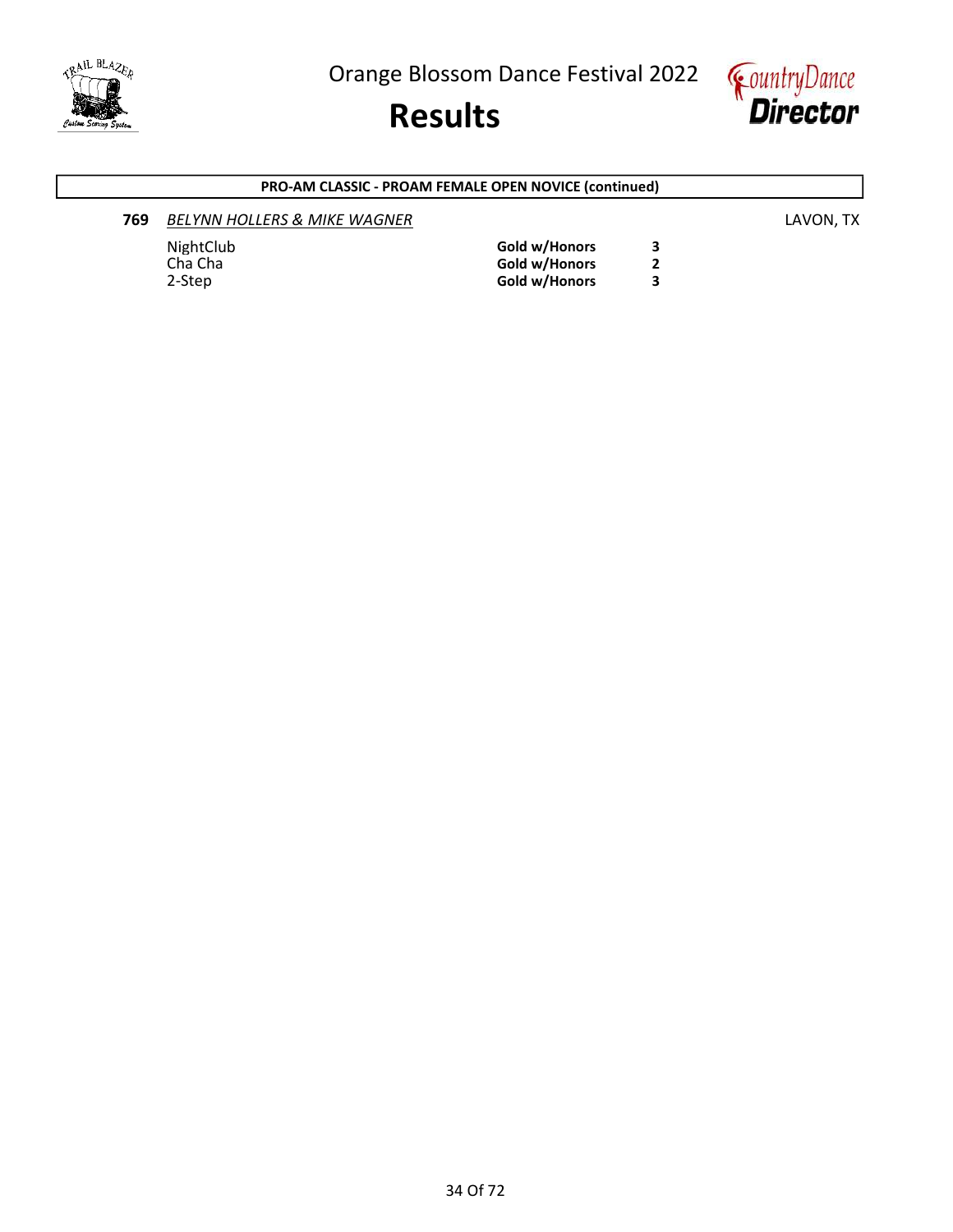**PRO-AM CLASSIC - PROAM FEMALE OPEN NOVICE (continued)**

**769** *BELYNN HOLLERS & MIKE WAGNER* LAVON, TX

| Dance | Result | Place |
|---|---|---|
| NightClub | **Gold w/Honors** | **3** |
| Cha Cha | **Gold w/Honors** | **2** |
| 2-Step | **Gold w/Honors** | **3** |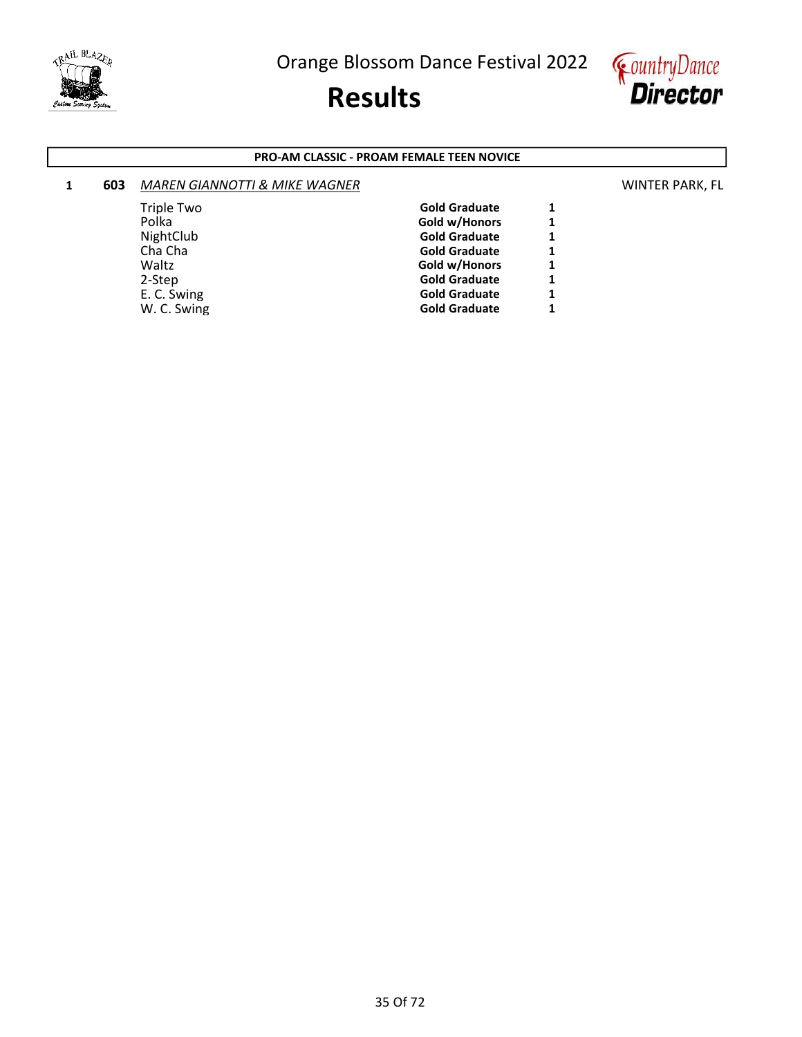Orange Blossom Dance Festival 2022

# Results

**PRO-AM CLASSIC - PROAM FEMALE TEEN NOVICE**

| Place | No. | Couple | Dance | Award | Rank | Location |
|---|---|---|---|---|---|---|
| **1** | **603** | *MAREN GIANNOTTI & MIKE WAGNER* | | | | WINTER PARK, FL |
| | | | Triple Two | **Gold Graduate** | **1** | |
| | | | Polka | **Gold w/Honors** | **1** | |
| | | | NightClub | **Gold Graduate** | **1** | |
| | | | Cha Cha | **Gold Graduate** | **1** | |
| | | | Waltz | **Gold w/Honors** | **1** | |
| | | | 2-Step | **Gold Graduate** | **1** | |
| | | | E. C. Swing | **Gold Graduate** | **1** | |
| | | | W. C. Swing | **Gold Graduate** | **1** | |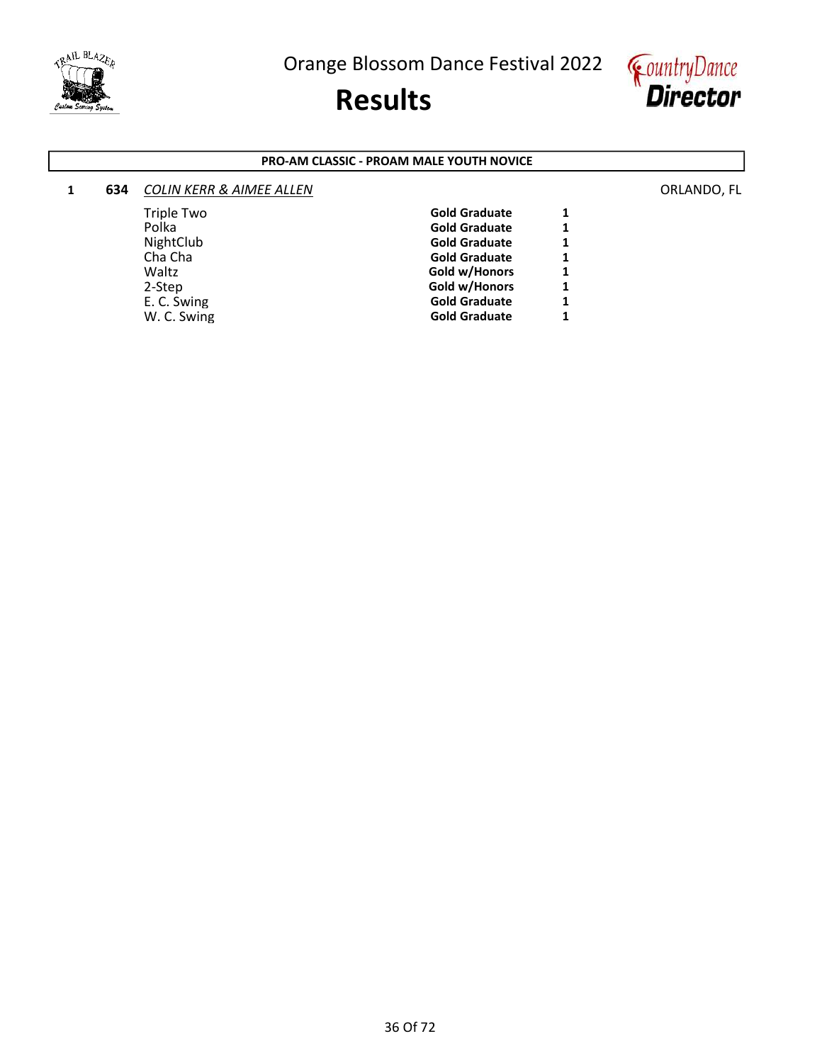Orange Blossom Dance Festival 2022

# Results

**PRO-AM CLASSIC - PROAM MALE YOUTH NOVICE**

**1** **634** *COLIN KERR & AIMEE ALLEN* ORLANDO, FL

| Dance | Award | Place |
|---|---|---|
| Triple Two | **Gold Graduate** | **1** |
| Polka | **Gold Graduate** | **1** |
| NightClub | **Gold Graduate** | **1** |
| Cha Cha | **Gold Graduate** | **1** |
| Waltz | **Gold w/Honors** | **1** |
| 2-Step | **Gold w/Honors** | **1** |
| E. C. Swing | **Gold Graduate** | **1** |
| W. C. Swing | **Gold Graduate** | **1** |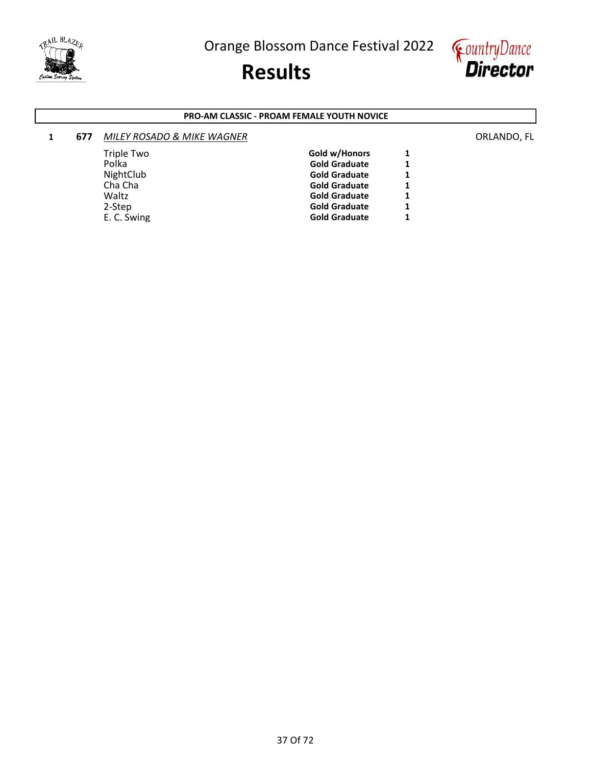## PRO-AM CLASSIC - PROAM FEMALE YOUTH NOVICE

| Place | No. | Couple | | | Location |
|---|---|---|---|---|---|
| 1 | 677 | *MILEY ROSADO & MIKE WAGNER* | | | ORLANDO, FL |
| | | Triple Two | **Gold w/Honors** | **1** | |
| | | Polka | **Gold Graduate** | **1** | |
| | | NightClub | **Gold Graduate** | **1** | |
| | | Cha Cha | **Gold Graduate** | **1** | |
| | | Waltz | **Gold Graduate** | **1** | |
| | | 2-Step | **Gold Graduate** | **1** | |
| | | E. C. Swing | **Gold Graduate** | **1** | |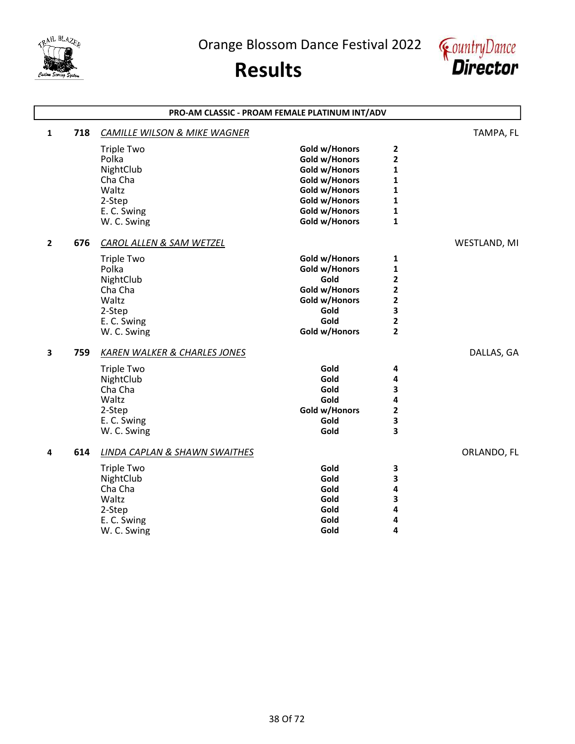Orange Blossom Dance Festival 2022

# Results

## PRO-AM CLASSIC - PROAM FEMALE PLATINUM INT/ADV

**1 718** *CAMILLE WILSON & MIKE WAGNER* — TAMPA, FL

| Dance | Award | Place |
|---|---|---|
| Triple Two | Gold w/Honors | 2 |
| Polka | Gold w/Honors | 2 |
| NightClub | Gold w/Honors | 1 |
| Cha Cha | Gold w/Honors | 1 |
| Waltz | Gold w/Honors | 1 |
| 2-Step | Gold w/Honors | 1 |
| E. C. Swing | Gold w/Honors | 1 |
| W. C. Swing | Gold w/Honors | 1 |

**2 676** *CAROL ALLEN & SAM WETZEL* — WESTLAND, MI

| Dance | Award | Place |
|---|---|---|
| Triple Two | Gold w/Honors | 1 |
| Polka | Gold w/Honors | 1 |
| NightClub | Gold | 2 |
| Cha Cha | Gold w/Honors | 2 |
| Waltz | Gold w/Honors | 2 |
| 2-Step | Gold | 3 |
| E. C. Swing | Gold | 2 |
| W. C. Swing | Gold w/Honors | 2 |

**3 759** *KAREN WALKER & CHARLES JONES* — DALLAS, GA

| Dance | Award | Place |
|---|---|---|
| Triple Two | Gold | 4 |
| NightClub | Gold | 4 |
| Cha Cha | Gold | 3 |
| Waltz | Gold | 4 |
| 2-Step | Gold w/Honors | 2 |
| E. C. Swing | Gold | 3 |
| W. C. Swing | Gold | 3 |

**4 614** *LINDA CAPLAN & SHAWN SWAITHES* — ORLANDO, FL

| Dance | Award | Place |
|---|---|---|
| Triple Two | Gold | 3 |
| NightClub | Gold | 3 |
| Cha Cha | Gold | 4 |
| Waltz | Gold | 3 |
| 2-Step | Gold | 4 |
| E. C. Swing | Gold | 4 |
| W. C. Swing | Gold | 4 |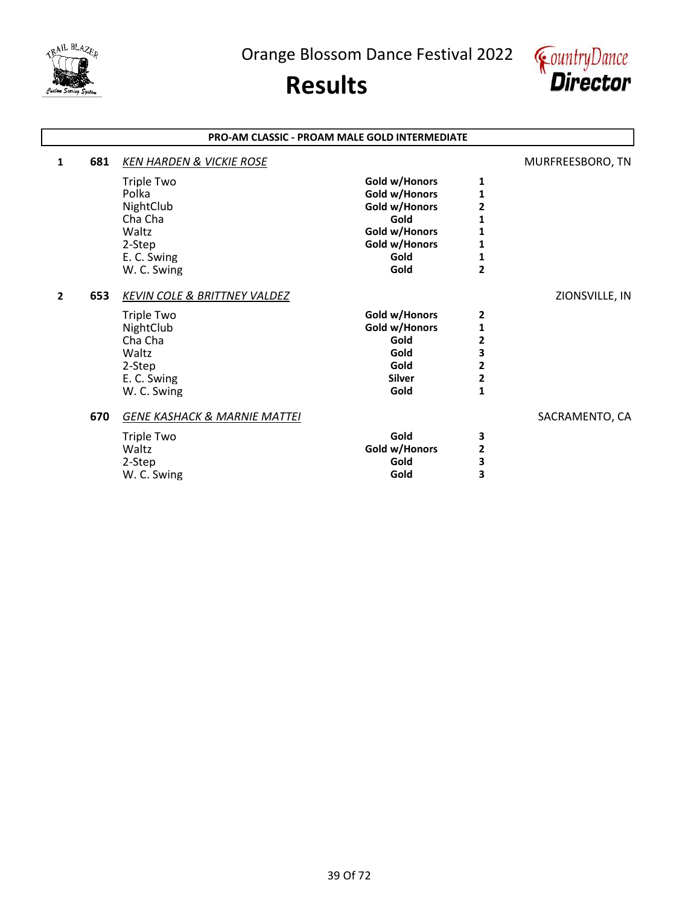# Orange Blossom Dance Festival 2022

# Results

**PRO-AM CLASSIC - PROAM MALE GOLD INTERMEDIATE**

**1** **681** *KEN HARDEN & VICKIE ROSE* — MURFREESBORO, TN

| Dance | Award | Place |
|---|---|---|
| Triple Two | **Gold w/Honors** | **1** |
| Polka | **Gold w/Honors** | **1** |
| NightClub | **Gold w/Honors** | **2** |
| Cha Cha | **Gold** | **1** |
| Waltz | **Gold w/Honors** | **1** |
| 2-Step | **Gold w/Honors** | **1** |
| E. C. Swing | **Gold** | **1** |
| W. C. Swing | **Gold** | **2** |

**2** **653** *KEVIN COLE & BRITTNEY VALDEZ* — ZIONSVILLE, IN

| Dance | Award | Place |
|---|---|---|
| Triple Two | **Gold w/Honors** | **2** |
| NightClub | **Gold w/Honors** | **1** |
| Cha Cha | **Gold** | **2** |
| Waltz | **Gold** | **3** |
| 2-Step | **Gold** | **2** |
| E. C. Swing | **Silver** | **2** |
| W. C. Swing | **Gold** | **1** |

**670** *GENE KASHACK & MARNIE MATTEI* — SACRAMENTO, CA

| Dance | Award | Place |
|---|---|---|
| Triple Two | **Gold** | **3** |
| Waltz | **Gold w/Honors** | **2** |
| 2-Step | **Gold** | **3** |
| W. C. Swing | **Gold** | **3** |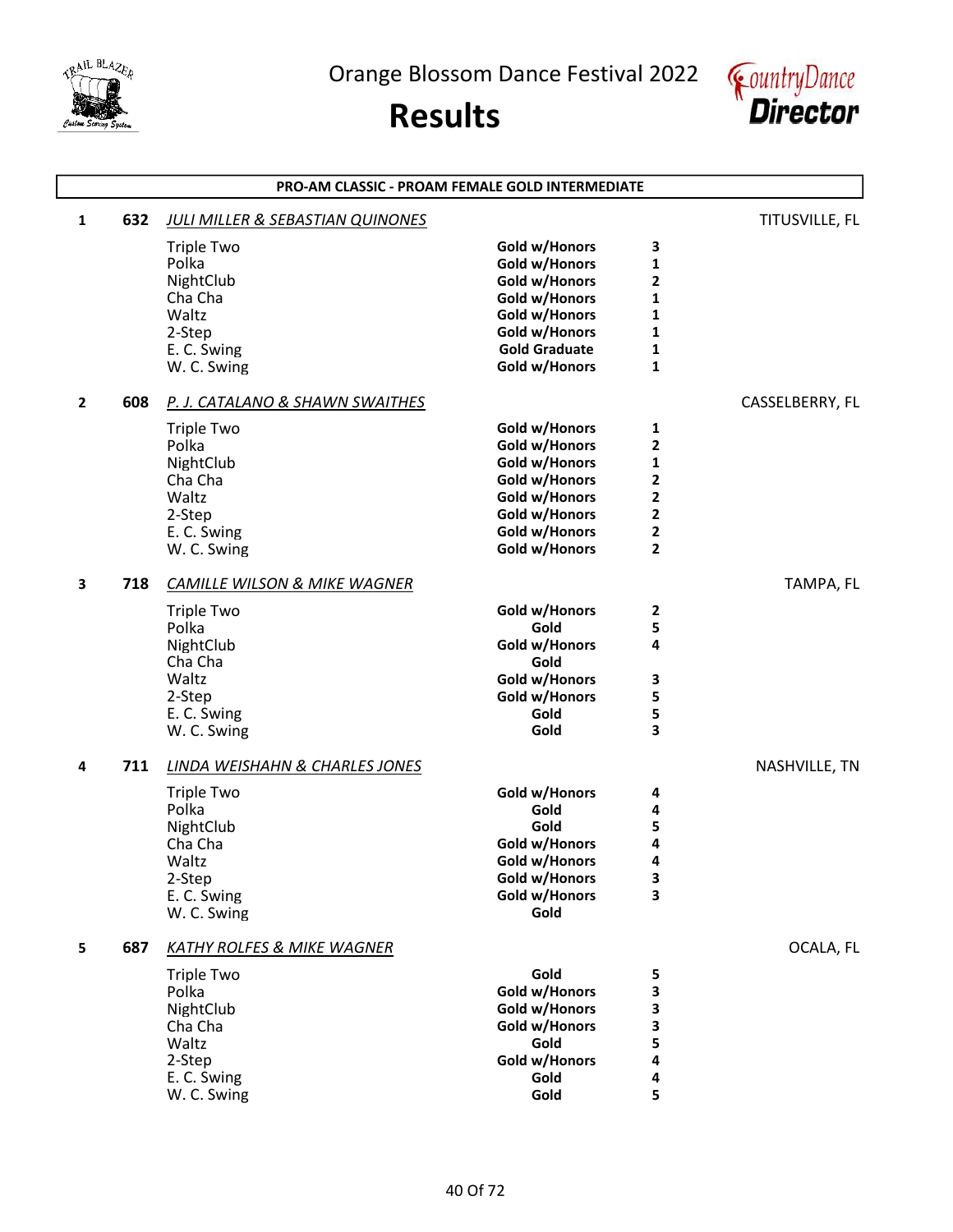Orange Blossom Dance Festival 2022

# Results

## PRO-AM CLASSIC - PROAM FEMALE GOLD INTERMEDIATE

**1 632 *JULI MILLER & SEBASTIAN QUINONES*** — TITUSVILLE, FL

| Dance | Award | Place |
|---|---|---|
| Triple Two | Gold w/Honors | 3 |
| Polka | Gold w/Honors | 1 |
| NightClub | Gold w/Honors | 2 |
| Cha Cha | Gold w/Honors | 1 |
| Waltz | Gold w/Honors | 1 |
| 2-Step | Gold w/Honors | 1 |
| E. C. Swing | Gold Graduate | 1 |
| W. C. Swing | Gold w/Honors | 1 |

**2 608 *P. J. CATALANO & SHAWN SWAITHES*** — CASSELBERRY, FL

| Dance | Award | Place |
|---|---|---|
| Triple Two | Gold w/Honors | 1 |
| Polka | Gold w/Honors | 2 |
| NightClub | Gold w/Honors | 1 |
| Cha Cha | Gold w/Honors | 2 |
| Waltz | Gold w/Honors | 2 |
| 2-Step | Gold w/Honors | 2 |
| E. C. Swing | Gold w/Honors | 2 |
| W. C. Swing | Gold w/Honors | 2 |

**3 718 *CAMILLE WILSON & MIKE WAGNER*** — TAMPA, FL

| Dance | Award | Place |
|---|---|---|
| Triple Two | Gold w/Honors | 2 |
| Polka | Gold | 5 |
| NightClub | Gold w/Honors | 4 |
| Cha Cha | Gold | |
| Waltz | Gold w/Honors | 3 |
| 2-Step | Gold w/Honors | 5 |
| E. C. Swing | Gold | 5 |
| W. C. Swing | Gold | 3 |

**4 711 *LINDA WEISHAHN & CHARLES JONES*** — NASHVILLE, TN

| Dance | Award | Place |
|---|---|---|
| Triple Two | Gold w/Honors | 4 |
| Polka | Gold | 4 |
| NightClub | Gold | 5 |
| Cha Cha | Gold w/Honors | 4 |
| Waltz | Gold w/Honors | 4 |
| 2-Step | Gold w/Honors | 3 |
| E. C. Swing | Gold w/Honors | 3 |
| W. C. Swing | Gold | |

**5 687 *KATHY ROLFES & MIKE WAGNER*** — OCALA, FL

| Dance | Award | Place |
|---|---|---|
| Triple Two | Gold | 5 |
| Polka | Gold w/Honors | 3 |
| NightClub | Gold w/Honors | 3 |
| Cha Cha | Gold w/Honors | 3 |
| Waltz | Gold | 5 |
| 2-Step | Gold w/Honors | 4 |
| E. C. Swing | Gold | 4 |
| W. C. Swing | Gold | 5 |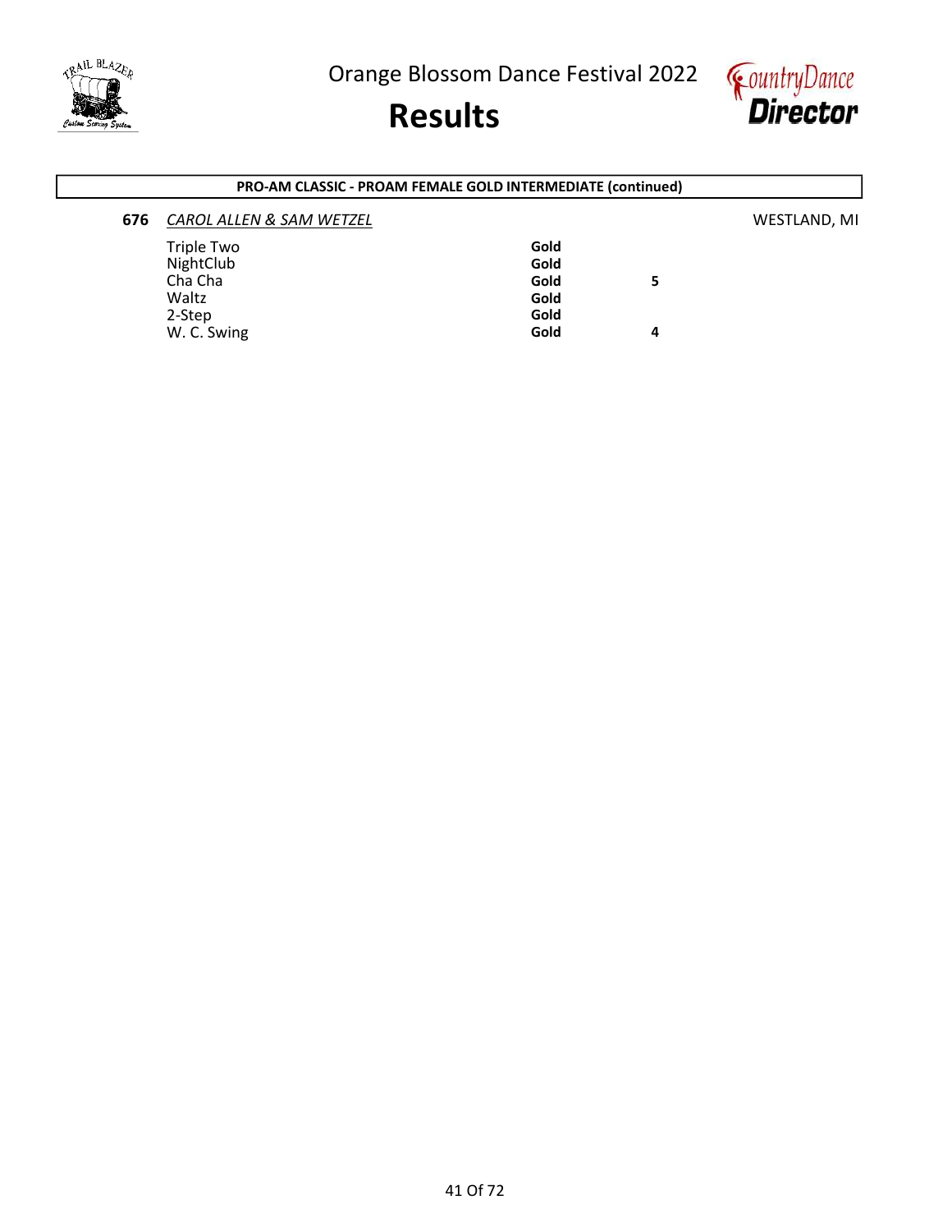**PRO-AM CLASSIC - PROAM FEMALE GOLD INTERMEDIATE (continued)**

**676** *CAROL ALLEN & SAM WETZEL* WESTLAND, MI

| Dance | Level | Place |
|---|---|---|
| Triple Two | **Gold** | |
| NightClub | **Gold** | |
| Cha Cha | **Gold** | **5** |
| Waltz | **Gold** | |
| 2-Step | **Gold** | |
| W. C. Swing | **Gold** | **4** |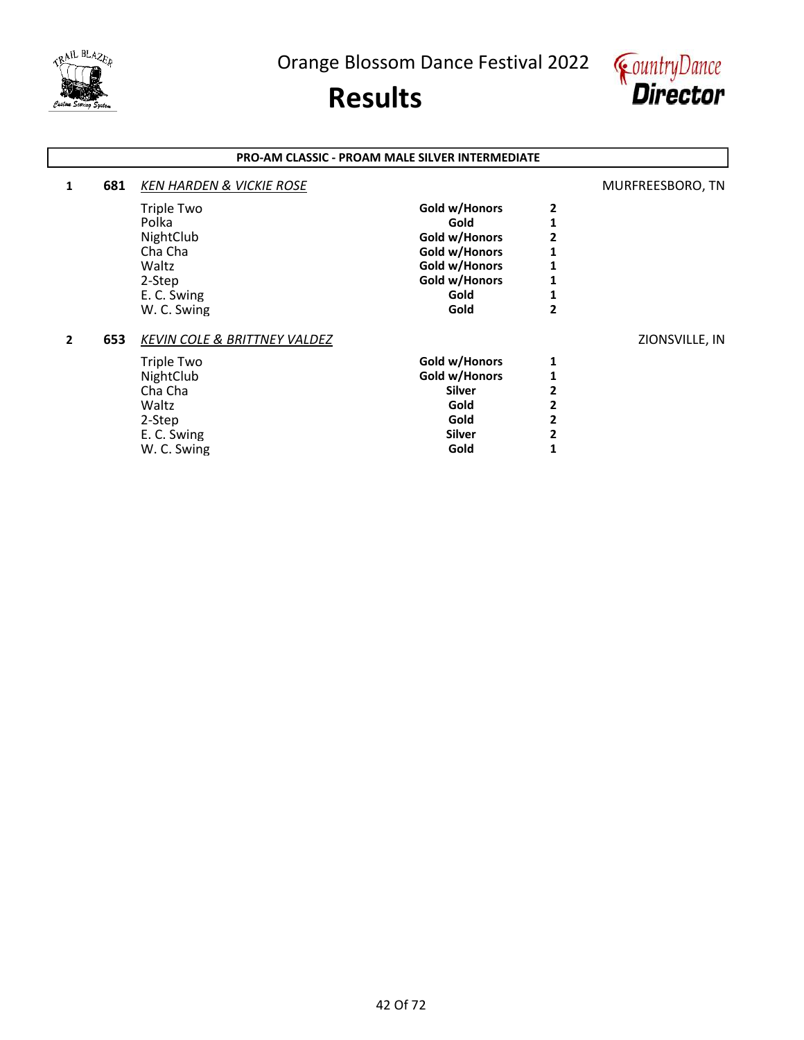# Orange Blossom Dance Festival 2022

# Results

## PRO-AM CLASSIC - PROAM MALE SILVER INTERMEDIATE

**1** **681** *KEN HARDEN & VICKIE ROSE* — MURFREESBORO, TN

| Dance | Award | Place |
|---|---|---|
| Triple Two | **Gold w/Honors** | **2** |
| Polka | **Gold** | **1** |
| NightClub | **Gold w/Honors** | **2** |
| Cha Cha | **Gold w/Honors** | **1** |
| Waltz | **Gold w/Honors** | **1** |
| 2-Step | **Gold w/Honors** | **1** |
| E. C. Swing | **Gold** | **1** |
| W. C. Swing | **Gold** | **2** |

**2** **653** *KEVIN COLE & BRITTNEY VALDEZ* — ZIONSVILLE, IN

| Dance | Award | Place |
|---|---|---|
| Triple Two | **Gold w/Honors** | **1** |
| NightClub | **Gold w/Honors** | **1** |
| Cha Cha | **Silver** | **2** |
| Waltz | **Gold** | **2** |
| 2-Step | **Gold** | **2** |
| E. C. Swing | **Silver** | **2** |
| W. C. Swing | **Gold** | **1** |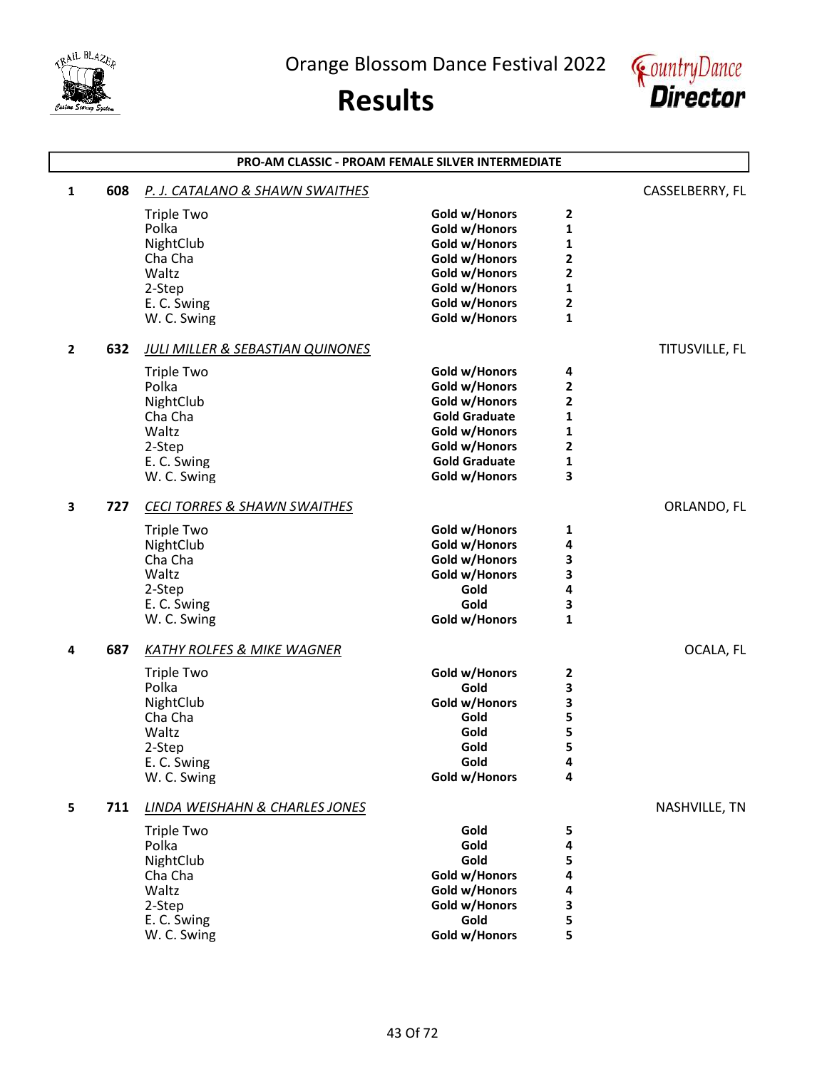# Orange Blossom Dance Festival 2022

# Results

## PRO-AM CLASSIC - PROAM FEMALE SILVER INTERMEDIATE

**1 608** *P. J. CATALANO & SHAWN SWAITHES* — CASSELBERRY, FL

| Dance | Award | Place |
|---|---|---|
| Triple Two | Gold w/Honors | 2 |
| Polka | Gold w/Honors | 1 |
| NightClub | Gold w/Honors | 1 |
| Cha Cha | Gold w/Honors | 2 |
| Waltz | Gold w/Honors | 2 |
| 2-Step | Gold w/Honors | 1 |
| E. C. Swing | Gold w/Honors | 2 |
| W. C. Swing | Gold w/Honors | 1 |

**2 632** *JULI MILLER & SEBASTIAN QUINONES* — TITUSVILLE, FL

| Dance | Award | Place |
|---|---|---|
| Triple Two | Gold w/Honors | 4 |
| Polka | Gold w/Honors | 2 |
| NightClub | Gold w/Honors | 2 |
| Cha Cha | Gold Graduate | 1 |
| Waltz | Gold w/Honors | 1 |
| 2-Step | Gold w/Honors | 2 |
| E. C. Swing | Gold Graduate | 1 |
| W. C. Swing | Gold w/Honors | 3 |

**3 727** *CECI TORRES & SHAWN SWAITHES* — ORLANDO, FL

| Dance | Award | Place |
|---|---|---|
| Triple Two | Gold w/Honors | 1 |
| NightClub | Gold w/Honors | 4 |
| Cha Cha | Gold w/Honors | 3 |
| Waltz | Gold w/Honors | 3 |
| 2-Step | Gold | 4 |
| E. C. Swing | Gold | 3 |
| W. C. Swing | Gold w/Honors | 1 |

**4 687** *KATHY ROLFES & MIKE WAGNER* — OCALA, FL

| Dance | Award | Place |
|---|---|---|
| Triple Two | Gold w/Honors | 2 |
| Polka | Gold | 3 |
| NightClub | Gold w/Honors | 3 |
| Cha Cha | Gold | 5 |
| Waltz | Gold | 5 |
| 2-Step | Gold | 5 |
| E. C. Swing | Gold | 4 |
| W. C. Swing | Gold w/Honors | 4 |

**5 711** *LINDA WEISHAHN & CHARLES JONES* — NASHVILLE, TN

| Dance | Award | Place |
|---|---|---|
| Triple Two | Gold | 5 |
| Polka | Gold | 4 |
| NightClub | Gold | 5 |
| Cha Cha | Gold w/Honors | 4 |
| Waltz | Gold w/Honors | 4 |
| 2-Step | Gold w/Honors | 3 |
| E. C. Swing | Gold | 5 |
| W. C. Swing | Gold w/Honors | 5 |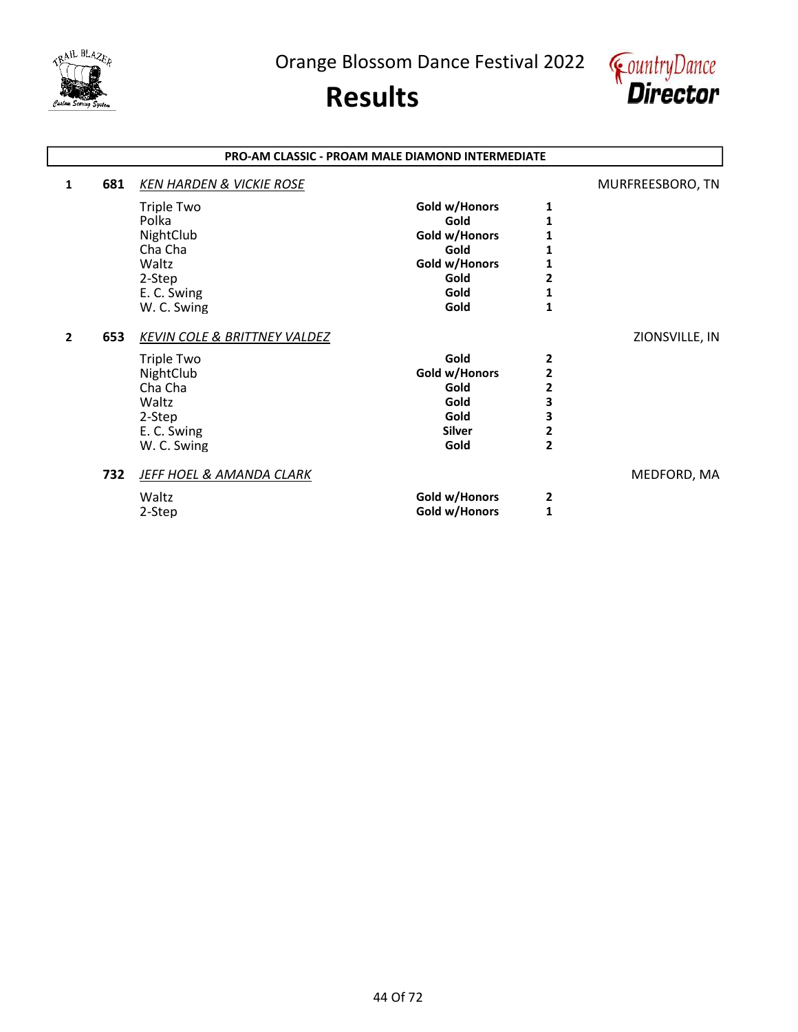Orange Blossom Dance Festival 2022

# Results

## PRO-AM CLASSIC - PROAM MALE DIAMOND INTERMEDIATE

| Place | No. | Couple / Dance | Award | Rank | Location |
|---|---|---|---|---|---|
| 1 | 681 | *KEN HARDEN & VICKIE ROSE* | | | MURFREESBORO, TN |
| | | Triple Two | **Gold w/Honors** | **1** | |
| | | Polka | **Gold** | **1** | |
| | | NightClub | **Gold w/Honors** | **1** | |
| | | Cha Cha | **Gold** | **1** | |
| | | Waltz | **Gold w/Honors** | **1** | |
| | | 2-Step | **Gold** | **2** | |
| | | E. C. Swing | **Gold** | **1** | |
| | | W. C. Swing | **Gold** | **1** | |
| 2 | 653 | *KEVIN COLE & BRITTNEY VALDEZ* | | | ZIONSVILLE, IN |
| | | Triple Two | **Gold** | **2** | |
| | | NightClub | **Gold w/Honors** | **2** | |
| | | Cha Cha | **Gold** | **2** | |
| | | Waltz | **Gold** | **3** | |
| | | 2-Step | **Gold** | **3** | |
| | | E. C. Swing | **Silver** | **2** | |
| | | W. C. Swing | **Gold** | **2** | |
| | 732 | *JEFF HOEL & AMANDA CLARK* | | | MEDFORD, MA |
| | | Waltz | **Gold w/Honors** | **2** | |
| | | 2-Step | **Gold w/Honors** | **1** | |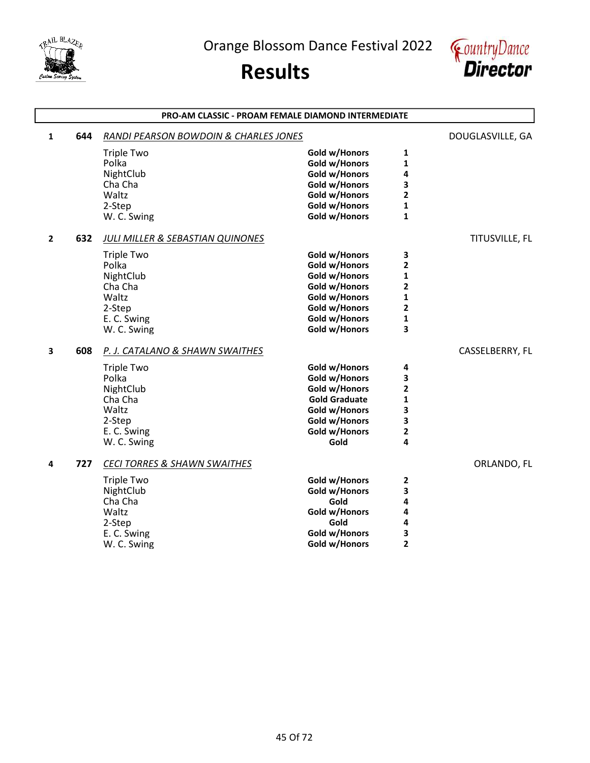# Orange Blossom Dance Festival 2022

# Results

## PRO-AM CLASSIC - PROAM FEMALE DIAMOND INTERMEDIATE

**1 644** *RANDI PEARSON BOWDOIN & CHARLES JONES* — DOUGLASVILLE, GA

| Dance | Award | Place |
|---|---|---|
| Triple Two | Gold w/Honors | 1 |
| Polka | Gold w/Honors | 1 |
| NightClub | Gold w/Honors | 4 |
| Cha Cha | Gold w/Honors | 3 |
| Waltz | Gold w/Honors | 2 |
| 2-Step | Gold w/Honors | 1 |
| W. C. Swing | Gold w/Honors | 1 |

**2 632** *JULI MILLER & SEBASTIAN QUINONES* — TITUSVILLE, FL

| Dance | Award | Place |
|---|---|---|
| Triple Two | Gold w/Honors | 3 |
| Polka | Gold w/Honors | 2 |
| NightClub | Gold w/Honors | 1 |
| Cha Cha | Gold w/Honors | 2 |
| Waltz | Gold w/Honors | 1 |
| 2-Step | Gold w/Honors | 2 |
| E. C. Swing | Gold w/Honors | 1 |
| W. C. Swing | Gold w/Honors | 3 |

**3 608** *P. J. CATALANO & SHAWN SWAITHES* — CASSELBERRY, FL

| Dance | Award | Place |
|---|---|---|
| Triple Two | Gold w/Honors | 4 |
| Polka | Gold w/Honors | 3 |
| NightClub | Gold w/Honors | 2 |
| Cha Cha | Gold Graduate | 1 |
| Waltz | Gold w/Honors | 3 |
| 2-Step | Gold w/Honors | 3 |
| E. C. Swing | Gold w/Honors | 2 |
| W. C. Swing | Gold | 4 |

**4 727** *CECI TORRES & SHAWN SWAITHES* — ORLANDO, FL

| Dance | Award | Place |
|---|---|---|
| Triple Two | Gold w/Honors | 2 |
| NightClub | Gold w/Honors | 3 |
| Cha Cha | Gold | 4 |
| Waltz | Gold w/Honors | 4 |
| 2-Step | Gold | 4 |
| E. C. Swing | Gold w/Honors | 3 |
| W. C. Swing | Gold w/Honors | 2 |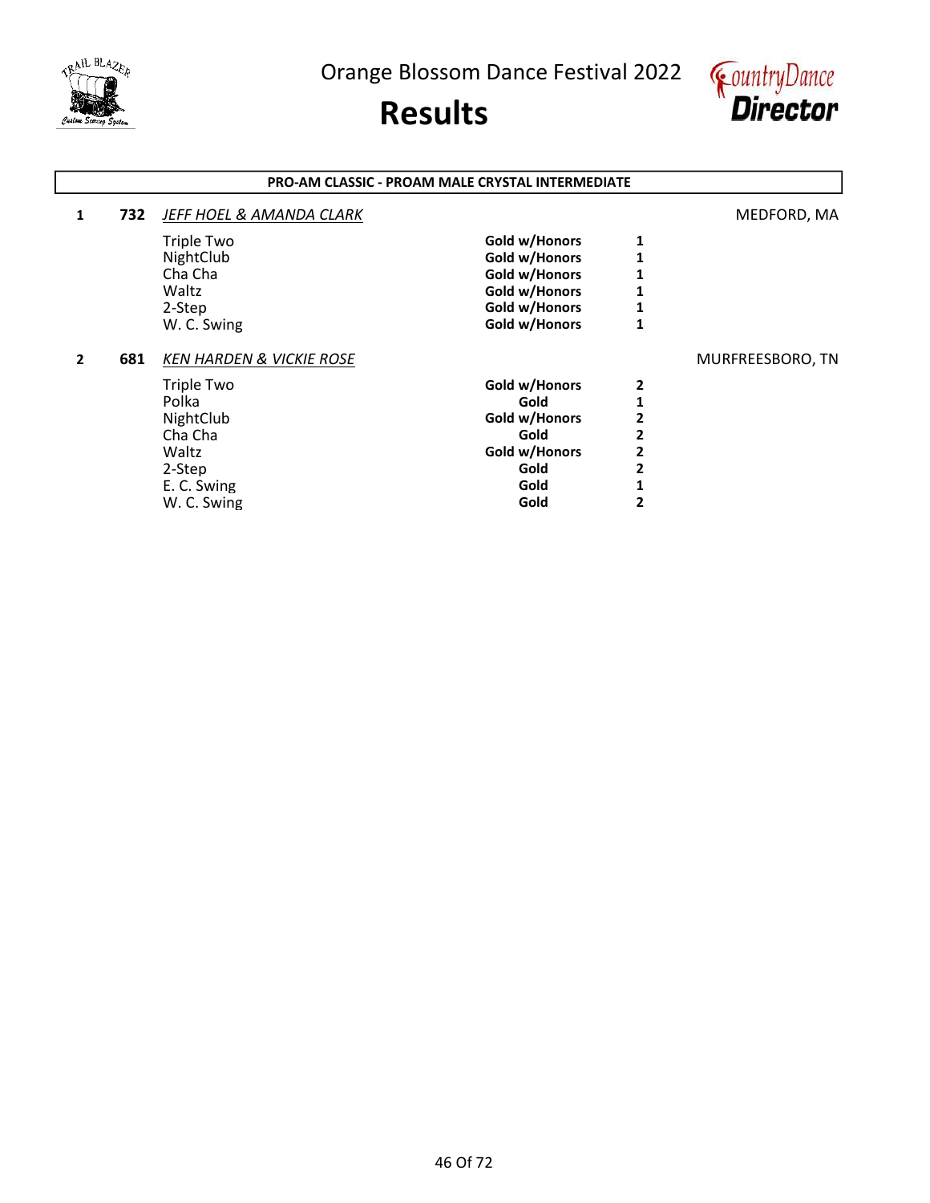# Orange Blossom Dance Festival 2022

# Results

## PRO-AM CLASSIC - PROAM MALE CRYSTAL INTERMEDIATE

**1** **732** *JEFF HOEL & AMANDA CLARK* — MEDFORD, MA

| Dance | Award | Place |
|---|---|---|
| Triple Two | Gold w/Honors | 1 |
| NightClub | Gold w/Honors | 1 |
| Cha Cha | Gold w/Honors | 1 |
| Waltz | Gold w/Honors | 1 |
| 2-Step | Gold w/Honors | 1 |
| W. C. Swing | Gold w/Honors | 1 |

**2** **681** *KEN HARDEN & VICKIE ROSE* — MURFREESBORO, TN

| Dance | Award | Place |
|---|---|---|
| Triple Two | Gold w/Honors | 2 |
| Polka | Gold | 1 |
| NightClub | Gold w/Honors | 2 |
| Cha Cha | Gold | 2 |
| Waltz | Gold w/Honors | 2 |
| 2-Step | Gold | 2 |
| E. C. Swing | Gold | 1 |
| W. C. Swing | Gold | 2 |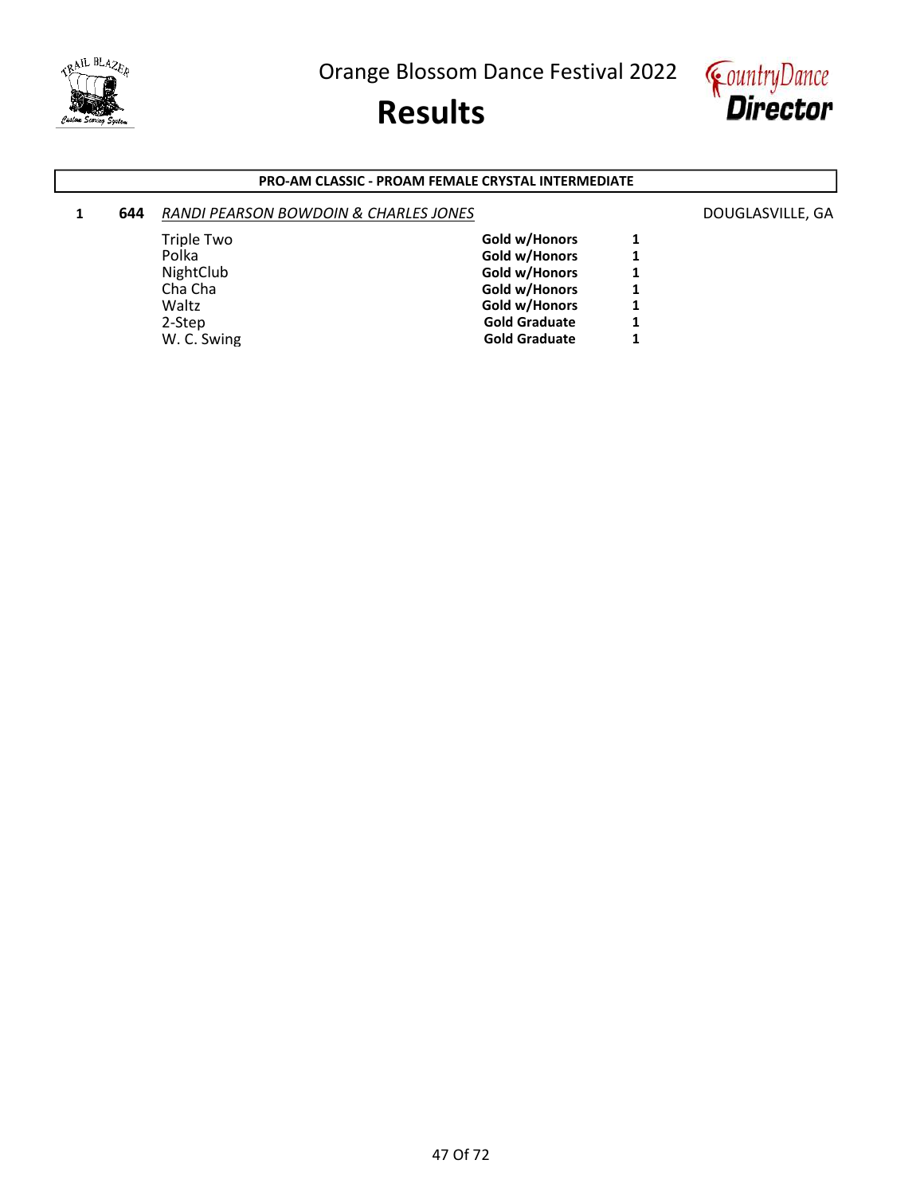# Orange Blossom Dance Festival 2022

# Results

**PRO-AM CLASSIC - PROAM FEMALE CRYSTAL INTERMEDIATE**

**1** **644** *RANDI PEARSON BOWDOIN & CHARLES JONES* DOUGLASVILLE, GA

| Dance | Award | Place |
|---|---|---|
| Triple Two | **Gold w/Honors** | **1** |
| Polka | **Gold w/Honors** | **1** |
| NightClub | **Gold w/Honors** | **1** |
| Cha Cha | **Gold w/Honors** | **1** |
| Waltz | **Gold w/Honors** | **1** |
| 2-Step | **Gold Graduate** | **1** |
| W. C. Swing | **Gold Graduate** | **1** |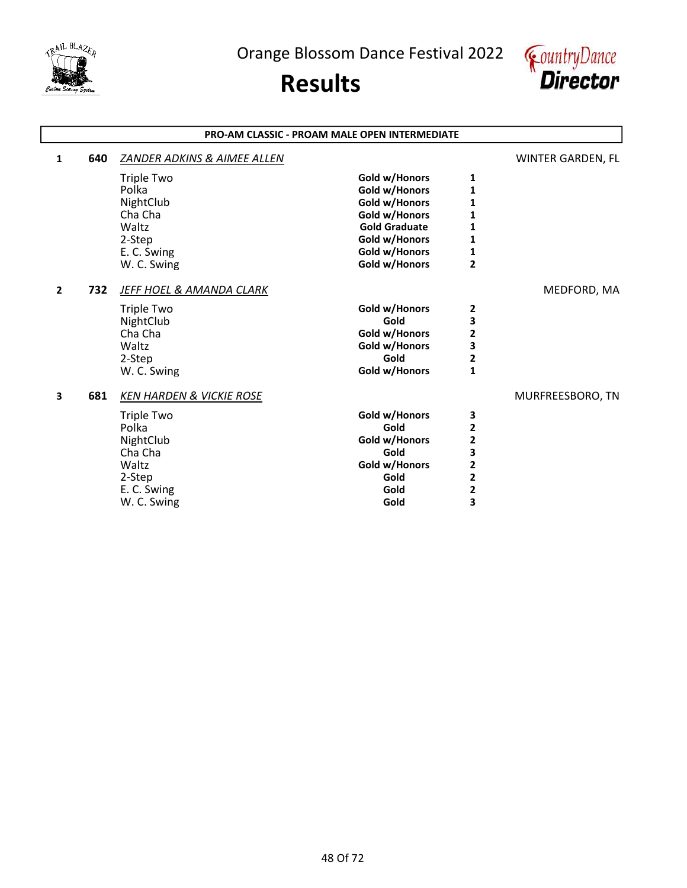# Orange Blossom Dance Festival 2022

# Results

## PRO-AM CLASSIC - PROAM MALE OPEN INTERMEDIATE

**1** **640** *ZANDER ADKINS & AIMEE ALLEN* — WINTER GARDEN, FL

| Dance | Award | Place |
|---|---|---|
| Triple Two | Gold w/Honors | 1 |
| Polka | Gold w/Honors | 1 |
| NightClub | Gold w/Honors | 1 |
| Cha Cha | Gold w/Honors | 1 |
| Waltz | Gold Graduate | 1 |
| 2-Step | Gold w/Honors | 1 |
| E. C. Swing | Gold w/Honors | 1 |
| W. C. Swing | Gold w/Honors | 2 |

**2** **732** *JEFF HOEL & AMANDA CLARK* — MEDFORD, MA

| Dance | Award | Place |
|---|---|---|
| Triple Two | Gold w/Honors | 2 |
| NightClub | Gold | 3 |
| Cha Cha | Gold w/Honors | 2 |
| Waltz | Gold w/Honors | 3 |
| 2-Step | Gold | 2 |
| W. C. Swing | Gold w/Honors | 1 |

**3** **681** *KEN HARDEN & VICKIE ROSE* — MURFREESBORO, TN

| Dance | Award | Place |
|---|---|---|
| Triple Two | Gold w/Honors | 3 |
| Polka | Gold | 2 |
| NightClub | Gold w/Honors | 2 |
| Cha Cha | Gold | 3 |
| Waltz | Gold w/Honors | 2 |
| 2-Step | Gold | 2 |
| E. C. Swing | Gold | 2 |
| W. C. Swing | Gold | 3 |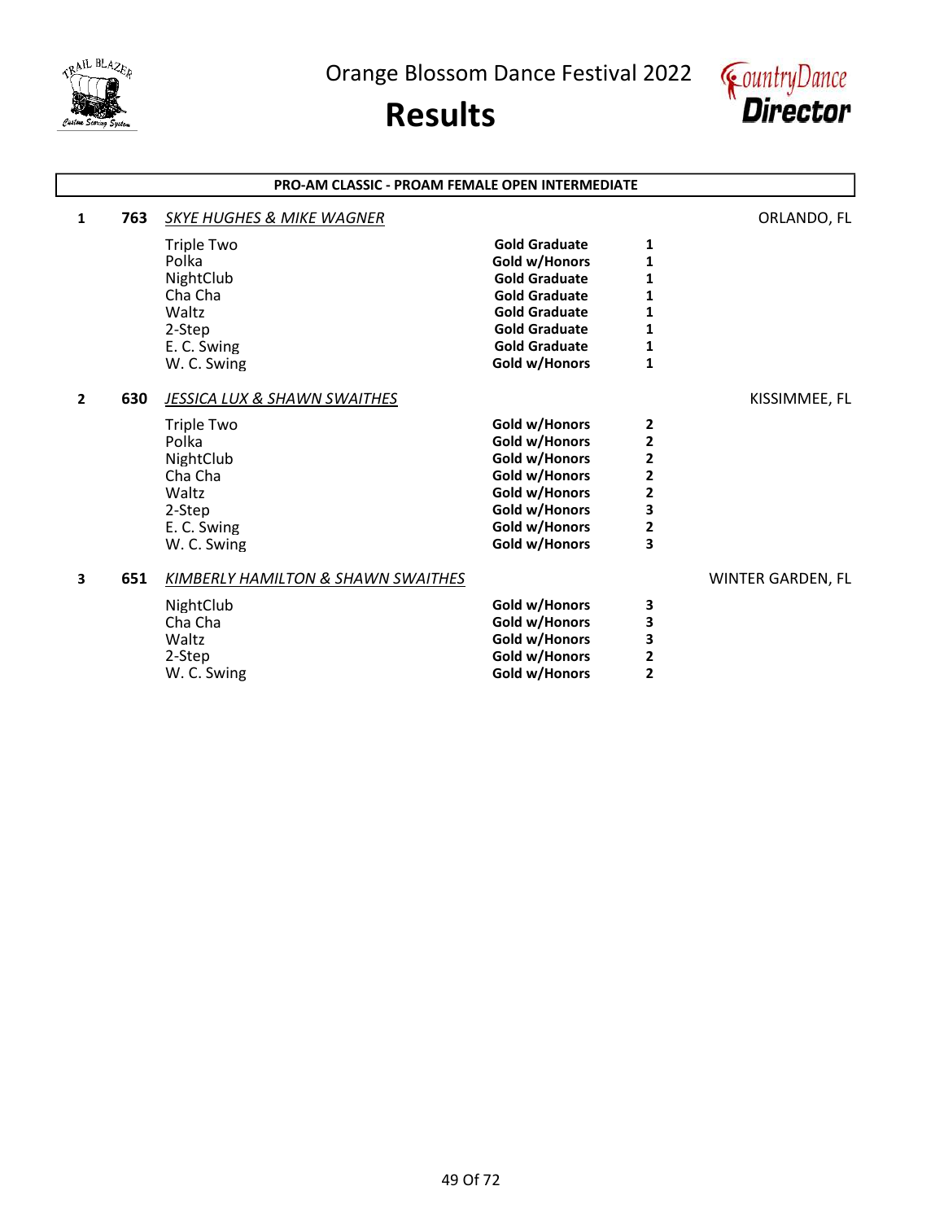Orange Blossom Dance Festival 2022

# Results

## PRO-AM CLASSIC - PROAM FEMALE OPEN INTERMEDIATE

**1** **763** *SKYE HUGHES & MIKE WAGNER* ORLANDO, FL

| Dance | Award | Place |
|---|---|---|
| Triple Two | **Gold Graduate** | **1** |
| Polka | **Gold w/Honors** | **1** |
| NightClub | **Gold Graduate** | **1** |
| Cha Cha | **Gold Graduate** | **1** |
| Waltz | **Gold Graduate** | **1** |
| 2-Step | **Gold Graduate** | **1** |
| E. C. Swing | **Gold Graduate** | **1** |
| W. C. Swing | **Gold w/Honors** | **1** |

**2** **630** *JESSICA LUX & SHAWN SWAITHES* KISSIMMEE, FL

| Dance | Award | Place |
|---|---|---|
| Triple Two | **Gold w/Honors** | **2** |
| Polka | **Gold w/Honors** | **2** |
| NightClub | **Gold w/Honors** | **2** |
| Cha Cha | **Gold w/Honors** | **2** |
| Waltz | **Gold w/Honors** | **2** |
| 2-Step | **Gold w/Honors** | **3** |
| E. C. Swing | **Gold w/Honors** | **2** |
| W. C. Swing | **Gold w/Honors** | **3** |

**3** **651** *KIMBERLY HAMILTON & SHAWN SWAITHES* WINTER GARDEN, FL

| Dance | Award | Place |
|---|---|---|
| NightClub | **Gold w/Honors** | **3** |
| Cha Cha | **Gold w/Honors** | **3** |
| Waltz | **Gold w/Honors** | **3** |
| 2-Step | **Gold w/Honors** | **2** |
| W. C. Swing | **Gold w/Honors** | **2** |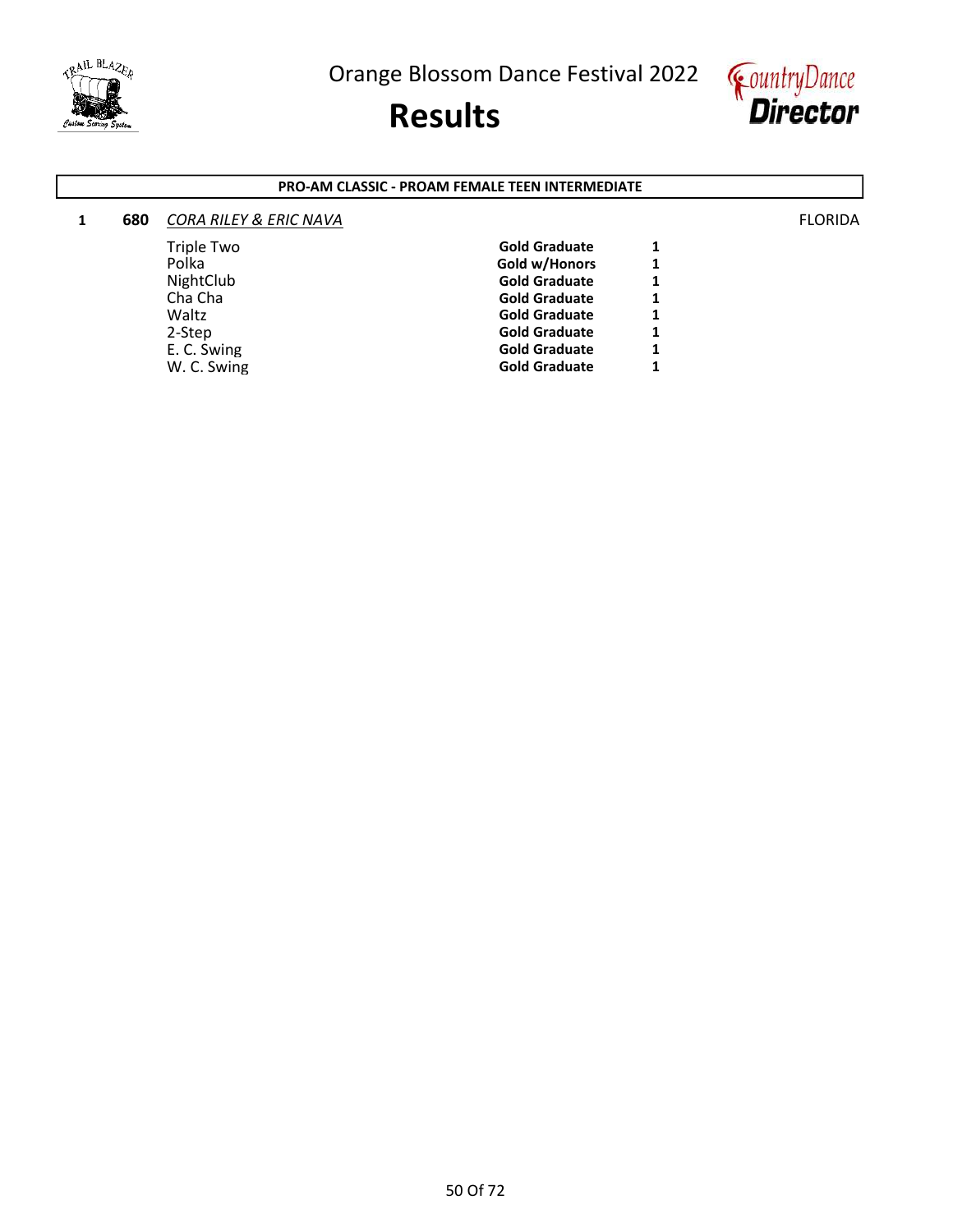# Orange Blossom Dance Festival 2022

# Results

**PRO-AM CLASSIC - PROAM FEMALE TEEN INTERMEDIATE**

**1** **680** *CORA RILEY & ERIC NAVA* FLORIDA

| Dance | Level | Place |
|---|---|---|
| Triple Two | **Gold Graduate** | **1** |
| Polka | **Gold w/Honors** | **1** |
| NightClub | **Gold Graduate** | **1** |
| Cha Cha | **Gold Graduate** | **1** |
| Waltz | **Gold Graduate** | **1** |
| 2-Step | **Gold Graduate** | **1** |
| E. C. Swing | **Gold Graduate** | **1** |
| W. C. Swing | **Gold Graduate** | **1** |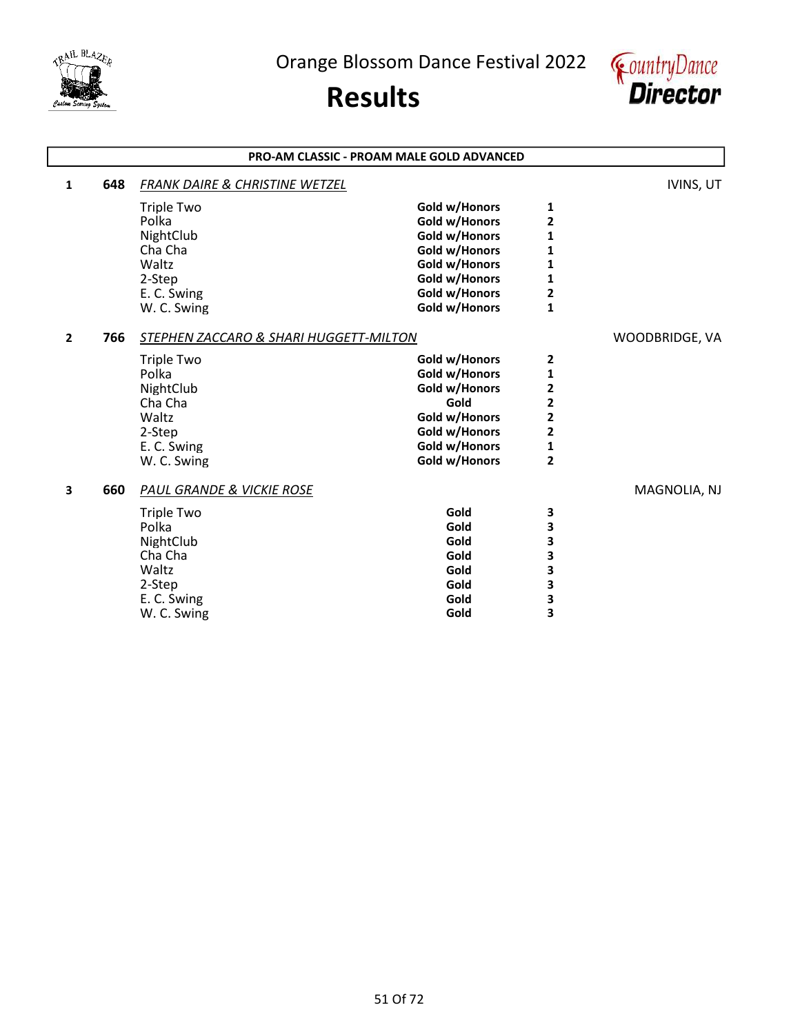# Orange Blossom Dance Festival 2022

# Results

## PRO-AM CLASSIC - PROAM MALE GOLD ADVANCED

**1** **648** *FRANK DAIRE & CHRISTINE WETZEL* IVINS, UT

| Dance | Award | Place |
|---|---|---|
| Triple Two | **Gold w/Honors** | **1** |
| Polka | **Gold w/Honors** | **2** |
| NightClub | **Gold w/Honors** | **1** |
| Cha Cha | **Gold w/Honors** | **1** |
| Waltz | **Gold w/Honors** | **1** |
| 2-Step | **Gold w/Honors** | **1** |
| E. C. Swing | **Gold w/Honors** | **2** |
| W. C. Swing | **Gold w/Honors** | **1** |

**2** **766** *STEPHEN ZACCARO & SHARI HUGGETT-MILTON* WOODBRIDGE, VA

| Dance | Award | Place |
|---|---|---|
| Triple Two | **Gold w/Honors** | **2** |
| Polka | **Gold w/Honors** | **1** |
| NightClub | **Gold w/Honors** | **2** |
| Cha Cha | **Gold** | **2** |
| Waltz | **Gold w/Honors** | **2** |
| 2-Step | **Gold w/Honors** | **2** |
| E. C. Swing | **Gold w/Honors** | **1** |
| W. C. Swing | **Gold w/Honors** | **2** |

**3** **660** *PAUL GRANDE & VICKIE ROSE* MAGNOLIA, NJ

| Dance | Award | Place |
|---|---|---|
| Triple Two | **Gold** | **3** |
| Polka | **Gold** | **3** |
| NightClub | **Gold** | **3** |
| Cha Cha | **Gold** | **3** |
| Waltz | **Gold** | **3** |
| 2-Step | **Gold** | **3** |
| E. C. Swing | **Gold** | **3** |
| W. C. Swing | **Gold** | **3** |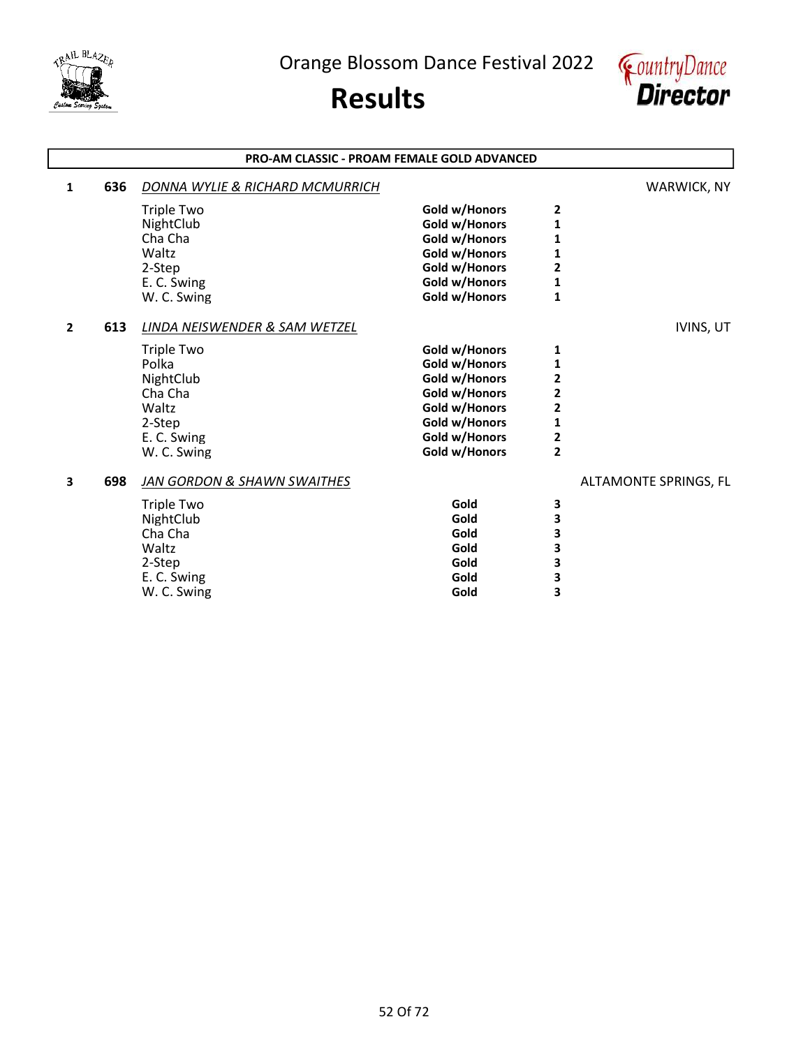# Orange Blossom Dance Festival 2022

# Results

## PRO-AM CLASSIC - PROAM FEMALE GOLD ADVANCED

**1** **636** *DONNA WYLIE & RICHARD MCMURRICH* — WARWICK, NY

| Dance | Award | Place |
|---|---|---|
| Triple Two | **Gold w/Honors** | **2** |
| NightClub | **Gold w/Honors** | **1** |
| Cha Cha | **Gold w/Honors** | **1** |
| Waltz | **Gold w/Honors** | **1** |
| 2-Step | **Gold w/Honors** | **2** |
| E. C. Swing | **Gold w/Honors** | **1** |
| W. C. Swing | **Gold w/Honors** | **1** |

**2** **613** *LINDA NEISWENDER & SAM WETZEL* — IVINS, UT

| Dance | Award | Place |
|---|---|---|
| Triple Two | **Gold w/Honors** | **1** |
| Polka | **Gold w/Honors** | **1** |
| NightClub | **Gold w/Honors** | **2** |
| Cha Cha | **Gold w/Honors** | **2** |
| Waltz | **Gold w/Honors** | **2** |
| 2-Step | **Gold w/Honors** | **1** |
| E. C. Swing | **Gold w/Honors** | **2** |
| W. C. Swing | **Gold w/Honors** | **2** |

**3** **698** *JAN GORDON & SHAWN SWAITHES* — ALTAMONTE SPRINGS, FL

| Dance | Award | Place |
|---|---|---|
| Triple Two | **Gold** | **3** |
| NightClub | **Gold** | **3** |
| Cha Cha | **Gold** | **3** |
| Waltz | **Gold** | **3** |
| 2-Step | **Gold** | **3** |
| E. C. Swing | **Gold** | **3** |
| W. C. Swing | **Gold** | **3** |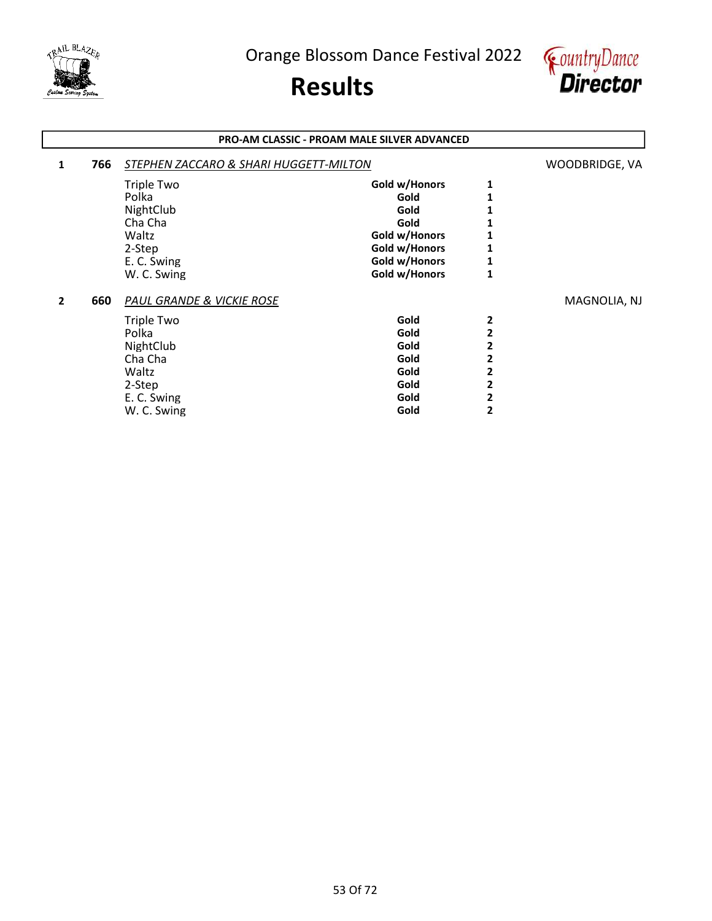Orange Blossom Dance Festival 2022

# Results

## PRO-AM CLASSIC - PROAM MALE SILVER ADVANCED

**1** **766** *STEPHEN ZACCARO & SHARI HUGGETT-MILTON* — WOODBRIDGE, VA

| Dance | Award | Place |
|---|---|---|
| Triple Two | **Gold w/Honors** | **1** |
| Polka | **Gold** | **1** |
| NightClub | **Gold** | **1** |
| Cha Cha | **Gold** | **1** |
| Waltz | **Gold w/Honors** | **1** |
| 2-Step | **Gold w/Honors** | **1** |
| E. C. Swing | **Gold w/Honors** | **1** |
| W. C. Swing | **Gold w/Honors** | **1** |

**2** **660** *PAUL GRANDE & VICKIE ROSE* — MAGNOLIA, NJ

| Dance | Award | Place |
|---|---|---|
| Triple Two | **Gold** | **2** |
| Polka | **Gold** | **2** |
| NightClub | **Gold** | **2** |
| Cha Cha | **Gold** | **2** |
| Waltz | **Gold** | **2** |
| 2-Step | **Gold** | **2** |
| E. C. Swing | **Gold** | **2** |
| W. C. Swing | **Gold** | **2** |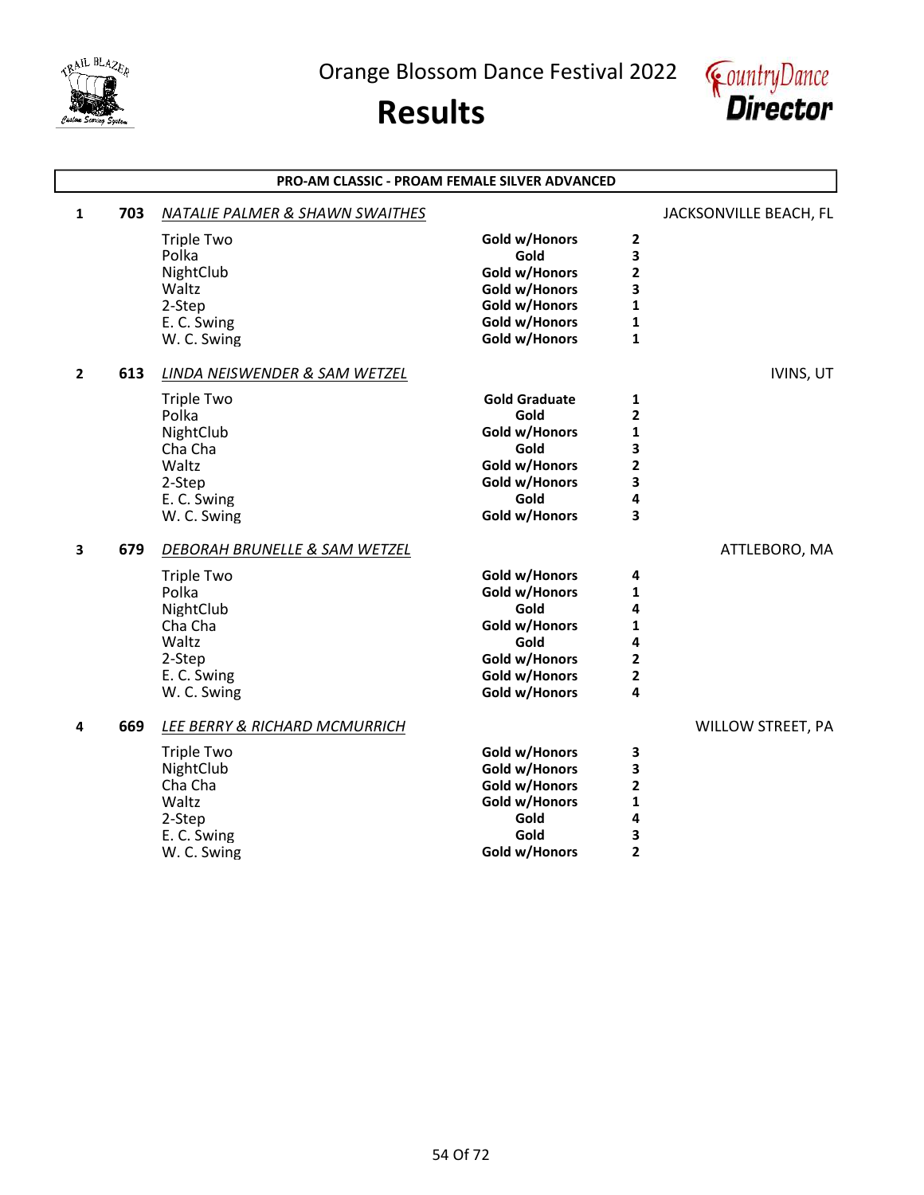# Orange Blossom Dance Festival 2022

## Results

### PRO-AM CLASSIC - PROAM FEMALE SILVER ADVANCED

**1** **703** *NATALIE PALMER & SHAWN SWAITHES* — JACKSONVILLE BEACH, FL

| Dance | Award | Place |
|---|---|---|
| Triple Two | Gold w/Honors | 2 |
| Polka | Gold | 3 |
| NightClub | Gold w/Honors | 2 |
| Waltz | Gold w/Honors | 3 |
| 2-Step | Gold w/Honors | 1 |
| E. C. Swing | Gold w/Honors | 1 |
| W. C. Swing | Gold w/Honors | 1 |

**2** **613** *LINDA NEISWENDER & SAM WETZEL* — IVINS, UT

| Dance | Award | Place |
|---|---|---|
| Triple Two | Gold Graduate | 1 |
| Polka | Gold | 2 |
| NightClub | Gold w/Honors | 1 |
| Cha Cha | Gold | 3 |
| Waltz | Gold w/Honors | 2 |
| 2-Step | Gold w/Honors | 3 |
| E. C. Swing | Gold | 4 |
| W. C. Swing | Gold w/Honors | 3 |

**3** **679** *DEBORAH BRUNELLE & SAM WETZEL* — ATTLEBORO, MA

| Dance | Award | Place |
|---|---|---|
| Triple Two | Gold w/Honors | 4 |
| Polka | Gold w/Honors | 1 |
| NightClub | Gold | 4 |
| Cha Cha | Gold w/Honors | 1 |
| Waltz | Gold | 4 |
| 2-Step | Gold w/Honors | 2 |
| E. C. Swing | Gold w/Honors | 2 |
| W. C. Swing | Gold w/Honors | 4 |

**4** **669** *LEE BERRY & RICHARD MCMURRICH* — WILLOW STREET, PA

| Dance | Award | Place |
|---|---|---|
| Triple Two | Gold w/Honors | 3 |
| NightClub | Gold w/Honors | 3 |
| Cha Cha | Gold w/Honors | 2 |
| Waltz | Gold w/Honors | 1 |
| 2-Step | Gold | 4 |
| E. C. Swing | Gold | 3 |
| W. C. Swing | Gold w/Honors | 2 |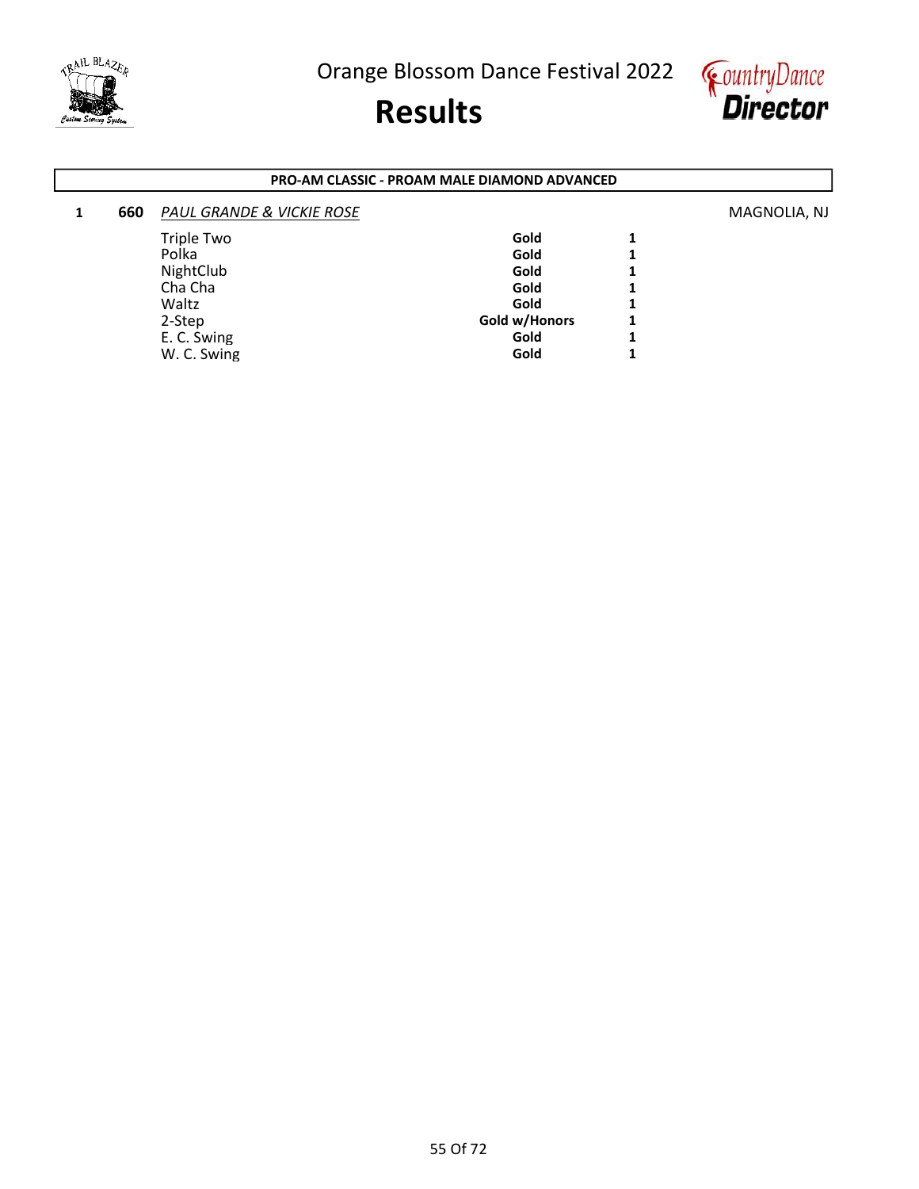# Orange Blossom Dance Festival 2022

# Results

**PRO-AM CLASSIC - PROAM MALE DIAMOND ADVANCED**

**1** **660** *PAUL GRANDE & VICKIE ROSE* MAGNOLIA, NJ

| Dance | Award | Place |
|---|---|---|
| Triple Two | **Gold** | **1** |
| Polka | **Gold** | **1** |
| NightClub | **Gold** | **1** |
| Cha Cha | **Gold** | **1** |
| Waltz | **Gold** | **1** |
| 2-Step | **Gold w/Honors** | **1** |
| E. C. Swing | **Gold** | **1** |
| W. C. Swing | **Gold** | **1** |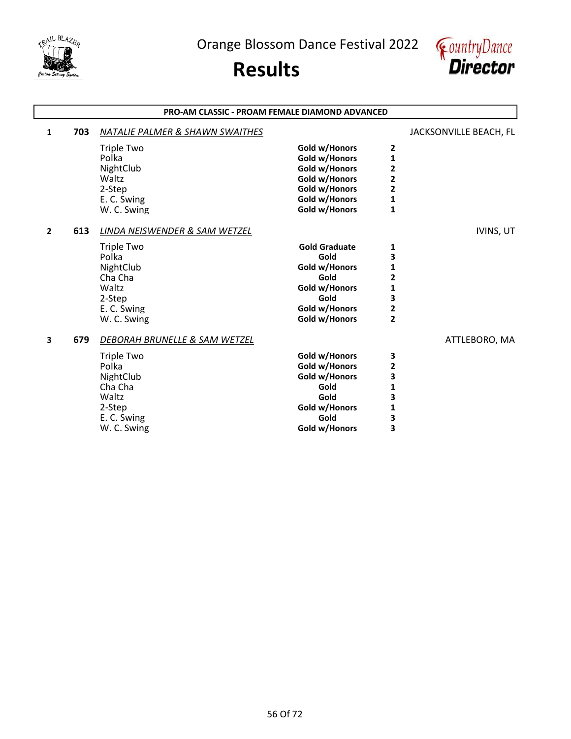Orange Blossom Dance Festival 2022

# Results

## PRO-AM CLASSIC - PROAM FEMALE DIAMOND ADVANCED

**1** **703** *NATALIE PALMER & SHAWN SWAITHES* — JACKSONVILLE BEACH, FL

| Dance | Level | Place |
|---|---|---|
| Triple Two | Gold w/Honors | 2 |
| Polka | Gold w/Honors | 1 |
| NightClub | Gold w/Honors | 2 |
| Waltz | Gold w/Honors | 2 |
| 2-Step | Gold w/Honors | 2 |
| E. C. Swing | Gold w/Honors | 1 |
| W. C. Swing | Gold w/Honors | 1 |

**2** **613** *LINDA NEISWENDER & SAM WETZEL* — IVINS, UT

| Dance | Level | Place |
|---|---|---|
| Triple Two | Gold Graduate | 1 |
| Polka | Gold | 3 |
| NightClub | Gold w/Honors | 1 |
| Cha Cha | Gold | 2 |
| Waltz | Gold w/Honors | 1 |
| 2-Step | Gold | 3 |
| E. C. Swing | Gold w/Honors | 2 |
| W. C. Swing | Gold w/Honors | 2 |

**3** **679** *DEBORAH BRUNELLE & SAM WETZEL* — ATTLEBORO, MA

| Dance | Level | Place |
|---|---|---|
| Triple Two | Gold w/Honors | 3 |
| Polka | Gold w/Honors | 2 |
| NightClub | Gold w/Honors | 3 |
| Cha Cha | Gold | 1 |
| Waltz | Gold | 3 |
| 2-Step | Gold w/Honors | 1 |
| E. C. Swing | Gold | 3 |
| W. C. Swing | Gold w/Honors | 3 |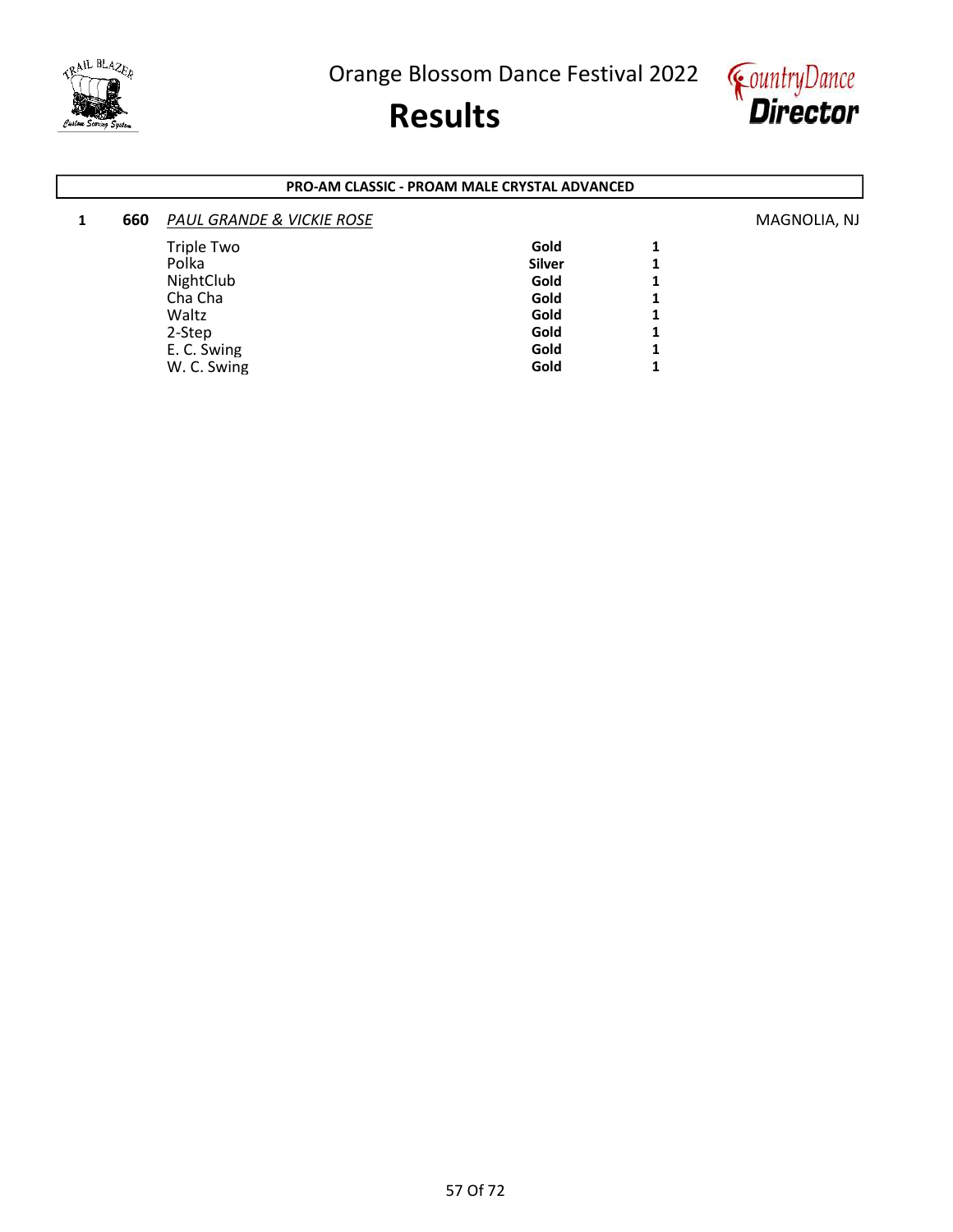# Orange Blossom Dance Festival 2022

# Results

**PRO-AM CLASSIC - PROAM MALE CRYSTAL ADVANCED**

| Place | No. | Couple | | | Location |
|---|---|---|---|---|---|
| 1 | **660** | *PAUL GRANDE & VICKIE ROSE* | | | MAGNOLIA, NJ |
| | | Triple Two | **Gold** | **1** | |
| | | Polka | **Silver** | **1** | |
| | | NightClub | **Gold** | **1** | |
| | | Cha Cha | **Gold** | **1** | |
| | | Waltz | **Gold** | **1** | |
| | | 2-Step | **Gold** | **1** | |
| | | E. C. Swing | **Gold** | **1** | |
| | | W. C. Swing | **Gold** | **1** | |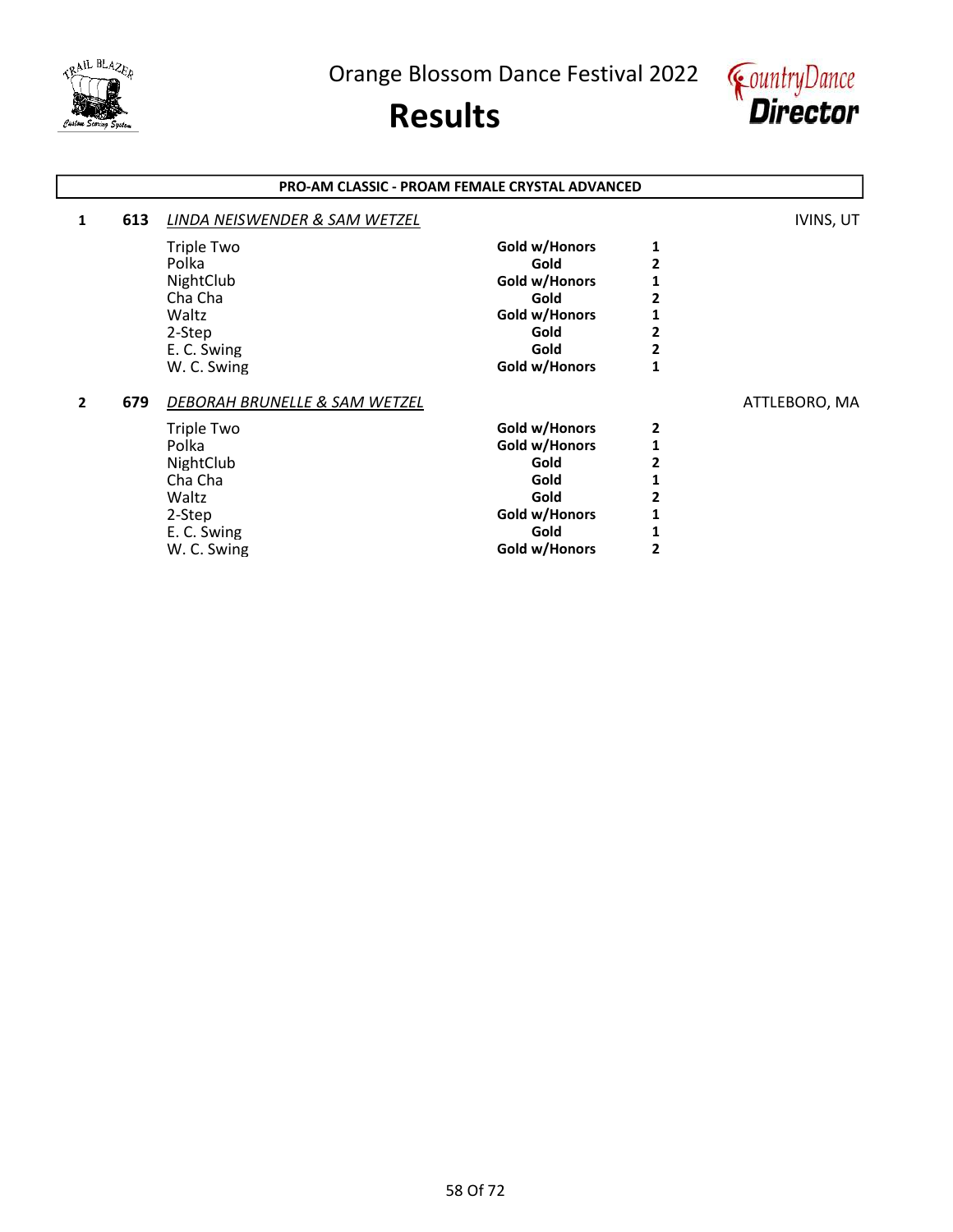# Orange Blossom Dance Festival 2022

# Results

## PRO-AM CLASSIC - PROAM FEMALE CRYSTAL ADVANCED

**1** **613** *LINDA NEISWENDER & SAM WETZEL* — IVINS, UT

| Dance | Award | Place |
|---|---|---|
| Triple Two | **Gold w/Honors** | **1** |
| Polka | **Gold** | **2** |
| NightClub | **Gold w/Honors** | **1** |
| Cha Cha | **Gold** | **2** |
| Waltz | **Gold w/Honors** | **1** |
| 2-Step | **Gold** | **2** |
| E. C. Swing | **Gold** | **2** |
| W. C. Swing | **Gold w/Honors** | **1** |

**2** **679** *DEBORAH BRUNELLE & SAM WETZEL* — ATTLEBORO, MA

| Dance | Award | Place |
|---|---|---|
| Triple Two | **Gold w/Honors** | **2** |
| Polka | **Gold w/Honors** | **1** |
| NightClub | **Gold** | **2** |
| Cha Cha | **Gold** | **1** |
| Waltz | **Gold** | **2** |
| 2-Step | **Gold w/Honors** | **1** |
| E. C. Swing | **Gold** | **1** |
| W. C. Swing | **Gold w/Honors** | **2** |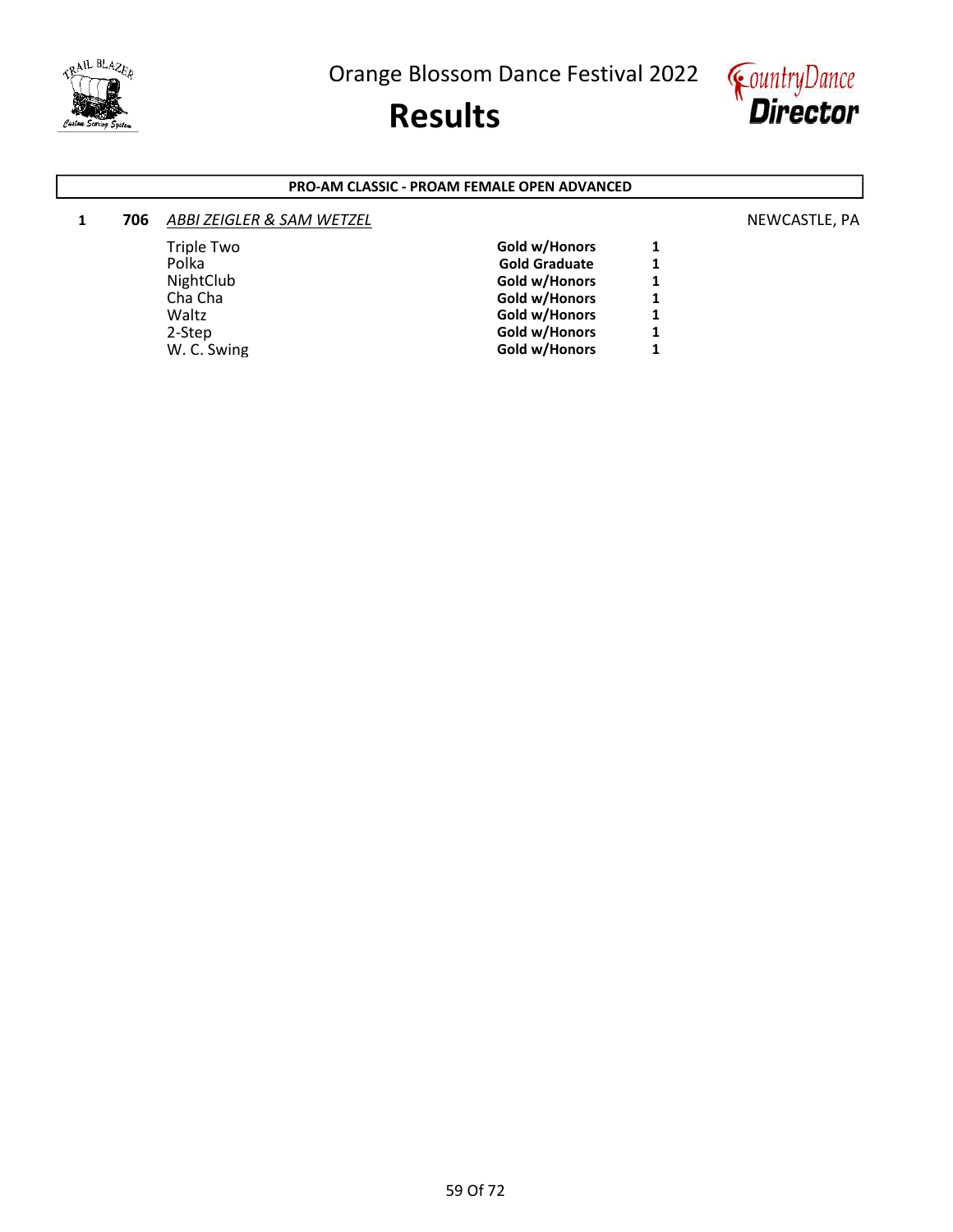# Orange Blossom Dance Festival 2022

# Results

**PRO-AM CLASSIC - PROAM FEMALE OPEN ADVANCED**

**1** **706** *ABBI ZEIGLER & SAM WETZEL* NEWCASTLE, PA

| Dance | Award | Place |
|---|---|---|
| Triple Two | **Gold w/Honors** | **1** |
| Polka | **Gold Graduate** | **1** |
| NightClub | **Gold w/Honors** | **1** |
| Cha Cha | **Gold w/Honors** | **1** |
| Waltz | **Gold w/Honors** | **1** |
| 2-Step | **Gold w/Honors** | **1** |
| W. C. Swing | **Gold w/Honors** | **1** |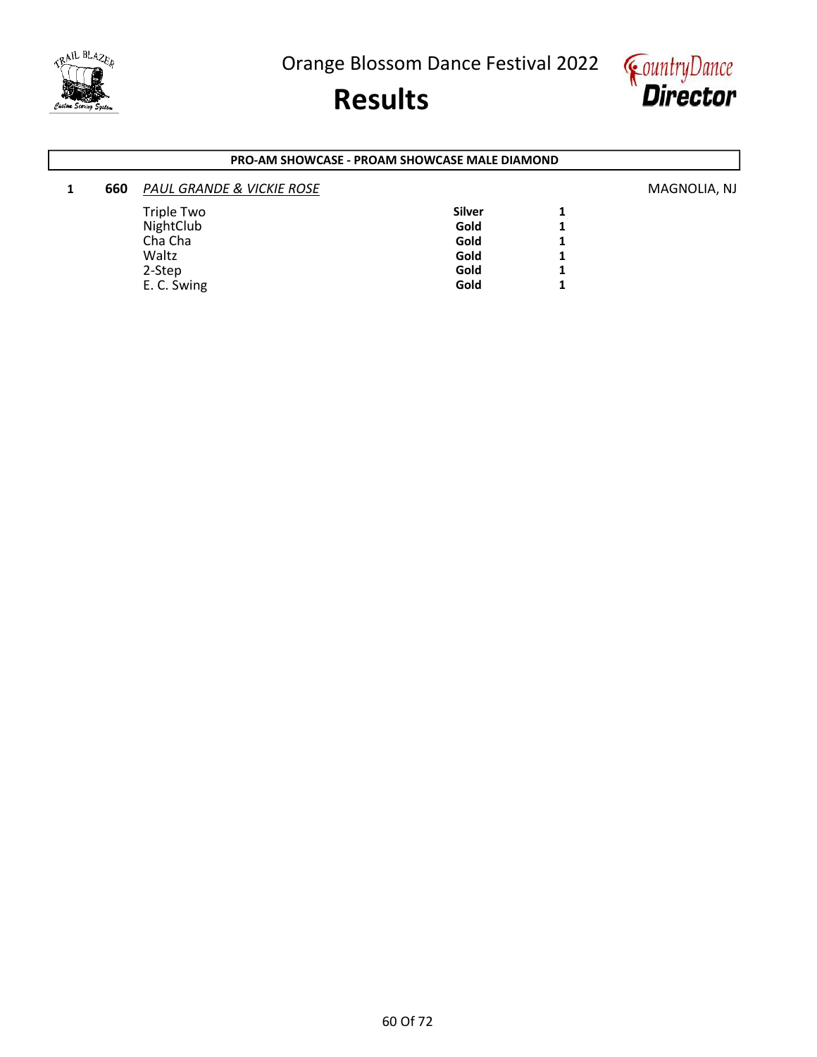# Orange Blossom Dance Festival 2022

# Results

**PRO-AM SHOWCASE - PROAM SHOWCASE MALE DIAMOND**

**1** **660** *PAUL GRANDE & VICKIE ROSE* MAGNOLIA, NJ

| Dance | Level | Place |
|---|---|---|
| Triple Two | **Silver** | **1** |
| NightClub | **Gold** | **1** |
| Cha Cha | **Gold** | **1** |
| Waltz | **Gold** | **1** |
| 2-Step | **Gold** | **1** |
| E. C. Swing | **Gold** | **1** |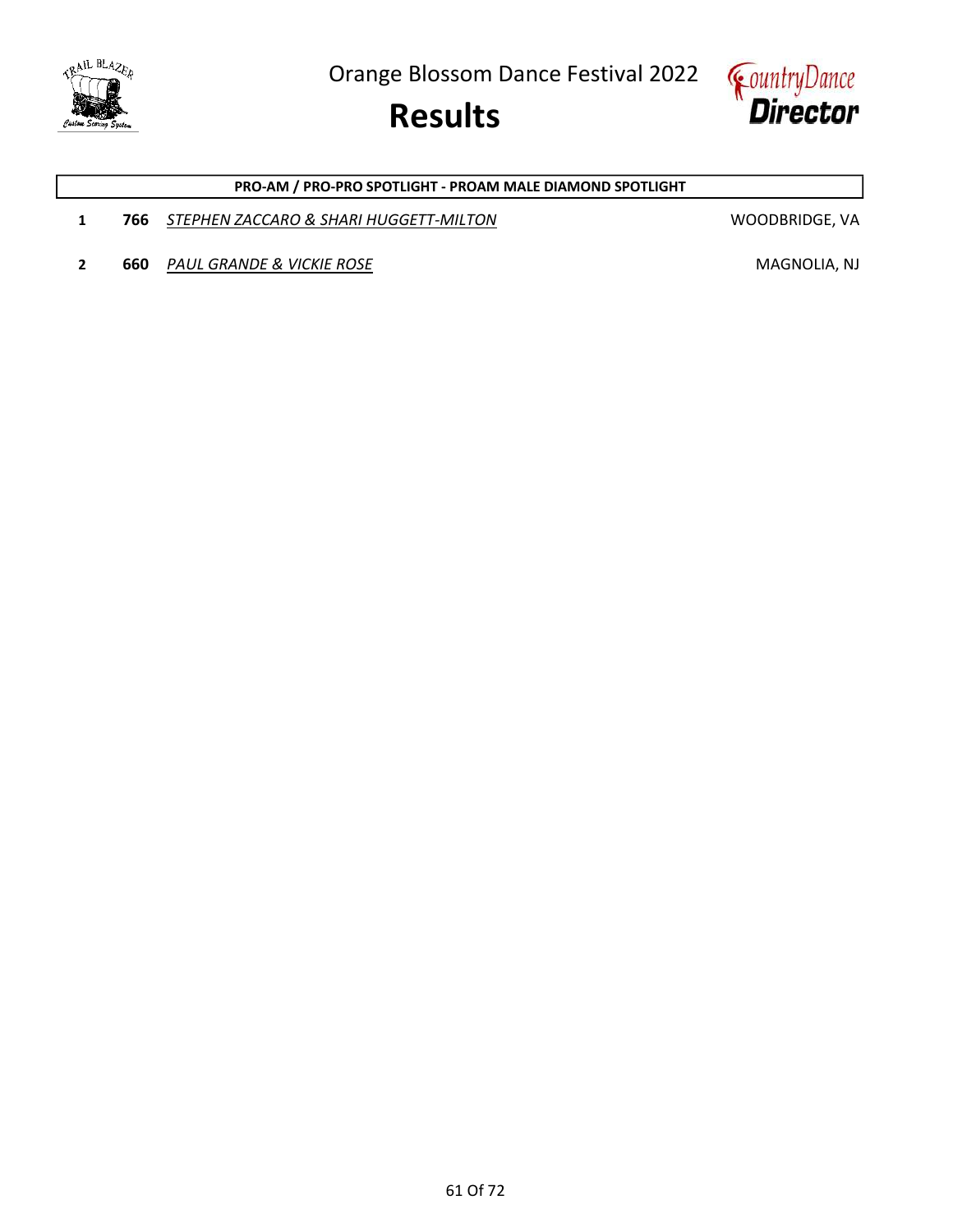Orange Blossom Dance Festival 2022

# Results

| | | PRO-AM / PRO-PRO SPOTLIGHT - PROAM MALE DIAMOND SPOTLIGHT | |
|---|---|---|---|
| 1 | **766** | *STEPHEN ZACCARO & SHARI HUGGETT-MILTON* | WOODBRIDGE, VA |
| 2 | **660** | *PAUL GRANDE & VICKIE ROSE* | MAGNOLIA, NJ |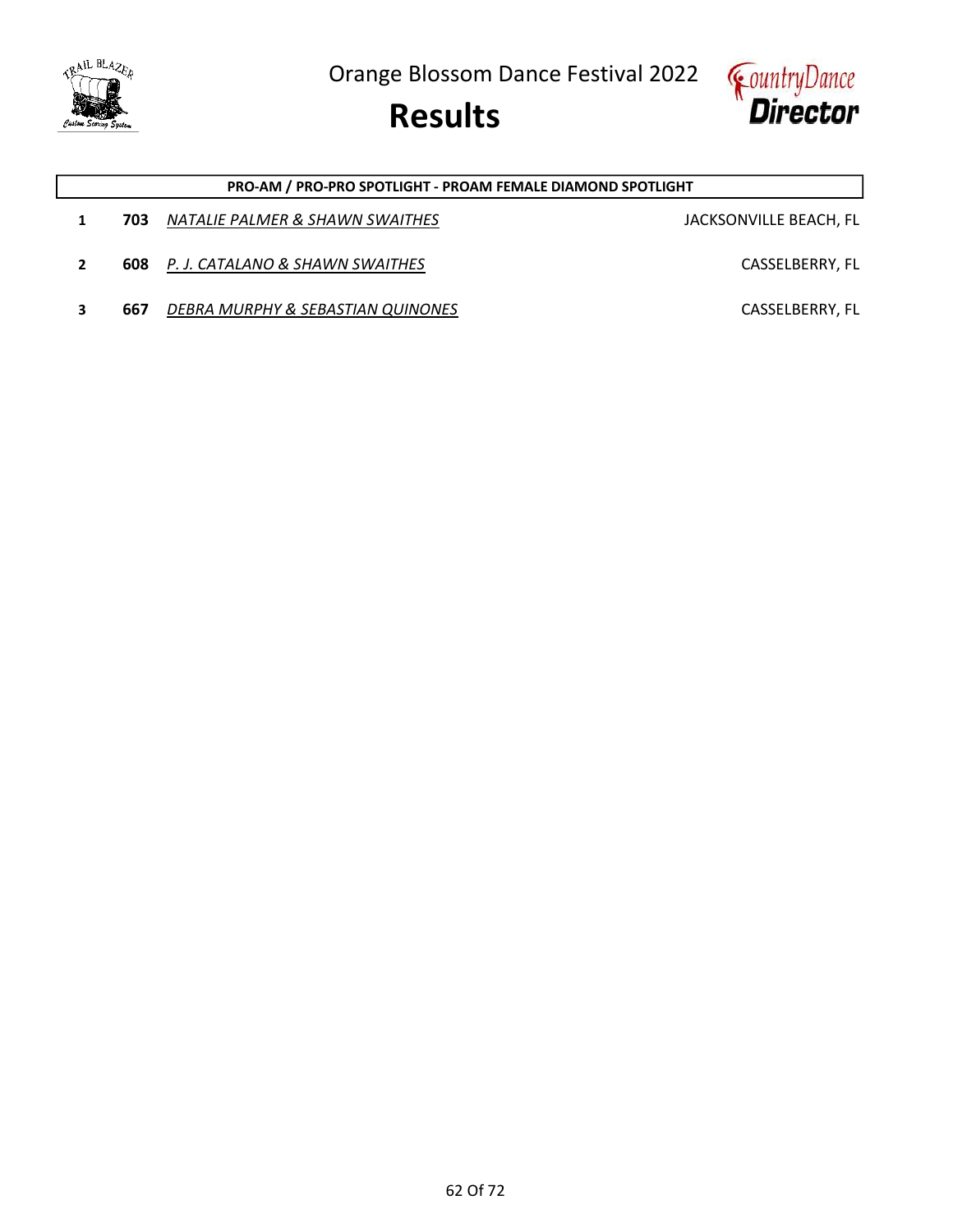# Orange Blossom Dance Festival 2022

# Results

| PRO-AM / PRO-PRO SPOTLIGHT - PROAM FEMALE DIAMOND SPOTLIGHT | | | |
|---|---|---|---|
| 1 | **703** | *NATALIE PALMER & SHAWN SWAITHES* | JACKSONVILLE BEACH, FL |
| 2 | **608** | *P. J. CATALANO & SHAWN SWAITHES* | CASSELBERRY, FL |
| 3 | **667** | *DEBRA MURPHY & SEBASTIAN QUINONES* | CASSELBERRY, FL |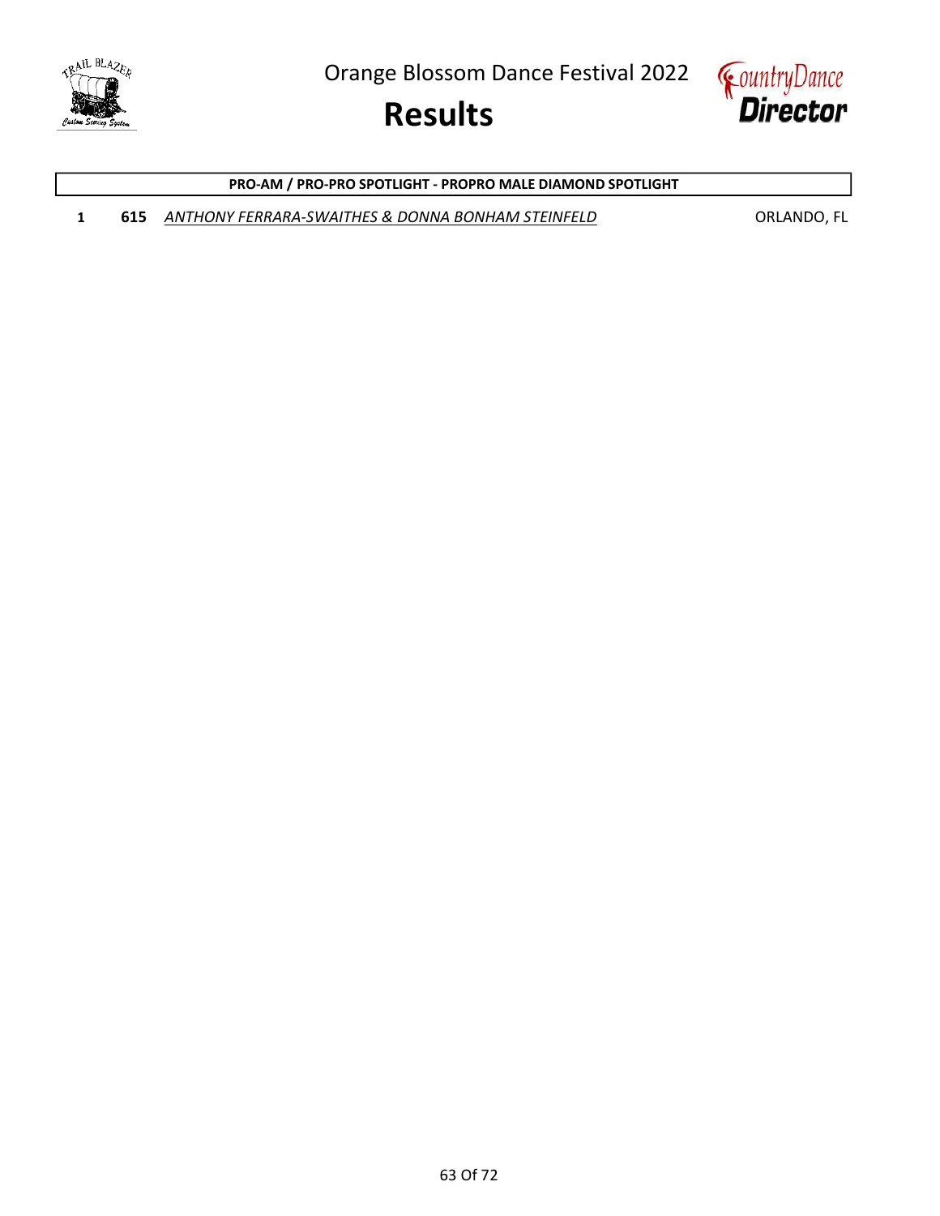# Orange Blossom Dance Festival 2022

# Results

**PRO-AM / PRO-PRO SPOTLIGHT - PROPRO MALE DIAMOND SPOTLIGHT**

| | | | |
|---|---|---|---|
| 1 | **615** | *ANTHONY FERRARA-SWAITHES & DONNA BONHAM STEINFELD* | ORLANDO, FL |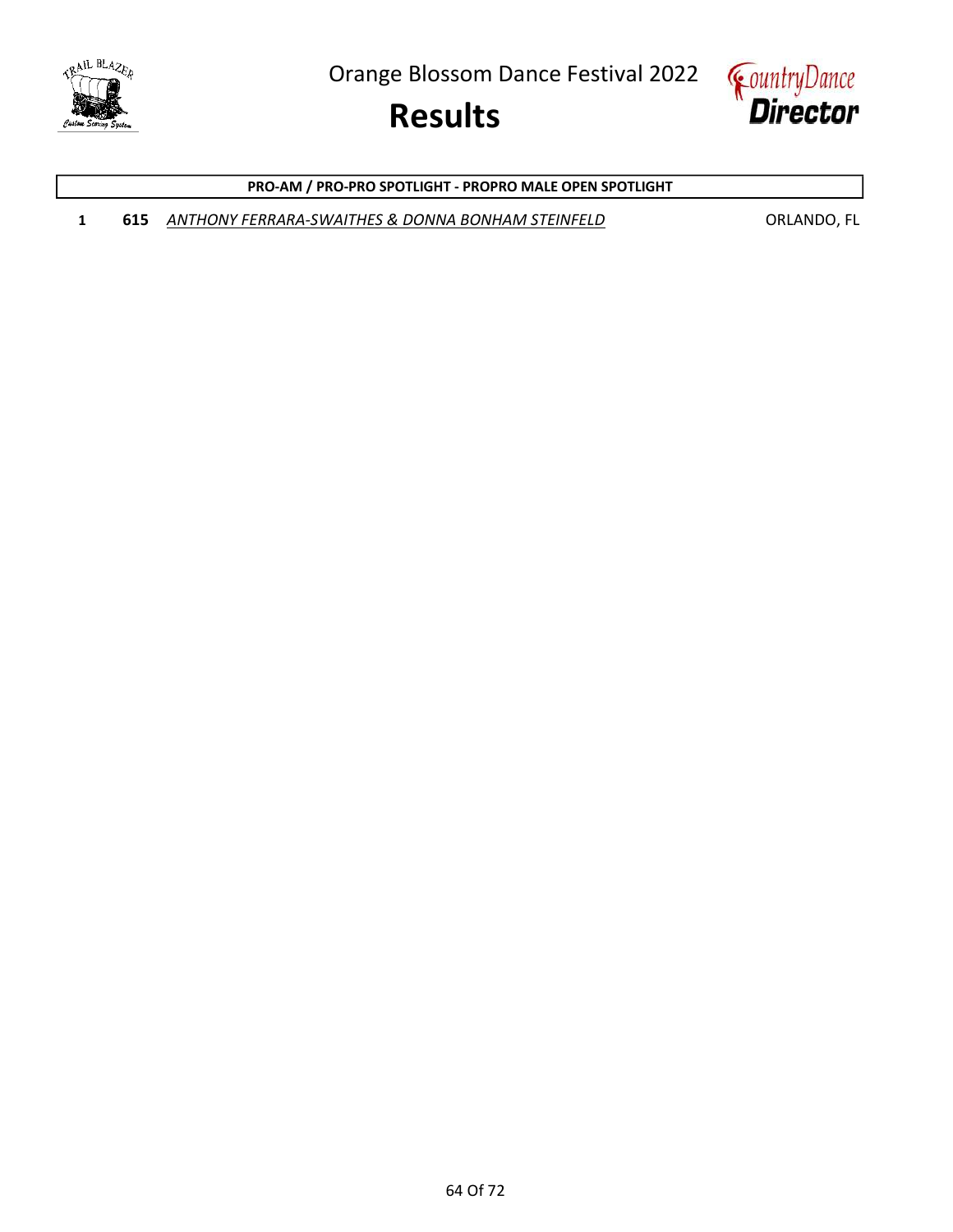**PRO-AM / PRO-PRO SPOTLIGHT - PROPRO MALE OPEN SPOTLIGHT**

| Place | No. | Couple | Location |
|---|---|---|---|
| 1 | **615** | *ANTHONY FERRARA-SWAITHES & DONNA BONHAM STEINFELD* | ORLANDO, FL |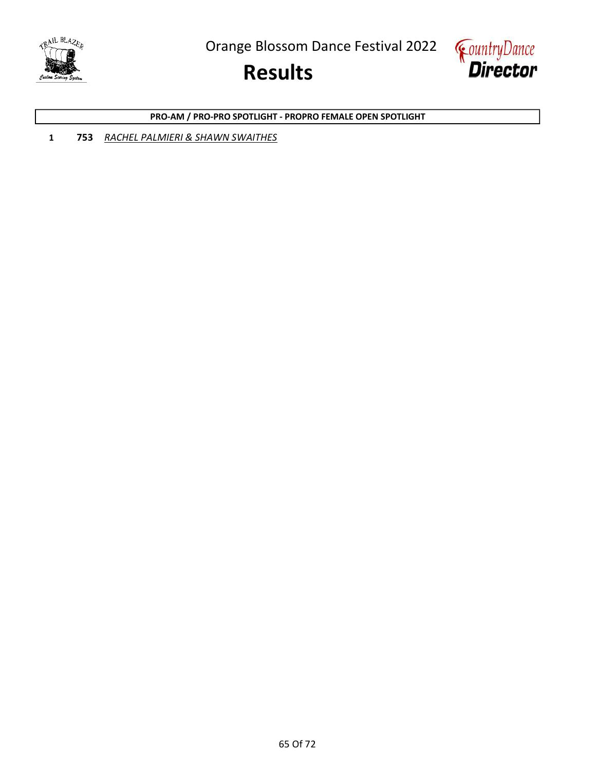**PRO-AM / PRO-PRO SPOTLIGHT - PROPRO FEMALE OPEN SPOTLIGHT**

1 **753** *RACHEL PALMIERI & SHAWN SWAITHES*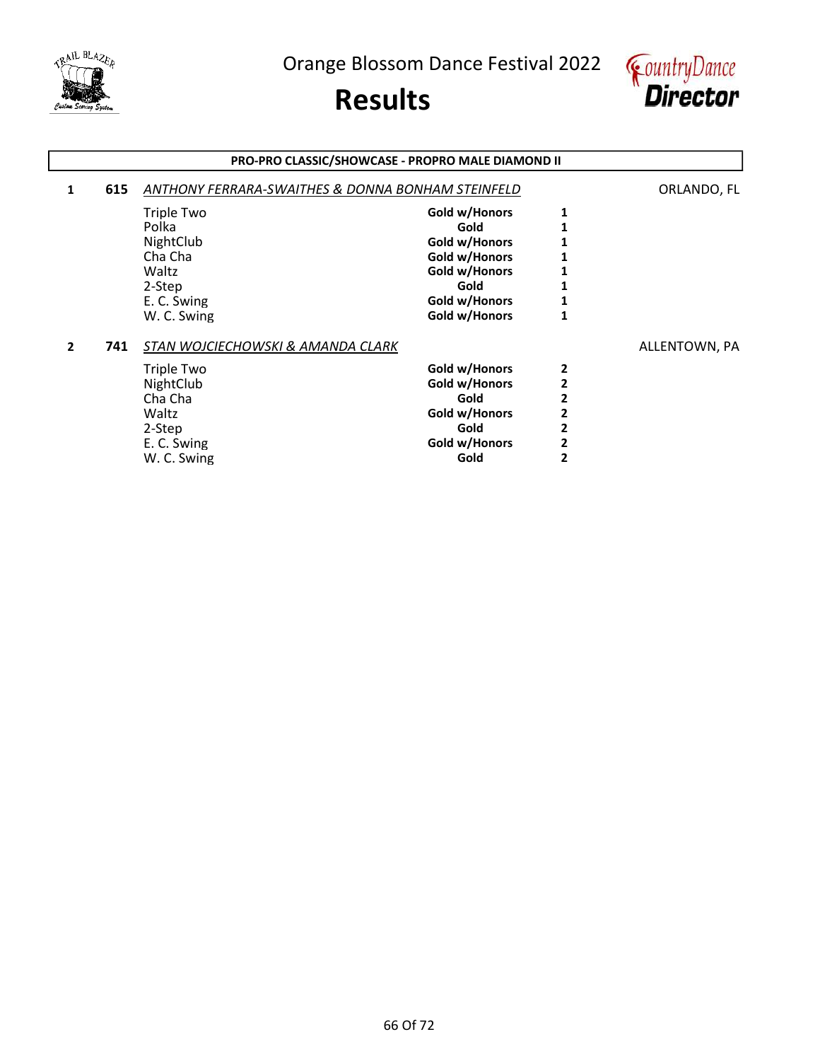Orange Blossom Dance Festival 2022

# Results

## PRO-PRO CLASSIC/SHOWCASE - PROPRO MALE DIAMOND II

**1** **615** *ANTHONY FERRARA-SWAITHES & DONNA BONHAM STEINFELD* ORLANDO, FL

| Dance | Award | Place |
|---|---|---|
| Triple Two | **Gold w/Honors** | **1** |
| Polka | **Gold** | **1** |
| NightClub | **Gold w/Honors** | **1** |
| Cha Cha | **Gold w/Honors** | **1** |
| Waltz | **Gold w/Honors** | **1** |
| 2-Step | **Gold** | **1** |
| E. C. Swing | **Gold w/Honors** | **1** |
| W. C. Swing | **Gold w/Honors** | **1** |

**2** **741** *STAN WOJCIECHOWSKI & AMANDA CLARK* ALLENTOWN, PA

| Dance | Award | Place |
|---|---|---|
| Triple Two | **Gold w/Honors** | **2** |
| NightClub | **Gold w/Honors** | **2** |
| Cha Cha | **Gold** | **2** |
| Waltz | **Gold w/Honors** | **2** |
| 2-Step | **Gold** | **2** |
| E. C. Swing | **Gold w/Honors** | **2** |
| W. C. Swing | **Gold** | **2** |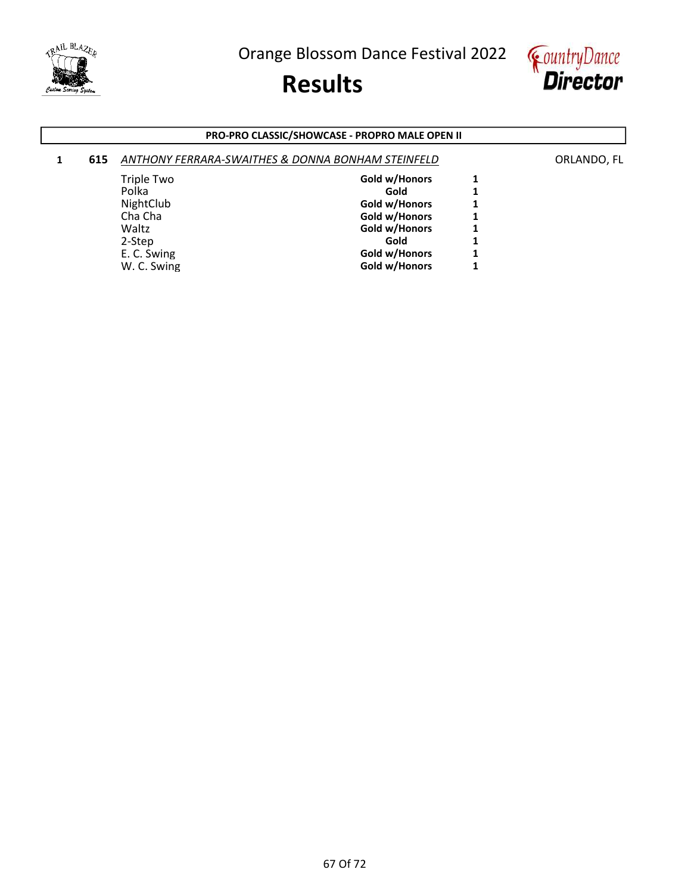# Orange Blossom Dance Festival 2022

# Results

**PRO-PRO CLASSIC/SHOWCASE - PROPRO MALE OPEN II**

**1** **615** *ANTHONY FERRARA-SWAITHES & DONNA BONHAM STEINFELD* ORLANDO, FL

| Dance | Award | Place |
|---|---|---|
| Triple Two | **Gold w/Honors** | **1** |
| Polka | **Gold** | **1** |
| NightClub | **Gold w/Honors** | **1** |
| Cha Cha | **Gold w/Honors** | **1** |
| Waltz | **Gold w/Honors** | **1** |
| 2-Step | **Gold** | **1** |
| E. C. Swing | **Gold w/Honors** | **1** |
| W. C. Swing | **Gold w/Honors** | **1** |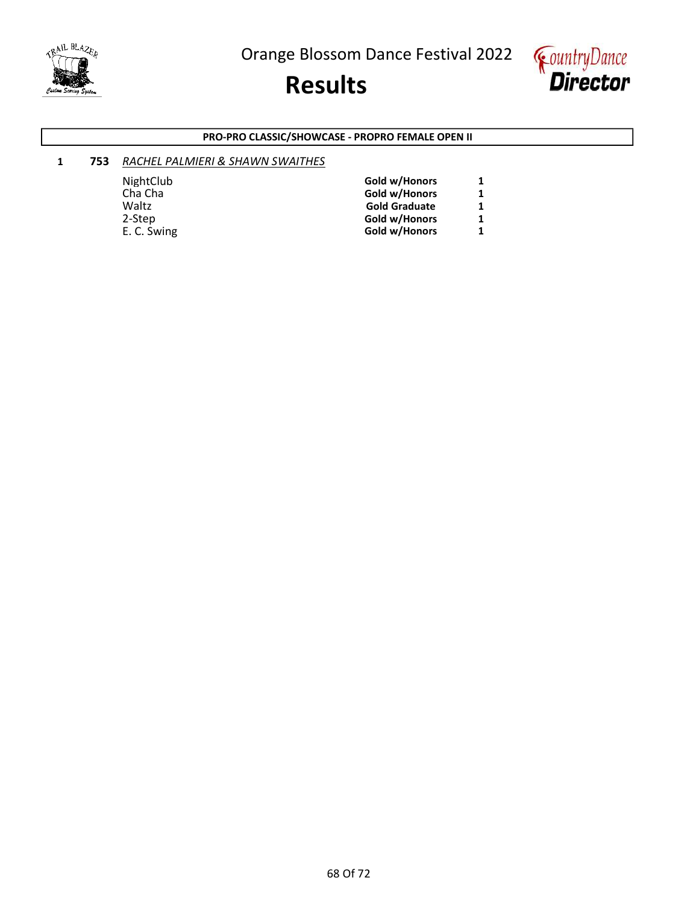**PRO-PRO CLASSIC/SHOWCASE - PROPRO FEMALE OPEN II**

1 **753** *RACHEL PALMIERI & SHAWN SWAITHES*

| | | |
|---|---|---|
| NightClub | **Gold w/Honors** | **1** |
| Cha Cha | **Gold w/Honors** | **1** |
| Waltz | **Gold Graduate** | **1** |
| 2-Step | **Gold w/Honors** | **1** |
| E. C. Swing | **Gold w/Honors** | **1** |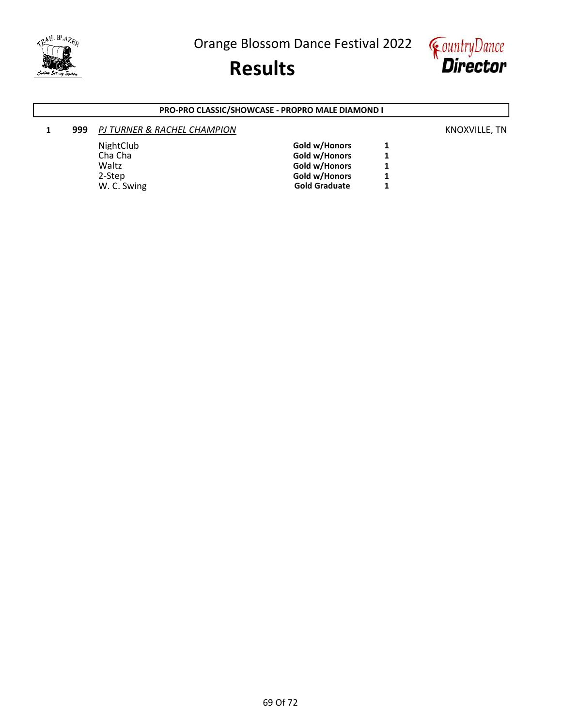Orange Blossom Dance Festival 2022

# Results

**PRO-PRO CLASSIC/SHOWCASE - PROPRO MALE DIAMOND I**

| Place | No. | Couple / Dance | Award | Rank | Location |
|---|---|---|---|---|---|
| 1 | **999** | *PJ TURNER & RACHEL CHAMPION* | | | KNOXVILLE, TN |
| | | NightClub | **Gold w/Honors** | **1** | |
| | | Cha Cha | **Gold w/Honors** | **1** | |
| | | Waltz | **Gold w/Honors** | **1** | |
| | | 2-Step | **Gold w/Honors** | **1** | |
| | | W. C. Swing | **Gold Graduate** | **1** | |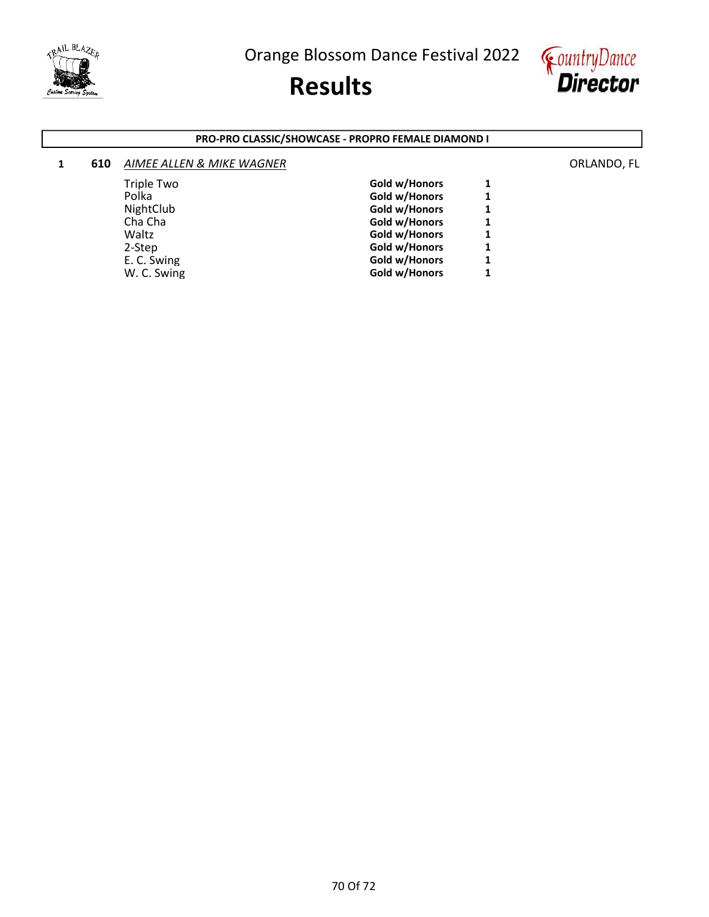Orange Blossom Dance Festival 2022

# Results

**PRO-PRO CLASSIC/SHOWCASE - PROPRO FEMALE DIAMOND I**

**1** **610** *AIMEE ALLEN & MIKE WAGNER* ORLANDO, FL

| Dance | Award | Place |
|---|---|---|
| Triple Two | **Gold w/Honors** | **1** |
| Polka | **Gold w/Honors** | **1** |
| NightClub | **Gold w/Honors** | **1** |
| Cha Cha | **Gold w/Honors** | **1** |
| Waltz | **Gold w/Honors** | **1** |
| 2-Step | **Gold w/Honors** | **1** |
| E. C. Swing | **Gold w/Honors** | **1** |
| W. C. Swing | **Gold w/Honors** | **1** |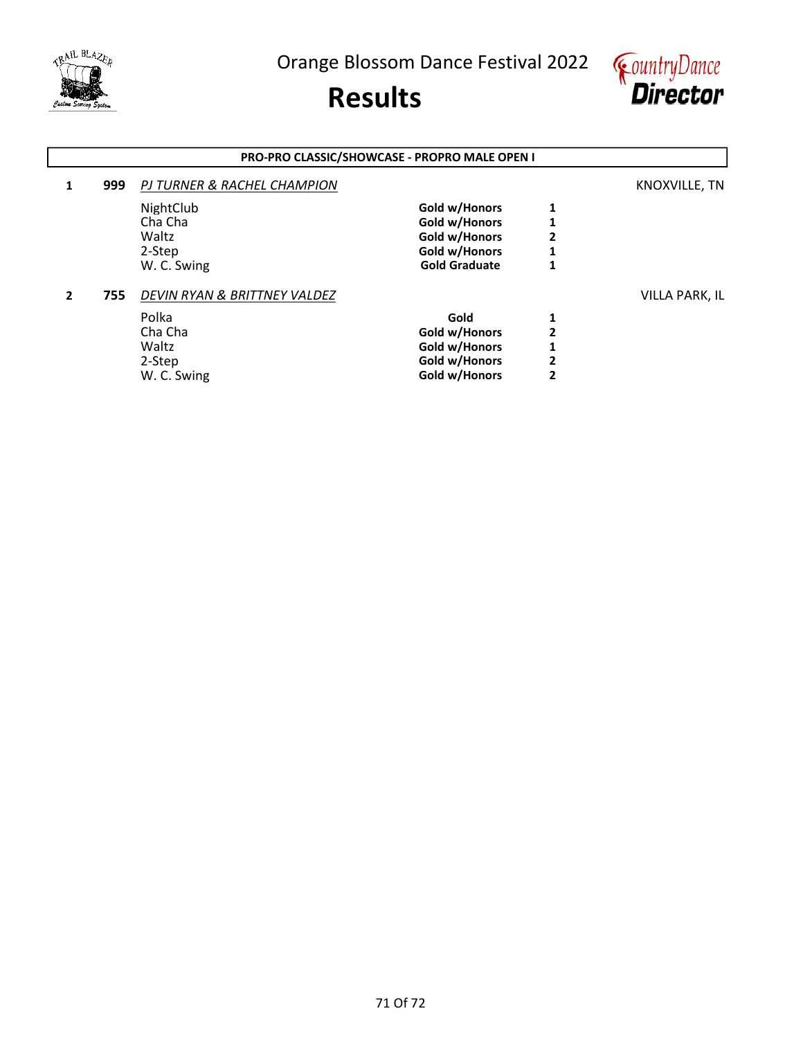Orange Blossom Dance Festival 2022

# Results

**PRO-PRO CLASSIC/SHOWCASE - PROPRO MALE OPEN I**

| Place | No. | Couple / Dance | Award | Rank | Location |
|---|---|---|---|---|---|
| 1 | 999 | *PJ TURNER & RACHEL CHAMPION* | | | KNOXVILLE, TN |
| | | NightClub | **Gold w/Honors** | **1** | |
| | | Cha Cha | **Gold w/Honors** | **1** | |
| | | Waltz | **Gold w/Honors** | **2** | |
| | | 2-Step | **Gold w/Honors** | **1** | |
| | | W. C. Swing | **Gold Graduate** | **1** | |
| 2 | 755 | *DEVIN RYAN & BRITTNEY VALDEZ* | | | VILLA PARK, IL |
| | | Polka | **Gold** | **1** | |
| | | Cha Cha | **Gold w/Honors** | **2** | |
| | | Waltz | **Gold w/Honors** | **1** | |
| | | 2-Step | **Gold w/Honors** | **2** | |
| | | W. C. Swing | **Gold w/Honors** | **2** | |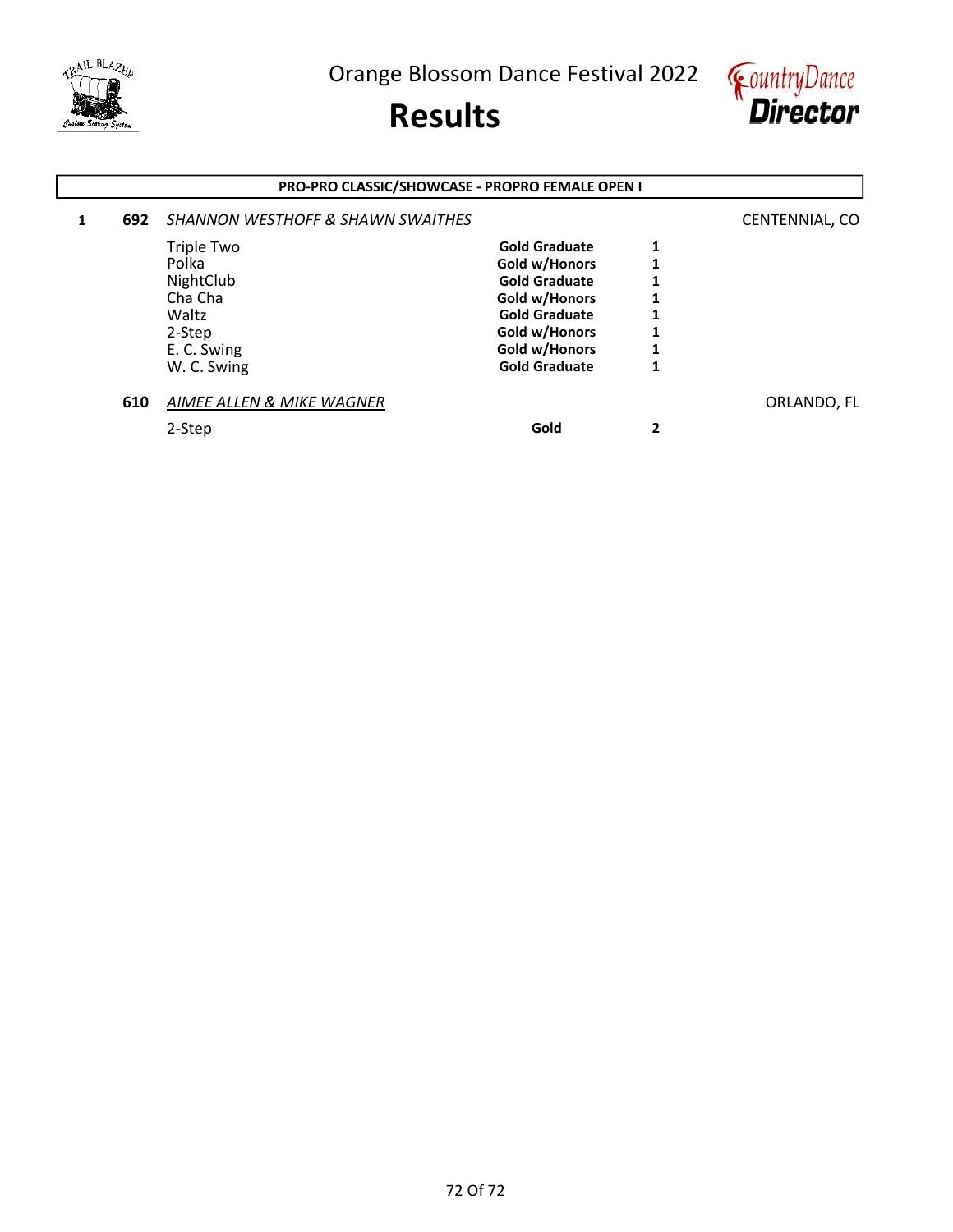Orange Blossom Dance Festival 2022

# Results

## PRO-PRO CLASSIC/SHOWCASE - PROPRO FEMALE OPEN I

| | | | | | |
|---|---|---|---|---|---|
| 1 | 692 | *SHANNON WESTHOFF & SHAWN SWAITHES* | | | CENTENNIAL, CO |
| | | Triple Two | **Gold Graduate** | **1** | |
| | | Polka | **Gold w/Honors** | **1** | |
| | | NightClub | **Gold Graduate** | **1** | |
| | | Cha Cha | **Gold w/Honors** | **1** | |
| | | Waltz | **Gold Graduate** | **1** | |
| | | 2-Step | **Gold w/Honors** | **1** | |
| | | E. C. Swing | **Gold w/Honors** | **1** | |
| | | W. C. Swing | **Gold Graduate** | **1** | |
| | 610 | *AIMEE ALLEN & MIKE WAGNER* | | | ORLANDO, FL |
| | | 2-Step | **Gold** | **2** | |